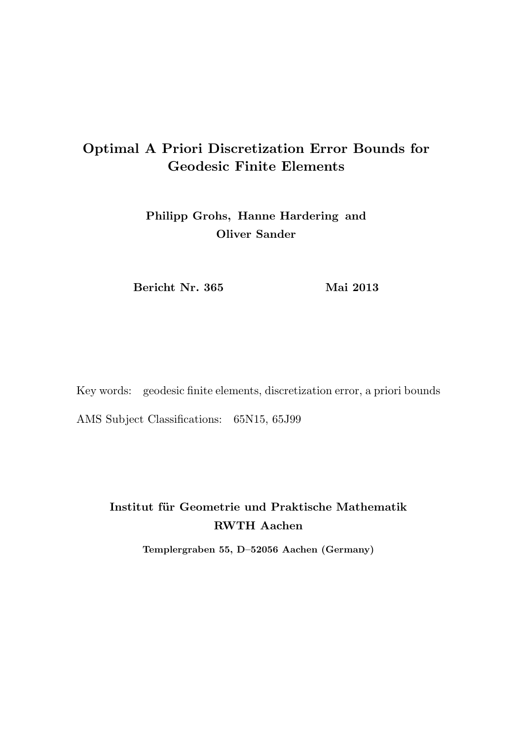# Optimal A Priori Discretization Error Bounds for Geodesic Finite Elements

**Philipp Grohs, Hanne Hardering and Oliver Sander**

**Bericht Nr. 365** **Mai 2013**

Key words: geodesic finite elements, discretization error, a priori bounds

AMS Subject Classifications: 65N15, 65J99

**Institut für Geometrie und Praktische Mathematik**
**RWTH Aachen**

**Templergraben 55, D–52056 Aachen (Germany)**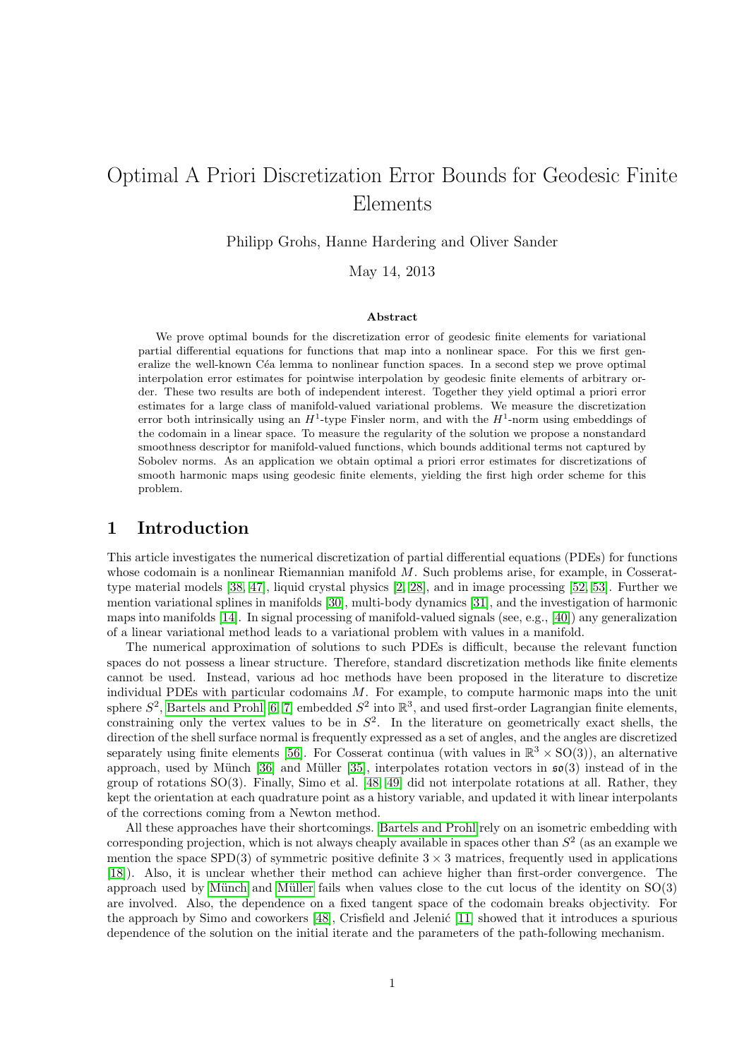# Optimal A Priori Discretization Error Bounds for Geodesic Finite Elements

Philipp Grohs, Hanne Hardering and Oliver Sander

May 14, 2013

### Abstract

We prove optimal bounds for the discretization error of geodesic finite elements for variational partial differential equations for functions that map into a nonlinear space. For this we first generalize the well-known Céa lemma to nonlinear function spaces. In a second step we prove optimal interpolation error estimates for pointwise interpolation by geodesic finite elements of arbitrary order. These two results are both of independent interest. Together they yield optimal a priori error estimates for a large class of manifold-valued variational problems. We measure the discretization error both intrinsically using an $H^1$-type Finsler norm, and with the $H^1$-norm using embeddings of the codomain in a linear space. To measure the regularity of the solution we propose a nonstandard smoothness descriptor for manifold-valued functions, which bounds additional terms not captured by Sobolev norms. As an application we obtain optimal a priori error estimates for discretizations of smooth harmonic maps using geodesic finite elements, yielding the first high order scheme for this problem.

## 1 Introduction

This article investigates the numerical discretization of partial differential equations (PDEs) for functions whose codomain is a nonlinear Riemannian manifold $M$. Such problems arise, for example, in Cosserat-type material models [38, 47], liquid crystal physics [2, 28], and in image processing [52, 53]. Further we mention variational splines in manifolds [30], multi-body dynamics [31], and the investigation of harmonic maps into manifolds [14]. In signal processing of manifold-valued signals (see, e.g., [40]) any generalization of a linear variational method leads to a variational problem with values in a manifold.

The numerical approximation of solutions to such PDEs is difficult, because the relevant function spaces do not possess a linear structure. Therefore, standard discretization methods like finite elements cannot be used. Instead, various ad hoc methods have been proposed in the literature to discretize individual PDEs with particular codomains $M$. For example, to compute harmonic maps into the unit sphere $S^2$, Bartels and Prohl [6, 7] embedded $S^2$ into $\mathbb{R}^3$, and used first-order Lagrangian finite elements, constraining only the vertex values to be in $S^2$. In the literature on geometrically exact shells, the direction of the shell surface normal is frequently expressed as a set of angles, and the angles are discretized separately using finite elements [56]. For Cosserat continua (with values in $\mathbb{R}^3 \times \mathrm{SO}(3)$), an alternative approach, used by Münch [36] and Müller [35], interpolates rotation vectors in $\mathfrak{so}(3)$ instead of in the group of rotations $\mathrm{SO}(3)$. Finally, Simo et al. [48, 49] did not interpolate rotations at all. Rather, they kept the orientation at each quadrature point as a history variable, and updated it with linear interpolants of the corrections coming from a Newton method.

All these approaches have their shortcomings. Bartels and Prohl rely on an isometric embedding with corresponding projection, which is not always cheaply available in spaces other than $S^2$ (as an example we mention the space $\mathrm{SPD}(3)$ of symmetric positive definite $3 \times 3$ matrices, frequently used in applications [18]). Also, it is unclear whether their method can achieve higher than first-order convergence. The approach used by Münch and Müller fails when values close to the cut locus of the identity on $\mathrm{SO}(3)$ are involved. Also, the dependence on a fixed tangent space of the codomain breaks objectivity. For the approach by Simo and coworkers [48], Crisfield and Jelenić [11] showed that it introduces a spurious dependence of the solution on the initial iterate and the parameters of the path-following mechanism.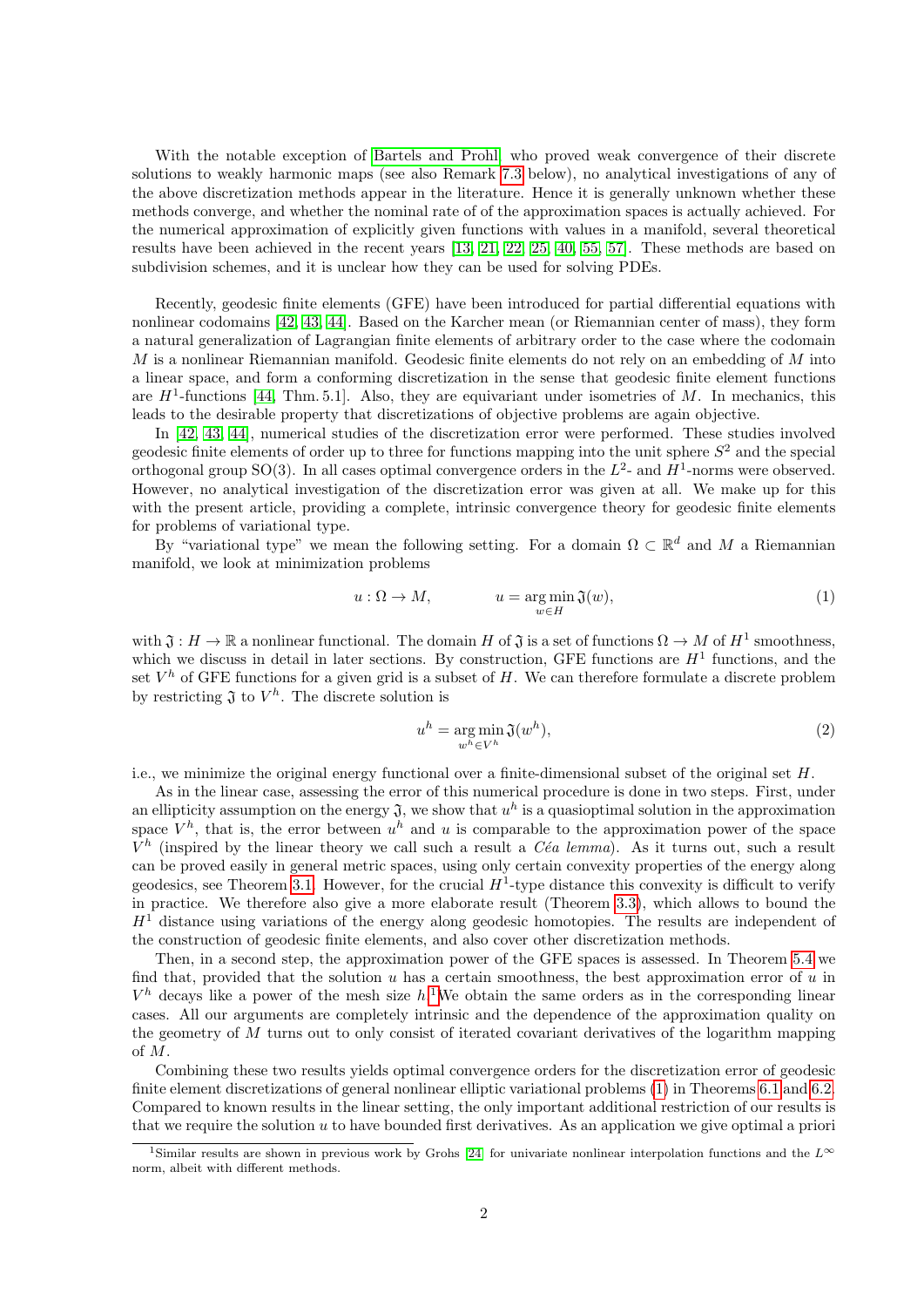With the notable exception of Bartels and Prohl, who proved weak convergence of their discrete solutions to weakly harmonic maps (see also Remark 7.3 below), no analytical investigations of any of the above discretization methods appear in the literature. Hence it is generally unknown whether these methods converge, and whether the nominal rate of of the approximation spaces is actually achieved. For the numerical approximation of explicitly given functions with values in a manifold, several theoretical results have been achieved in the recent years [13, 21, 22, 25, 40, 55, 57]. These methods are based on subdivision schemes, and it is unclear how they can be used for solving PDEs.

Recently, geodesic finite elements (GFE) have been introduced for partial differential equations with nonlinear codomains [42, 43, 44]. Based on the Karcher mean (or Riemannian center of mass), they form a natural generalization of Lagrangian finite elements of arbitrary order to the case where the codomain $M$ is a nonlinear Riemannian manifold. Geodesic finite elements do not rely on an embedding of $M$ into a linear space, and form a conforming discretization in the sense that geodesic finite element functions are $H^1$-functions [44, Thm. 5.1]. Also, they are equivariant under isometries of $M$. In mechanics, this leads to the desirable property that discretizations of objective problems are again objective.

In [42, 43, 44], numerical studies of the discretization error were performed. These studies involved geodesic finite elements of order up to three for functions mapping into the unit sphere $S^2$ and the special orthogonal group $\mathrm{SO}(3)$. In all cases optimal convergence orders in the $L^2$- and $H^1$-norms were observed. However, no analytical investigation of the discretization error was given at all. We make up for this with the present article, providing a complete, intrinsic convergence theory for geodesic finite elements for problems of variational type.

By "variational type" we mean the following setting. For a domain $\Omega \subset \mathbb{R}^d$ and $M$ a Riemannian manifold, we look at minimization problems

$$u : \Omega \to M, \qquad\qquad u = \operatorname*{arg\,min}_{w \in H} \mathfrak{J}(w), \tag{1}$$

with $\mathfrak{J} : H \to \mathbb{R}$ a nonlinear functional. The domain $H$ of $\mathfrak{J}$ is a set of functions $\Omega \to M$ of $H^1$ smoothness, which we discuss in detail in later sections. By construction, GFE functions are $H^1$ functions, and the set $V^h$ of GFE functions for a given grid is a subset of $H$. We can therefore formulate a discrete problem by restricting $\mathfrak{J}$ to $V^h$. The discrete solution is

$$u^h = \operatorname*{arg\,min}_{w^h \in V^h} \mathfrak{J}(w^h), \tag{2}$$

i.e., we minimize the original energy functional over a finite-dimensional subset of the original set $H$.

As in the linear case, assessing the error of this numerical procedure is done in two steps. First, under an ellipticity assumption on the energy $\mathfrak{J}$, we show that $u^h$ is a quasioptimal solution in the approximation space $V^h$, that is, the error between $u^h$ and $u$ is comparable to the approximation power of the space $V^h$ (inspired by the linear theory we call such a result a *Céa lemma*). As it turns out, such a result can be proved easily in general metric spaces, using only certain convexity properties of the energy along geodesics, see Theorem 3.1. However, for the crucial $H^1$-type distance this convexity is difficult to verify in practice. We therefore also give a more elaborate result (Theorem 3.3), which allows to bound the $H^1$ distance using variations of the energy along geodesic homotopies. The results are independent of the construction of geodesic finite elements, and also cover other discretization methods.

Then, in a second step, the approximation power of the GFE spaces is assessed. In Theorem 5.4 we find that, provided that the solution $u$ has a certain smoothness, the best approximation error of $u$ in $V^h$ decays like a power of the mesh size $h$.[1] We obtain the same orders as in the corresponding linear cases. All our arguments are completely intrinsic and the dependence of the approximation quality on the geometry of $M$ turns out to only consist of iterated covariant derivatives of the logarithm mapping of $M$.

Combining these two results yields optimal convergence orders for the discretization error of geodesic finite element discretizations of general nonlinear elliptic variational problems (1) in Theorems 6.1 and 6.2. Compared to known results in the linear setting, the only important additional restriction of our results is that we require the solution $u$ to have bounded first derivatives. As an application we give optimal a priori

[1] Similar results are shown in previous work by Grohs [24] for univariate nonlinear interpolation functions and the $L^\infty$ norm, albeit with different methods.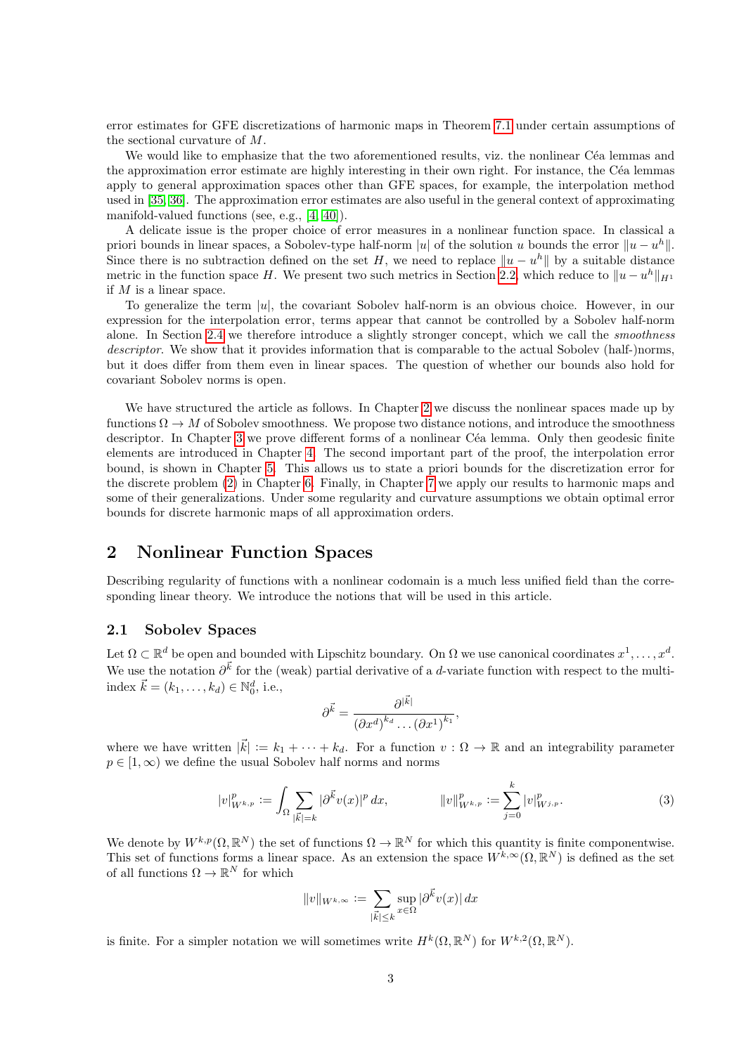error estimates for GFE discretizations of harmonic maps in Theorem 7.1 under certain assumptions of the sectional curvature of $M$.

We would like to emphasize that the two aforementioned results, viz. the nonlinear Céa lemmas and the approximation error estimate are highly interesting in their own right. For instance, the Céa lemmas apply to general approximation spaces other than GFE spaces, for example, the interpolation method used in [35, 36]. The approximation error estimates are also useful in the general context of approximating manifold-valued functions (see, e.g., [4, 40]).

A delicate issue is the proper choice of error measures in a nonlinear function space. In classical a priori bounds in linear spaces, a Sobolev-type half-norm $|u|$ of the solution $u$ bounds the error $\|u - u^h\|$. Since there is no subtraction defined on the set $H$, we need to replace $\|u - u^h\|$ by a suitable distance metric in the function space $H$. We present two such metrics in Section 2.2, which reduce to $\|u - u^h\|_{H^1}$ if $M$ is a linear space.

To generalize the term $|u|$, the covariant Sobolev half-norm is an obvious choice. However, in our expression for the interpolation error, terms appear that cannot be controlled by a Sobolev half-norm alone. In Section 2.4 we therefore introduce a slightly stronger concept, which we call the *smoothness descriptor*. We show that it provides information that is comparable to the actual Sobolev (half-)norms, but it does differ from them even in linear spaces. The question of whether our bounds also hold for covariant Sobolev norms is open.

We have structured the article as follows. In Chapter 2 we discuss the nonlinear spaces made up by functions $\Omega \to M$ of Sobolev smoothness. We propose two distance notions, and introduce the smoothness descriptor. In Chapter 3 we prove different forms of a nonlinear Céa lemma. Only then geodesic finite elements are introduced in Chapter 4. The second important part of the proof, the interpolation error bound, is shown in Chapter 5. This allows us to state a priori bounds for the discretization error for the discrete problem (2) in Chapter 6. Finally, in Chapter 7 we apply our results to harmonic maps and some of their generalizations. Under some regularity and curvature assumptions we obtain optimal error bounds for discrete harmonic maps of all approximation orders.

## 2 Nonlinear Function Spaces

Describing regularity of functions with a nonlinear codomain is a much less unified field than the corresponding linear theory. We introduce the notions that will be used in this article.

### 2.1 Sobolev Spaces

Let $\Omega \subset \mathbb{R}^d$ be open and bounded with Lipschitz boundary. On $\Omega$ we use canonical coordinates $x^1, \dots, x^d$. We use the notation $\partial^{\vec{k}}$ for the (weak) partial derivative of a $d$-variate function with respect to the multi-index $\vec{k} = (k_1, \dots, k_d) \in \mathbb{N}_0^d$, i.e.,

$$\partial^{\vec{k}} = \frac{\partial^{|\vec{k}|}}{(\partial x^d)^{k_d} \dots (\partial x^1)^{k_1}},$$

where we have written $|\vec{k}| := k_1 + \dots + k_d$. For a function $v : \Omega \to \mathbb{R}$ and an integrability parameter $p \in [1, \infty)$ we define the usual Sobolev half norms and norms

$$|v|^p_{W^{k,p}} := \int_\Omega \sum_{|\vec{k}|=k} |\partial^{\vec{k}} v(x)|^p \, dx, \qquad \|v\|^p_{W^{k,p}} := \sum_{j=0}^{k} |v|^p_{W^{j,p}}. \tag{3}$$

We denote by $W^{k,p}(\Omega, \mathbb{R}^N)$ the set of functions $\Omega \to \mathbb{R}^N$ for which this quantity is finite componentwise. This set of functions forms a linear space. As an extension the space $W^{k,\infty}(\Omega, \mathbb{R}^N)$ is defined as the set of all functions $\Omega \to \mathbb{R}^N$ for which

$$\|v\|_{W^{k,\infty}} := \sum_{|\vec{k}| \le k} \sup_{x \in \Omega} |\partial^{\vec{k}} v(x)| \, dx$$

is finite. For a simpler notation we will sometimes write $H^k(\Omega, \mathbb{R}^N)$ for $W^{k,2}(\Omega, \mathbb{R}^N)$.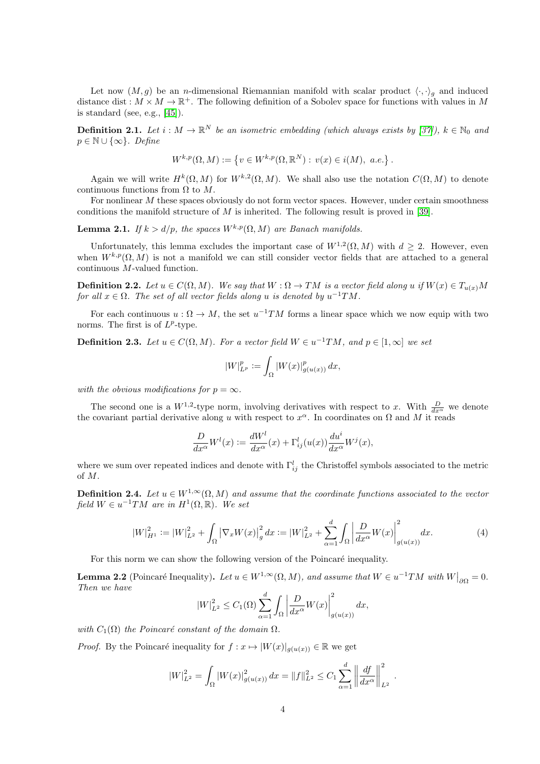Let now $(M,g)$ be an $n$-dimensional Riemannian manifold with scalar product $\langle \cdot,\cdot \rangle_g$ and induced distance $\operatorname{dist} : M \times M \to \mathbb{R}^+$. The following definition of a Sobolev space for functions with values in $M$ is standard (see, e.g., [45]).

**Definition 2.1.** *Let $i : M \to \mathbb{R}^N$ be an isometric embedding (which always exists by [37]), $k \in \mathbb{N}_0$ and $p \in \mathbb{N} \cup \{\infty\}$. Define*

$$W^{k,p}(\Omega, M) := \left\{ v \in W^{k,p}(\Omega, \mathbb{R}^N) : \, v(x) \in i(M), \text{ a.e.} \right\}.$$

Again we will write $H^k(\Omega, M)$ for $W^{k,2}(\Omega, M)$. We shall also use the notation $C(\Omega, M)$ to denote continuous functions from $\Omega$ to $M$.

For nonlinear $M$ these spaces obviously do not form vector spaces. However, under certain smoothness conditions the manifold structure of $M$ is inherited. The following result is proved in [39].

**Lemma 2.1.** *If $k > d/p$, the spaces $W^{k,p}(\Omega, M)$ are Banach manifolds.*

Unfortunately, this lemma excludes the important case of $W^{1,2}(\Omega, M)$ with $d \geq 2$. However, even when $W^{k,p}(\Omega, M)$ is not a manifold we can still consider vector fields that are attached to a general continuous $M$-valued function.

**Definition 2.2.** *Let $u \in C(\Omega, M)$. We say that $W : \Omega \to TM$ is a vector field along $u$ if $W(x) \in T_{u(x)}M$ for all $x \in \Omega$. The set of all vector fields along $u$ is denoted by $u^{-1}TM$.*

For each continuous $u : \Omega \to M$, the set $u^{-1}TM$ forms a linear space which we now equip with two norms. The first is of $L^p$-type.

**Definition 2.3.** *Let $u \in C(\Omega, M)$. For a vector field $W \in u^{-1}TM$, and $p \in [1, \infty]$ we set*

$$|W|_{L^p}^p := \int_\Omega |W(x)|_{g(u(x))}^p \, dx,$$

*with the obvious modifications for $p = \infty$.*

The second one is a $W^{1,2}$-type norm, involving derivatives with respect to $x$. With $\frac{D}{dx^\alpha}$ we denote the covariant partial derivative along $u$ with respect to $x^\alpha$. In coordinates on $\Omega$ and $M$ it reads

$$\frac{D}{dx^\alpha} W^l(x) := \frac{dW^l}{dx^\alpha}(x) + \Gamma_{ij}^l(u(x)) \frac{du^i}{dx^\alpha} W^j(x),$$

where we sum over repeated indices and denote with $\Gamma_{ij}^l$ the Christoffel symbols associated to the metric of $M$.

**Definition 2.4.** *Let $u \in W^{1,\infty}(\Omega, M)$ and assume that the coordinate functions associated to the vector field $W \in u^{-1}TM$ are in $H^1(\Omega, \mathbb{R})$. We set*

$$|W|_{H^1}^2 := |W|_{L^2}^2 + \int_\Omega \left| \nabla_x W(x) \right|_g^2 dx := |W|_{L^2}^2 + \sum_{\alpha=1}^d \int_\Omega \left| \frac{D}{dx^\alpha} W(x) \right|_{g(u(x))}^2 dx. \tag{4}$$

For this norm we can show the following version of the Poincaré inequality.

**Lemma 2.2** (Poincaré Inequality)**.** *Let $u \in W^{1,\infty}(\Omega, M)$, and assume that $W \in u^{-1}TM$ with $W\big|_{\partial\Omega} = 0$. Then we have*

$$|W|_{L^2}^2 \leq C_1(\Omega) \sum_{\alpha=1}^d \int_\Omega \left| \frac{D}{dx^\alpha} W(x) \right|_{g(u(x))}^2 dx,$$

*with $C_1(\Omega)$ the Poincaré constant of the domain $\Omega$.*

*Proof.* By the Poincaré inequality for $f : x \mapsto |W(x)|_{g(u(x))} \in \mathbb{R}$ we get

$$|W|_{L^2}^2 = \int_\Omega |W(x)|_{g(u(x))}^2 \, dx = \|f\|_{L^2}^2 \leq C_1 \sum_{\alpha=1}^d \left\| \frac{df}{dx^\alpha} \right\|_{L^2}^2.$$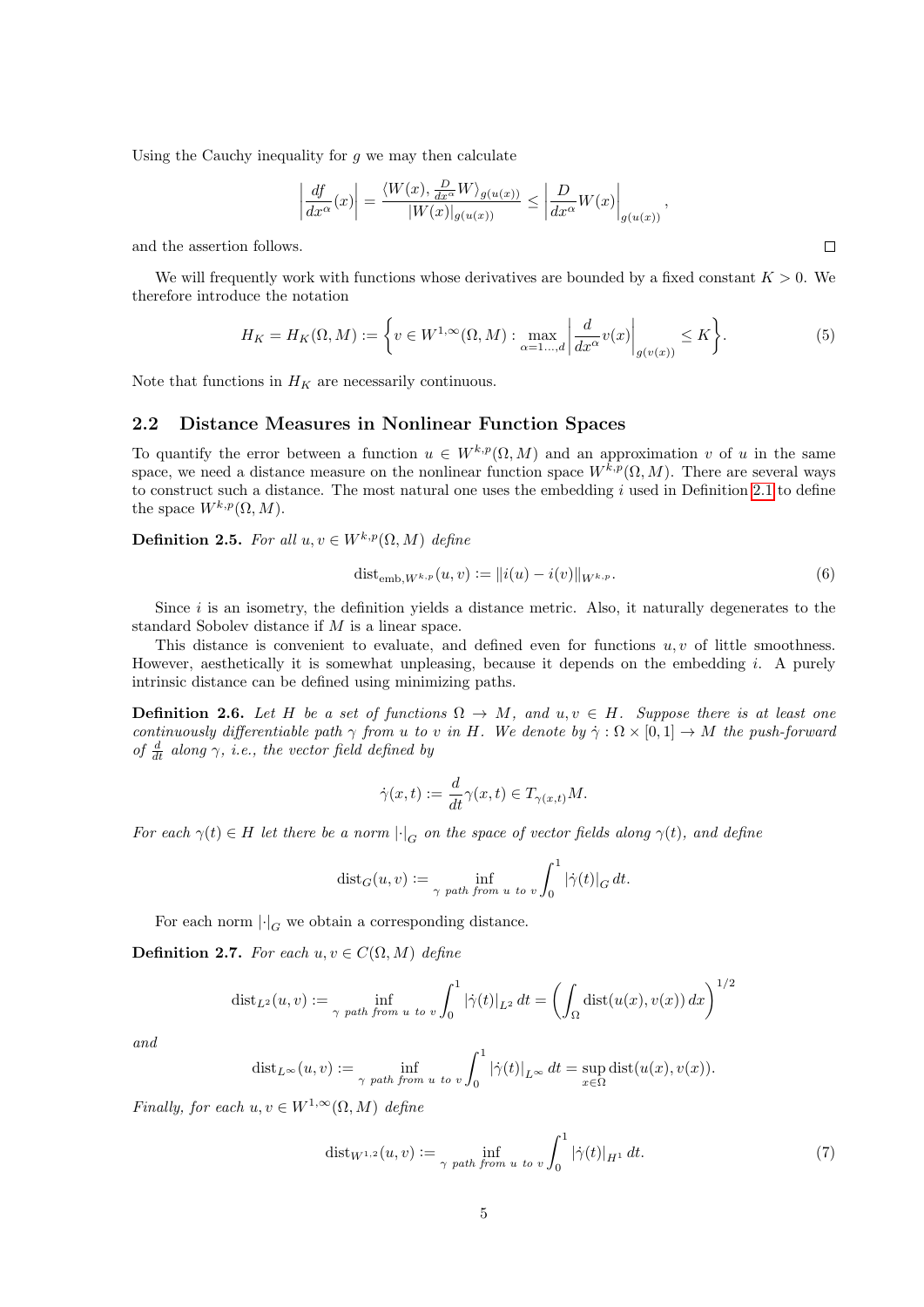Using the Cauchy inequality for $g$ we may then calculate

$$\left|\frac{df}{dx^\alpha}(x)\right| = \frac{\langle W(x), \frac{D}{dx^\alpha}W\rangle_{g(u(x))}}{|W(x)|_{g(u(x))}} \le \left|\frac{D}{dx^\alpha}W(x)\right|_{g(u(x))},$$

and the assertion follows. $\square$

We will frequently work with functions whose derivatives are bounded by a fixed constant $K > 0$. We therefore introduce the notation

$$H_K = H_K(\Omega, M) := \left\{ v \in W^{1,\infty}(\Omega, M) : \max_{\alpha=1\dots,d} \left|\frac{d}{dx^\alpha}v(x)\right|_{g(v(x))} \le K \right\}. \tag{5}$$

Note that functions in $H_K$ are necessarily continuous.

## 2.2 Distance Measures in Nonlinear Function Spaces

To quantify the error between a function $u \in W^{k,p}(\Omega, M)$ and an approximation $v$ of $u$ in the same space, we need a distance measure on the nonlinear function space $W^{k,p}(\Omega, M)$. There are several ways to construct such a distance. The most natural one uses the embedding $i$ used in Definition 2.1 to define the space $W^{k,p}(\Omega, M)$.

**Definition 2.5.** *For all $u, v \in W^{k,p}(\Omega, M)$ define*

$$\operatorname{dist}_{\mathrm{emb},W^{k,p}}(u, v) := \|i(u) - i(v)\|_{W^{k,p}}. \tag{6}$$

Since $i$ is an isometry, the definition yields a distance metric. Also, it naturally degenerates to the standard Sobolev distance if $M$ is a linear space.

This distance is convenient to evaluate, and defined even for functions $u, v$ of little smoothness. However, aesthetically it is somewhat unpleasing, because it depends on the embedding $i$. A purely intrinsic distance can be defined using minimizing paths.

**Definition 2.6.** *Let $H$ be a set of functions $\Omega \to M$, and $u, v \in H$. Suppose there is at least one continuously differentiable path $\gamma$ from $u$ to $v$ in $H$. We denote by $\dot\gamma : \Omega \times [0, 1] \to M$ the push-forward of $\frac{d}{dt}$ along $\gamma$, i.e., the vector field defined by*

$$\dot\gamma(x, t) := \frac{d}{dt}\gamma(x, t) \in T_{\gamma(x,t)}M.$$

*For each $\gamma(t) \in H$ let there be a norm $|\cdot|_G$ on the space of vector fields along $\gamma(t)$, and define*

$$\operatorname{dist}_G(u, v) := \inf_{\gamma \text{ path from } u \text{ to } v} \int_0^1 |\dot\gamma(t)|_G \, dt.$$

For each norm $|\cdot|_G$ we obtain a corresponding distance.

**Definition 2.7.** *For each $u, v \in C(\Omega, M)$ define*

$$\operatorname{dist}_{L^2}(u, v) := \inf_{\gamma \text{ path from } u \text{ to } v} \int_0^1 |\dot\gamma(t)|_{L^2} \, dt = \left(\int_\Omega \operatorname{dist}(u(x), v(x)) \, dx\right)^{1/2}$$

*and*

$$\operatorname{dist}_{L^\infty}(u, v) := \inf_{\gamma \text{ path from } u \text{ to } v} \int_0^1 |\dot\gamma(t)|_{L^\infty} \, dt = \sup_{x\in\Omega} \operatorname{dist}(u(x), v(x)).$$

*Finally, for each $u, v \in W^{1,\infty}(\Omega, M)$ define*

$$\operatorname{dist}_{W^{1,2}}(u, v) := \inf_{\gamma \text{ path from } u \text{ to } v} \int_0^1 |\dot\gamma(t)|_{H^1} \, dt. \tag{7}$$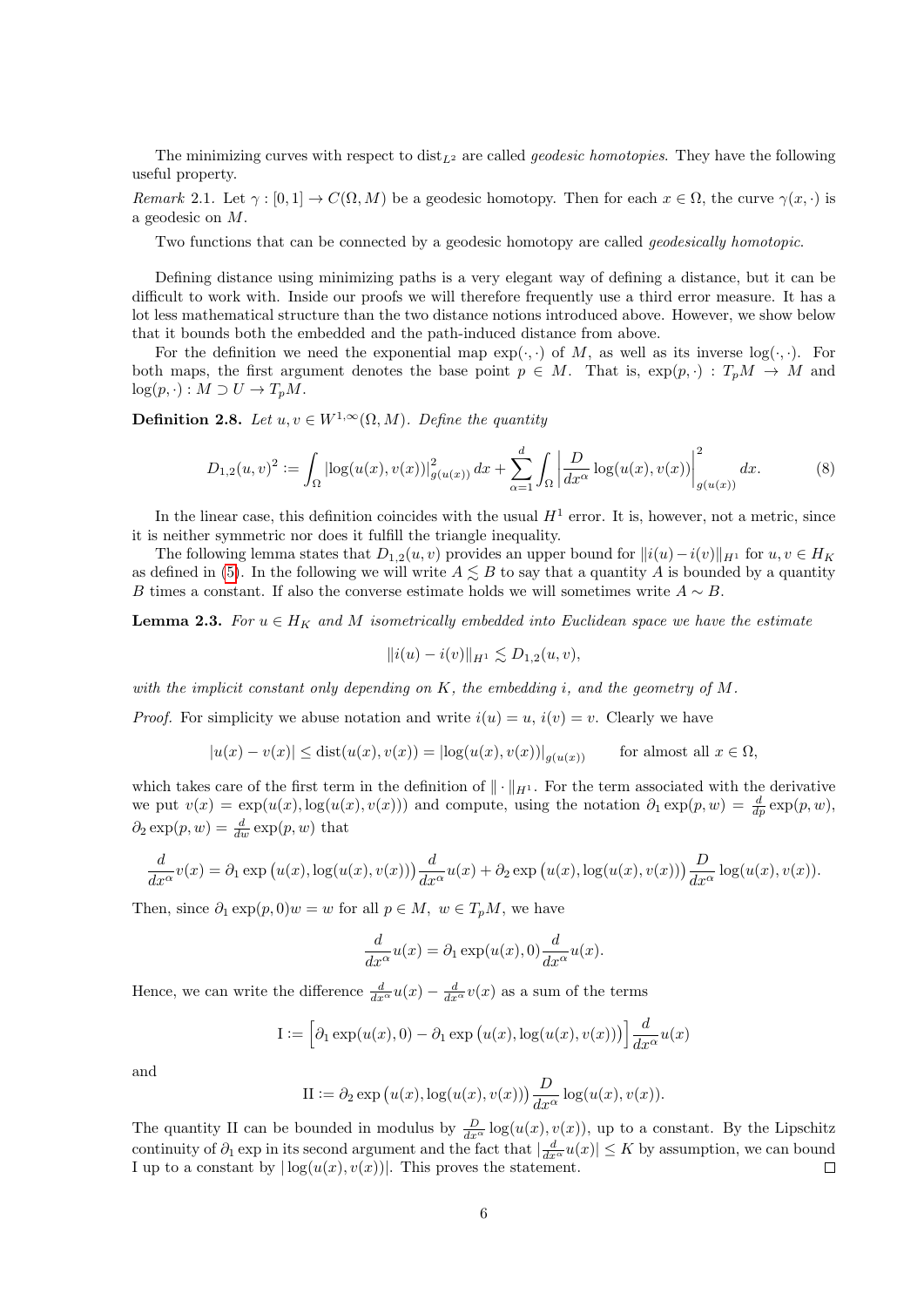The minimizing curves with respect to $\mathrm{dist}_{L^2}$ are called *geodesic homotopies*. They have the following useful property.

*Remark* 2.1. Let $\gamma : [0,1] \to C(\Omega, M)$ be a geodesic homotopy. Then for each $x \in \Omega$, the curve $\gamma(x, \cdot)$ is a geodesic on $M$.

Two functions that can be connected by a geodesic homotopy are called *geodesically homotopic*.

Defining distance using minimizing paths is a very elegant way of defining a distance, but it can be difficult to work with. Inside our proofs we will therefore frequently use a third error measure. It has a lot less mathematical structure than the two distance notions introduced above. However, we show below that it bounds both the embedded and the path-induced distance from above.

For the definition we need the exponential map $\exp(\cdot,\cdot)$ of $M$, as well as its inverse $\log(\cdot,\cdot)$. For both maps, the first argument denotes the base point $p \in M$. That is, $\exp(p,\cdot) : T_pM \to M$ and $\log(p,\cdot) : M \supset U \to T_pM$.

**Definition 2.8.** *Let $u, v \in W^{1,\infty}(\Omega, M)$. Define the quantity*

$$D_{1,2}(u,v)^2 := \int_\Omega |\log(u(x), v(x))|^2_{g(u(x))}\, dx + \sum_{\alpha=1}^d \int_\Omega \left| \frac{D}{dx^\alpha} \log(u(x), v(x)) \right|^2_{g(u(x))} dx. \tag{8}$$

In the linear case, this definition coincides with the usual $H^1$ error. It is, however, not a metric, since it is neither symmetric nor does it fulfill the triangle inequality.

The following lemma states that $D_{1,2}(u,v)$ provides an upper bound for $\|i(u) - i(v)\|_{H^1}$ for $u, v \in H_K$ as defined in (5). In the following we will write $A \lesssim B$ to say that a quantity $A$ is bounded by a quantity $B$ times a constant. If also the converse estimate holds we will sometimes write $A \sim B$.

**Lemma 2.3.** *For $u \in H_K$ and $M$ isometrically embedded into Euclidean space we have the estimate*

$$\|i(u) - i(v)\|_{H^1} \lesssim D_{1,2}(u,v),$$

*with the implicit constant only depending on $K$, the embedding $i$, and the geometry of $M$.*

*Proof.* For simplicity we abuse notation and write $i(u) = u$, $i(v) = v$. Clearly we have

$$|u(x) - v(x)| \le \mathrm{dist}(u(x), v(x)) = |\log(u(x), v(x))|_{g(u(x))} \qquad \text{for almost all } x \in \Omega,$$

which takes care of the first term in the definition of $\|\cdot\|_{H^1}$. For the term associated with the derivative we put $v(x) = \exp(u(x), \log(u(x), v(x)))$ and compute, using the notation $\partial_1 \exp(p,w) = \frac{d}{dp}\exp(p,w)$, $\partial_2 \exp(p,w) = \frac{d}{dw}\exp(p,w)$ that

$$\frac{d}{dx^\alpha} v(x) = \partial_1 \exp\big(u(x), \log(u(x), v(x))\big) \frac{d}{dx^\alpha} u(x) + \partial_2 \exp\big(u(x), \log(u(x), v(x))\big) \frac{D}{dx^\alpha} \log(u(x), v(x)).$$

Then, since $\partial_1 \exp(p, 0)w = w$ for all $p \in M,\ w \in T_pM$, we have

$$\frac{d}{dx^\alpha} u(x) = \partial_1 \exp(u(x), 0) \frac{d}{dx^\alpha} u(x).$$

Hence, we can write the difference $\frac{d}{dx^\alpha} u(x) - \frac{d}{dx^\alpha} v(x)$ as a sum of the terms

$$\mathrm{I} := \Big[\partial_1 \exp(u(x), 0) - \partial_1 \exp\big(u(x), \log(u(x), v(x))\big)\Big] \frac{d}{dx^\alpha} u(x)$$

and

$$\mathrm{II} := \partial_2 \exp\big(u(x), \log(u(x), v(x))\big) \frac{D}{dx^\alpha} \log(u(x), v(x)).$$

The quantity II can be bounded in modulus by $\frac{D}{dx^\alpha} \log(u(x), v(x))$, up to a constant. By the Lipschitz continuity of $\partial_1 \exp$ in its second argument and the fact that $|\frac{d}{dx^\alpha} u(x)| \le K$ by assumption, we can bound I up to a constant by $|\log(u(x), v(x))|$. This proves the statement. $\square$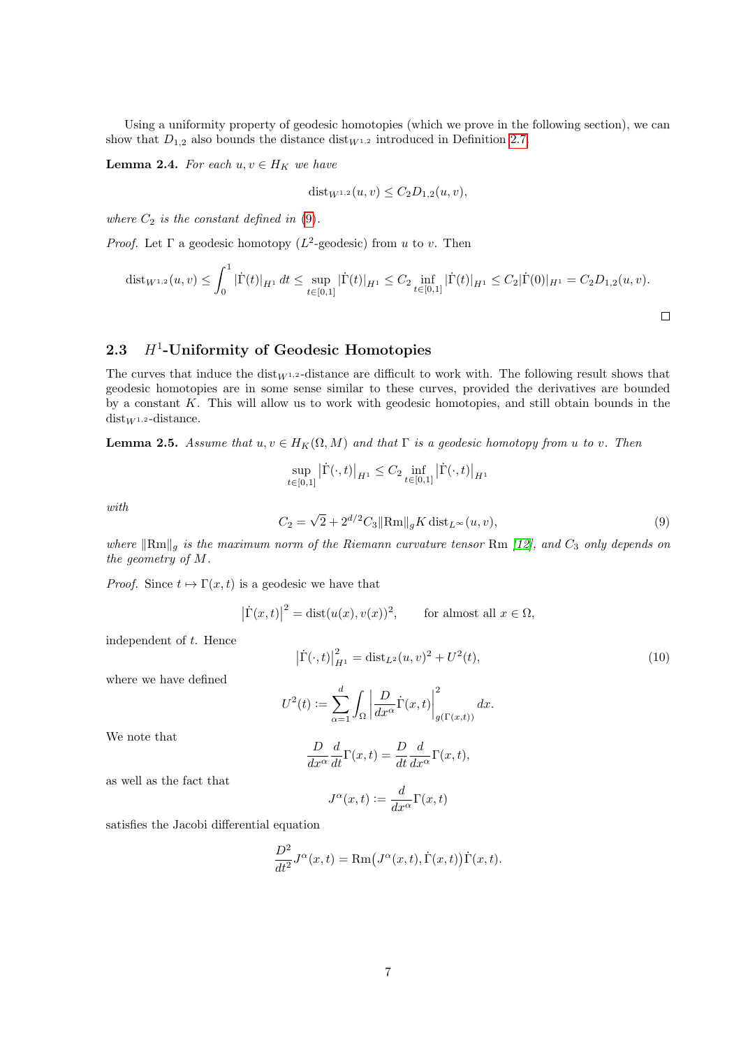Using a uniformity property of geodesic homotopies (which we prove in the following section), we can show that $D_{1,2}$ also bounds the distance $\operatorname{dist}_{W^{1,2}}$ introduced in Definition 2.7.

**Lemma 2.4.** *For each $u, v \in H_K$ we have*

$$\operatorname{dist}_{W^{1,2}}(u,v) \leq C_2 D_{1,2}(u,v),$$

*where $C_2$ is the constant defined in (9).*

*Proof.* Let $\Gamma$ a geodesic homotopy ($L^2$-geodesic) from $u$ to $v$. Then

$$\operatorname{dist}_{W^{1,2}}(u,v) \leq \int_0^1 |\dot{\Gamma}(t)|_{H^1}\,dt \leq \sup_{t\in[0,1]} |\dot{\Gamma}(t)|_{H^1} \leq C_2 \inf_{t\in[0,1]} |\dot{\Gamma}(t)|_{H^1} \leq C_2 |\dot{\Gamma}(0)|_{H^1} = C_2 D_{1,2}(u,v).$$

□

### 2.3 $H^1$-Uniformity of Geodesic Homotopies

The curves that induce the $\operatorname{dist}_{W^{1,2}}$-distance are difficult to work with. The following result shows that geodesic homotopies are in some sense similar to these curves, provided the derivatives are bounded by a constant $K$. This will allow us to work with geodesic homotopies, and still obtain bounds in the $\operatorname{dist}_{W^{1,2}}$-distance.

**Lemma 2.5.** *Assume that $u, v \in H_K(\Omega, M)$ and that $\Gamma$ is a geodesic homotopy from $u$ to $v$. Then*

$$\sup_{t\in[0,1]} \left|\dot{\Gamma}(\cdot,t)\right|_{H^1} \leq C_2 \inf_{t\in[0,1]} \left|\dot{\Gamma}(\cdot,t)\right|_{H^1}$$

*with*

$$C_2 = \sqrt{2} + 2^{d/2} C_3 \|\mathrm{Rm}\|_g K \operatorname{dist}_{L^\infty}(u,v), \tag{9}$$

*where $\|\mathrm{Rm}\|_g$ is the maximum norm of the Riemann curvature tensor $\mathrm{Rm}$ [12], and $C_3$ only depends on the geometry of $M$.*

*Proof.* Since $t \mapsto \Gamma(x,t)$ is a geodesic we have that

$$\left|\dot{\Gamma}(x,t)\right|^2 = \operatorname{dist}(u(x), v(x))^2, \qquad \text{for almost all } x \in \Omega,$$

independent of $t$. Hence

$$\left|\dot{\Gamma}(\cdot,t)\right|_{H^1}^2 = \operatorname{dist}_{L^2}(u,v)^2 + U^2(t), \tag{10}$$

where we have defined

$$U^2(t) := \sum_{\alpha=1}^d \int_\Omega \left|\frac{D}{dx^\alpha}\dot{\Gamma}(x,t)\right|_{g(\Gamma(x,t))}^2 dx.$$

We note that

$$\frac{D}{dx^\alpha}\frac{d}{dt}\Gamma(x,t) = \frac{D}{dt}\frac{d}{dx^\alpha}\Gamma(x,t),$$

as well as the fact that

$$J^\alpha(x,t) := \frac{d}{dx^\alpha}\Gamma(x,t)$$

satisfies the Jacobi differential equation

$$\frac{D^2}{dt^2} J^\alpha(x,t) = \mathrm{Rm}\big(J^\alpha(x,t), \dot{\Gamma}(x,t)\big)\dot{\Gamma}(x,t).$$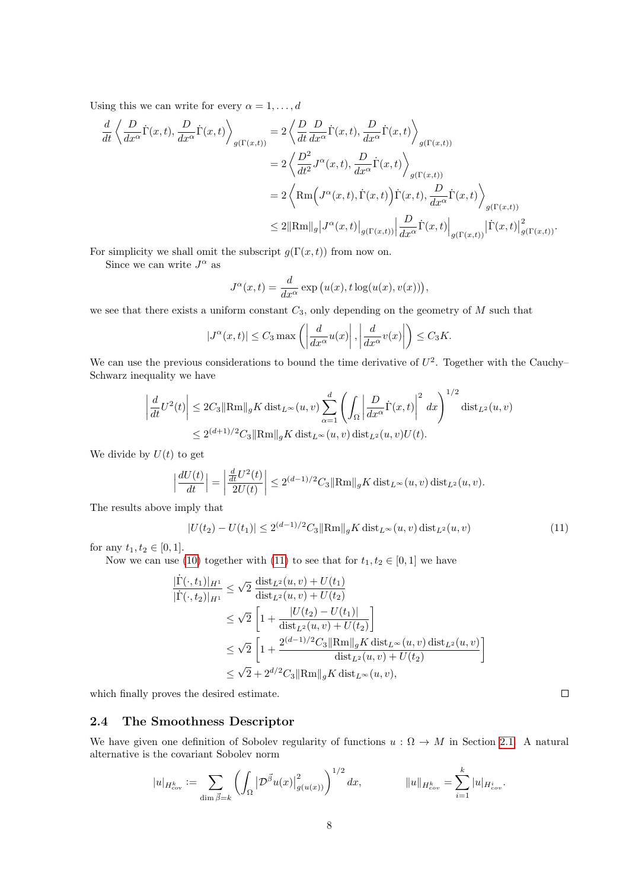Using this we can write for every $\alpha = 1, \dots, d$

$$
\begin{aligned}
\frac{d}{dt}\left\langle \frac{D}{dx^\alpha}\dot\Gamma(x,t), \frac{D}{dx^\alpha}\dot\Gamma(x,t)\right\rangle_{g(\Gamma(x,t))} &= 2\left\langle \frac{D}{dt}\frac{D}{dx^\alpha}\dot\Gamma(x,t), \frac{D}{dx^\alpha}\dot\Gamma(x,t)\right\rangle_{g(\Gamma(x,t))} \\
&= 2\left\langle \frac{D^2}{dt^2}J^\alpha(x,t), \frac{D}{dx^\alpha}\dot\Gamma(x,t)\right\rangle_{g(\Gamma(x,t))} \\
&= 2\left\langle \mathrm{Rm}\Big(J^\alpha(x,t), \dot\Gamma(x,t)\Big)\dot\Gamma(x,t), \frac{D}{dx^\alpha}\dot\Gamma(x,t)\right\rangle_{g(\Gamma(x,t))} \\
&\le 2\|\mathrm{Rm}\|_g \big|J^\alpha(x,t)\big|_{g(\Gamma(x,t))}\Big|\frac{D}{dx^\alpha}\dot\Gamma(x,t)\Big|_{g(\Gamma(x,t))}\big|\dot\Gamma(x,t)\big|^2_{g(\Gamma(x,t))}.
\end{aligned}
$$

For simplicity we shall omit the subscript $g(\Gamma(x,t))$ from now on.

Since we can write $J^\alpha$ as

$$
J^\alpha(x,t) = \frac{d}{dx^\alpha}\exp\big(u(x), t\log(u(x), v(x))\big),
$$

we see that there exists a uniform constant $C_3$, only depending on the geometry of $M$ such that

$$
|J^\alpha(x,t)| \le C_3 \max\left(\left|\frac{d}{dx^\alpha}u(x)\right|, \left|\frac{d}{dx^\alpha}v(x)\right|\right) \le C_3 K.
$$

We can use the previous considerations to bound the time derivative of $U^2$. Together with the Cauchy–Schwarz inequality we have

$$
\begin{aligned}
\left|\frac{d}{dt}U^2(t)\right| &\le 2C_3\|\mathrm{Rm}\|_g K \operatorname{dist}_{L^\infty}(u,v)\sum_{\alpha=1}^d\left(\int_\Omega\left|\frac{D}{dx^\alpha}\dot\Gamma(x,t)\right|^2 dx\right)^{1/2}\operatorname{dist}_{L^2}(u,v) \\
&\le 2^{(d+1)/2}C_3\|\mathrm{Rm}\|_g K\operatorname{dist}_{L^\infty}(u,v)\operatorname{dist}_{L^2}(u,v)U(t).
\end{aligned}
$$

We divide by $U(t)$ to get

$$
\left|\frac{dU(t)}{dt}\right| = \left|\frac{\frac{d}{dt}U^2(t)}{2U(t)}\right| \le 2^{(d-1)/2}C_3\|\mathrm{Rm}\|_g K\operatorname{dist}_{L^\infty}(u,v)\operatorname{dist}_{L^2}(u,v).
$$

The results above imply that

$$
|U(t_2) - U(t_1)| \le 2^{(d-1)/2}C_3\|\mathrm{Rm}\|_g K\operatorname{dist}_{L^\infty}(u,v)\operatorname{dist}_{L^2}(u,v) \tag{11}
$$

for any $t_1, t_2 \in [0,1]$.

Now we can use (10) together with (11) to see that for $t_1, t_2 \in [0,1]$ we have

$$
\begin{aligned}
\frac{|\dot\Gamma(\cdot,t_1)|_{H^1}}{|\dot\Gamma(\cdot,t_2)|_{H^1}} &\le \sqrt{2}\,\frac{\operatorname{dist}_{L^2}(u,v) + U(t_1)}{\operatorname{dist}_{L^2}(u,v) + U(t_2)} \\
&\le \sqrt{2}\left[1 + \frac{|U(t_2) - U(t_1)|}{\operatorname{dist}_{L^2}(u,v) + U(t_2)}\right] \\
&\le \sqrt{2}\left[1 + \frac{2^{(d-1)/2}C_3\|\mathrm{Rm}\|_g K\operatorname{dist}_{L^\infty}(u,v)\operatorname{dist}_{L^2}(u,v)}{\operatorname{dist}_{L^2}(u,v) + U(t_2)}\right] \\
&\le \sqrt{2} + 2^{d/2}C_3\|\mathrm{Rm}\|_g K\operatorname{dist}_{L^\infty}(u,v),
\end{aligned}
$$

which finally proves the desired estimate. □

## 2.4 The Smoothness Descriptor

We have given one definition of Sobolev regularity of functions $u : \Omega \to M$ in Section 2.1. A natural alternative is the covariant Sobolev norm

$$
|u|_{H^k_{cov}} := \sum_{\dim\vec\beta = k}\left(\int_\Omega \big|\mathcal{D}^{\vec\beta}u(x)\big|^2_{g(u(x))}\right)^{1/2} dx, \qquad \|u\|_{H^k_{cov}} = \sum_{i=1}^k |u|_{H^i_{cov}}.
$$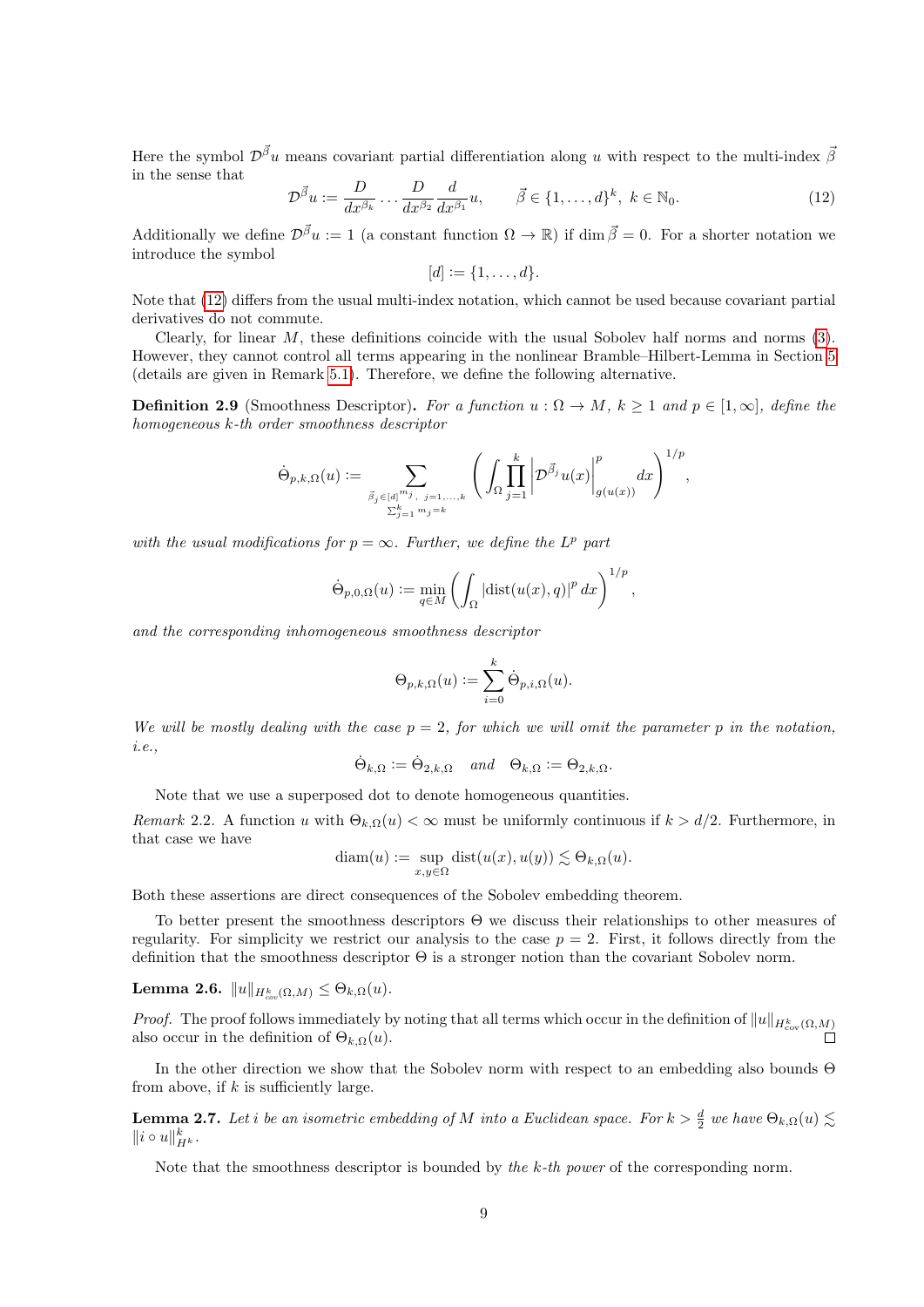Here the symbol $\mathcal{D}^{\vec{\beta}}u$ means covariant partial differentiation along $u$ with respect to the multi-index $\vec{\beta}$ in the sense that

$$\mathcal{D}^{\vec{\beta}}u := \frac{D}{dx^{\beta_k}} \cdots \frac{D}{dx^{\beta_2}} \frac{d}{dx^{\beta_1}} u, \qquad \vec{\beta} \in \{1, \dots, d\}^k,\ k \in \mathbb{N}_0. \tag{12}$$

Additionally we define $\mathcal{D}^{\vec{\beta}}u := 1$ (a constant function $\Omega \to \mathbb{R}$) if $\dim \vec{\beta} = 0$. For a shorter notation we introduce the symbol

$$[d] := \{1, \dots, d\}.$$

Note that (12) differs from the usual multi-index notation, which cannot be used because covariant partial derivatives do not commute.

Clearly, for linear $M$, these definitions coincide with the usual Sobolev half norms and norms (3). However, they cannot control all terms appearing in the nonlinear Bramble–Hilbert-Lemma in Section 5 (details are given in Remark 5.1). Therefore, we define the following alternative.

**Definition 2.9** (Smoothness Descriptor)**.** *For a function $u : \Omega \to M$, $k \geq 1$ and $p \in [1, \infty]$, define the homogeneous $k$-th order smoothness descriptor*

$$\dot{\Theta}_{p,k,\Omega}(u) := \sum_{\substack{\vec{\beta}_j \in [d]^{m_j},\ j=1,\dots,k \\ \sum_{j=1}^k m_j = k}} \left( \int_\Omega \prod_{j=1}^k \left| \mathcal{D}^{\vec{\beta}_j} u(x) \right|_{g(u(x))}^p dx \right)^{1/p},$$

*with the usual modifications for $p = \infty$. Further, we define the $L^p$ part*

$$\dot{\Theta}_{p,0,\Omega}(u) := \min_{q \in M} \left( \int_\Omega |\operatorname{dist}(u(x), q)|^p \, dx \right)^{1/p},$$

*and the corresponding inhomogeneous smoothness descriptor*

$$\Theta_{p,k,\Omega}(u) := \sum_{i=0}^k \dot{\Theta}_{p,i,\Omega}(u).$$

*We will be mostly dealing with the case $p = 2$, for which we will omit the parameter $p$ in the notation, i.e.,*

$$\dot{\Theta}_{k,\Omega} := \dot{\Theta}_{2,k,\Omega} \quad \textit{and} \quad \Theta_{k,\Omega} := \Theta_{2,k,\Omega}.$$

Note that we use a superposed dot to denote homogeneous quantities.

*Remark* 2.2. A function $u$ with $\Theta_{k,\Omega}(u) < \infty$ must be uniformly continuous if $k > d/2$. Furthermore, in that case we have

$$\operatorname{diam}(u) := \sup_{x,y \in \Omega} \operatorname{dist}(u(x), u(y)) \lesssim \Theta_{k,\Omega}(u).$$

Both these assertions are direct consequences of the Sobolev embedding theorem.

To better present the smoothness descriptors $\Theta$ we discuss their relationships to other measures of regularity. For simplicity we restrict our analysis to the case $p = 2$. First, it follows directly from the definition that the smoothness descriptor $\Theta$ is a stronger notion than the covariant Sobolev norm.

**Lemma 2.6.** $\|u\|_{H^k_{cov}(\Omega,M)} \leq \Theta_{k,\Omega}(u)$.

*Proof.* The proof follows immediately by noting that all terms which occur in the definition of $\|u\|_{H^k_{cov}(\Omega,M)}$ also occur in the definition of $\Theta_{k,\Omega}(u)$. □

In the other direction we show that the Sobolev norm with respect to an embedding also bounds $\Theta$ from above, if $k$ is sufficiently large.

**Lemma 2.7.** *Let $i$ be an isometric embedding of $M$ into a Euclidean space. For $k > \frac{d}{2}$ we have $\Theta_{k,\Omega}(u) \lesssim \|i \circ u\|^k_{H^k}$.*

Note that the smoothness descriptor is bounded by *the $k$-th power* of the corresponding norm.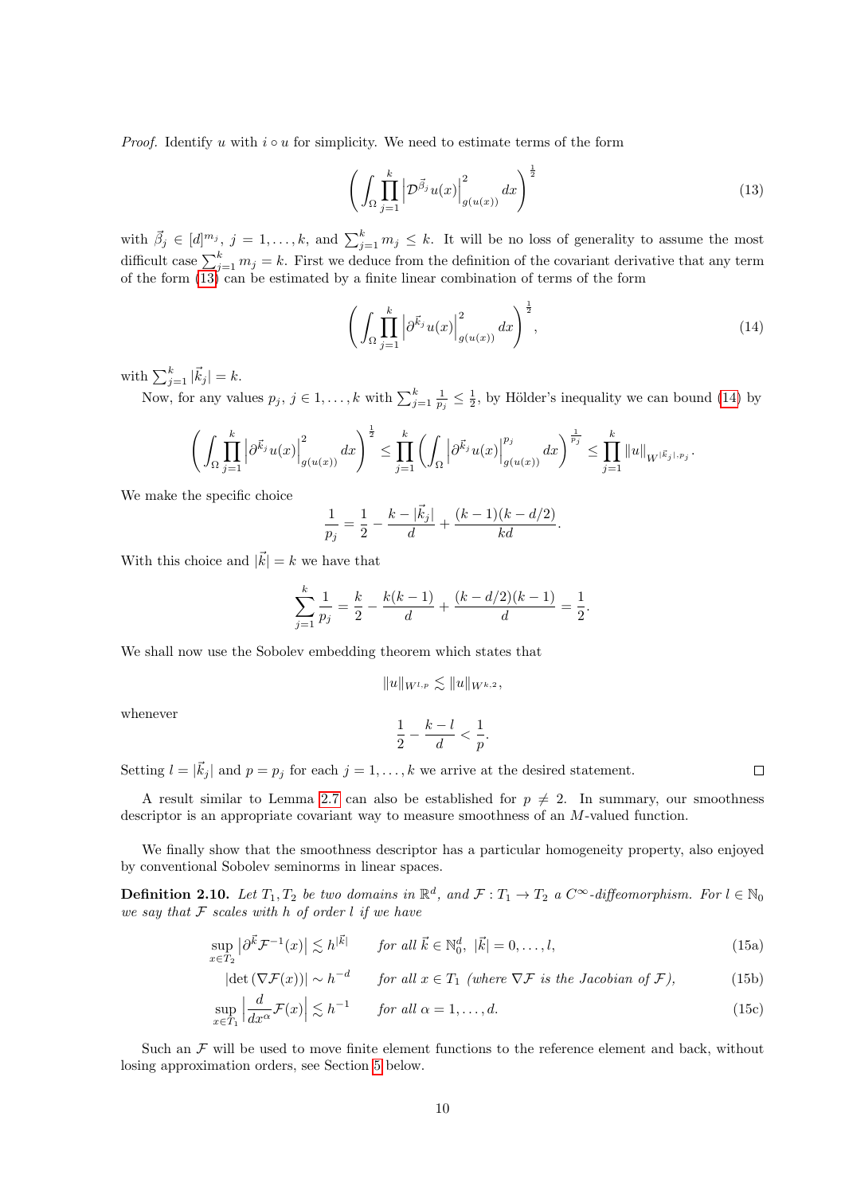*Proof.* Identify $u$ with $i \circ u$ for simplicity. We need to estimate terms of the form

$$\left( \int_\Omega \prod_{j=1}^k \left| \mathcal{D}^{\vec{\beta}_j} u(x) \right|^2_{g(u(x))} dx \right)^{\frac{1}{2}} \tag{13}$$

with $\vec{\beta}_j \in [d]^{m_j}$, $j = 1, \dots, k$, and $\sum_{j=1}^k m_j \leq k$. It will be no loss of generality to assume the most difficult case $\sum_{j=1}^k m_j = k$. First we deduce from the definition of the covariant derivative that any term of the form (13) can be estimated by a finite linear combination of terms of the form

$$\left( \int_\Omega \prod_{j=1}^k \left| \partial^{\vec{k}_j} u(x) \right|^2_{g(u(x))} dx \right)^{\frac{1}{2}}, \tag{14}$$

with $\sum_{j=1}^k |\vec{k}_j| = k$.

Now, for any values $p_j$, $j \in 1, \dots, k$ with $\sum_{j=1}^k \frac{1}{p_j} \leq \frac{1}{2}$, by Hölder's inequality we can bound (14) by

$$\left( \int_\Omega \prod_{j=1}^k \left| \partial^{\vec{k}_j} u(x) \right|^2_{g(u(x))} dx \right)^{\frac{1}{2}} \leq \prod_{j=1}^k \left( \int_\Omega \left| \partial^{\vec{k}_j} u(x) \right|^{p_j}_{g(u(x))} dx \right)^{\frac{1}{p_j}} \leq \prod_{j=1}^k \|u\|_{W^{|\vec{k}_j|, p_j}}.$$

We make the specific choice

$$\frac{1}{p_j} = \frac{1}{2} - \frac{k - |\vec{k}_j|}{d} + \frac{(k-1)(k-d/2)}{kd}.$$

With this choice and $|\vec{k}| = k$ we have that

$$\sum_{j=1}^k \frac{1}{p_j} = \frac{k}{2} - \frac{k(k-1)}{d} + \frac{(k-d/2)(k-1)}{d} = \frac{1}{2}.$$

We shall now use the Sobolev embedding theorem which states that

$$\|u\|_{W^{l,p}} \lesssim \|u\|_{W^{k,2}},$$

whenever

$$\frac{1}{2} - \frac{k-l}{d} < \frac{1}{p}.$$

Setting $l = |\vec{k}_j|$ and $p = p_j$ for each $j = 1, \dots, k$ we arrive at the desired statement. ◻

A result similar to Lemma 2.7 can also be established for $p \neq 2$. In summary, our smoothness descriptor is an appropriate covariant way to measure smoothness of an $M$-valued function.

We finally show that the smoothness descriptor has a particular homogeneity property, also enjoyed by conventional Sobolev seminorms in linear spaces.

**Definition 2.10.** *Let $T_1, T_2$ be two domains in $\mathbb{R}^d$, and $\mathcal{F} : T_1 \to T_2$ a $C^\infty$-diffeomorphism. For $l \in \mathbb{N}_0$ we say that $\mathcal{F}$ scales with $h$ of order $l$ if we have*

$$\sup_{x \in T_2} \left| \partial^{\vec{k}} \mathcal{F}^{-1}(x) \right| \lesssim h^{|\vec{k}|} \qquad \text{for all } \vec{k} \in \mathbb{N}_0^d,\ |\vec{k}| = 0, \dots, l, \tag{15a}$$

$$|\det(\nabla \mathcal{F}(x))| \sim h^{-d} \qquad \text{for all } x \in T_1 \text{ (where } \nabla \mathcal{F} \text{ is the Jacobian of } \mathcal{F}), \tag{15b}$$

$$\sup_{x \in T_1} \left| \frac{d}{dx^\alpha} \mathcal{F}(x) \right| \lesssim h^{-1} \qquad \text{for all } \alpha = 1, \dots, d. \tag{15c}$$

Such an $\mathcal{F}$ will be used to move finite element functions to the reference element and back, without losing approximation orders, see Section 5 below.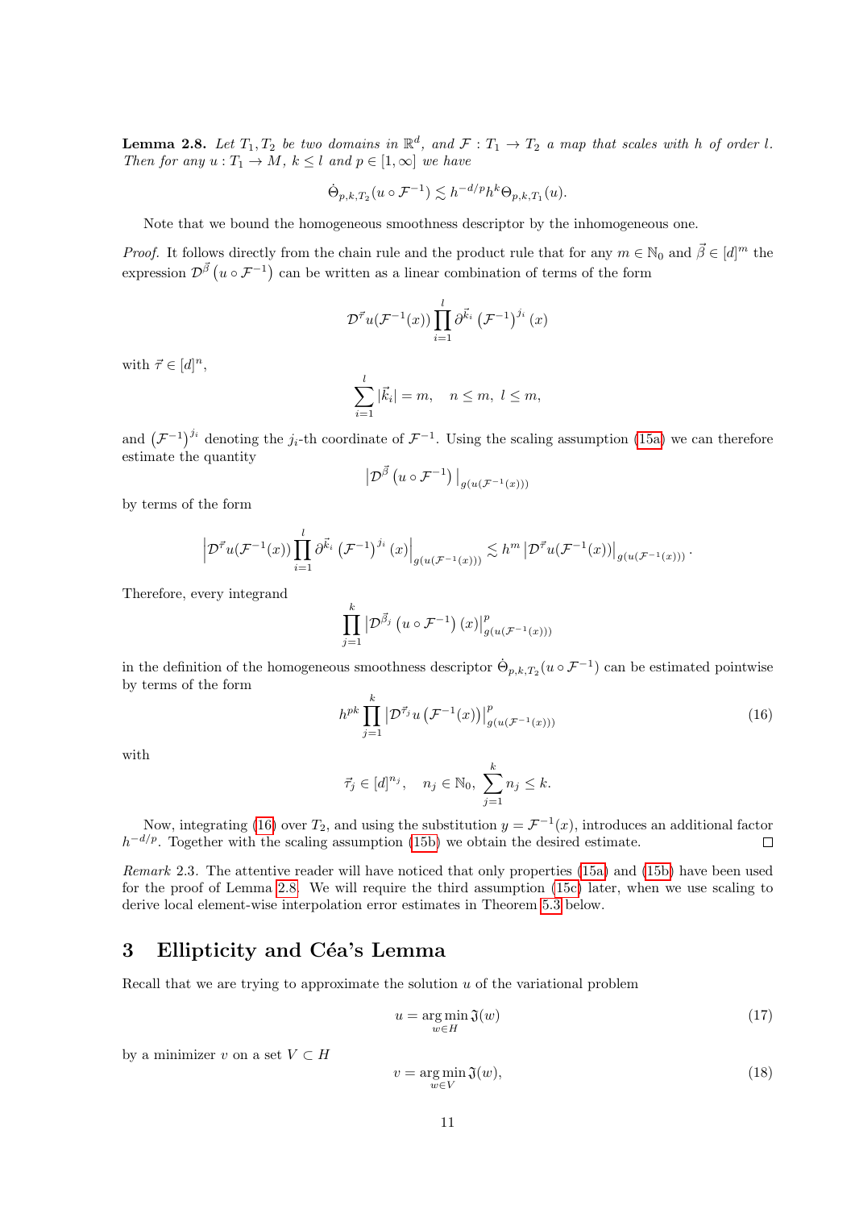**Lemma 2.8.** *Let $T_1, T_2$ be two domains in $\mathbb{R}^d$, and $\mathcal{F} : T_1 \to T_2$ a map that scales with $h$ of order $l$. Then for any $u : T_1 \to M$, $k \leq l$ and $p \in [1, \infty]$ we have*

$$\dot{\Theta}_{p,k,T_2}(u \circ \mathcal{F}^{-1}) \lesssim h^{-d/p} h^k \Theta_{p,k,T_1}(u).$$

Note that we bound the homogeneous smoothness descriptor by the inhomogeneous one.

*Proof.* It follows directly from the chain rule and the product rule that for any $m \in \mathbb{N}_0$ and $\vec{\beta} \in [d]^m$ the expression $\mathcal{D}^{\vec{\beta}}\left(u \circ \mathcal{F}^{-1}\right)$ can be written as a linear combination of terms of the form

$$\mathcal{D}^{\vec{\tau}} u(\mathcal{F}^{-1}(x)) \prod_{i=1}^{l} \partial^{\vec{k}_i} \left(\mathcal{F}^{-1}\right)^{j_i}(x)$$

with $\vec{\tau} \in [d]^n$,

$$\sum_{i=1}^{l} |\vec{k}_i| = m, \quad n \leq m, \; l \leq m,$$

and $\left(\mathcal{F}^{-1}\right)^{j_i}$ denoting the $j_i$-th coordinate of $\mathcal{F}^{-1}$. Using the scaling assumption (15a) we can therefore estimate the quantity

$$\left|\mathcal{D}^{\vec{\beta}}\left(u \circ \mathcal{F}^{-1}\right)\right|_{g(u(\mathcal{F}^{-1}(x)))}$$

by terms of the form

$$\left|\mathcal{D}^{\vec{\tau}} u(\mathcal{F}^{-1}(x)) \prod_{i=1}^{l} \partial^{\vec{k}_i} \left(\mathcal{F}^{-1}\right)^{j_i}(x)\right|_{g(u(\mathcal{F}^{-1}(x)))} \lesssim h^m \left|\mathcal{D}^{\vec{\tau}} u(\mathcal{F}^{-1}(x))\right|_{g(u(\mathcal{F}^{-1}(x)))}.$$

Therefore, every integrand

$$\prod_{j=1}^{k} \left|\mathcal{D}^{\vec{\beta}_j}\left(u \circ \mathcal{F}^{-1}\right)(x)\right|^p_{g(u(\mathcal{F}^{-1}(x)))}$$

in the definition of the homogeneous smoothness descriptor $\dot{\Theta}_{p,k,T_2}(u \circ \mathcal{F}^{-1})$ can be estimated pointwise by terms of the form

$$h^{pk} \prod_{j=1}^{k} \left|\mathcal{D}^{\vec{\tau}_j} u\left(\mathcal{F}^{-1}(x)\right)\right|^p_{g(u(\mathcal{F}^{-1}(x)))} \tag{16}$$

with

$$\vec{\tau}_j \in [d]^{n_j}, \quad n_j \in \mathbb{N}_0, \; \sum_{j=1}^{k} n_j \leq k.$$

Now, integrating (16) over $T_2$, and using the substitution $y = \mathcal{F}^{-1}(x)$, introduces an additional factor $h^{-d/p}$. Together with the scaling assumption (15b) we obtain the desired estimate. $\square$

*Remark* 2.3. The attentive reader will have noticed that only properties (15a) and (15b) have been used for the proof of Lemma 2.8. We will require the third assumption (15c) later, when we use scaling to derive local element-wise interpolation error estimates in Theorem 5.3 below.

# 3 Ellipticity and Céa's Lemma

Recall that we are trying to approximate the solution $u$ of the variational problem

$$u = \underset{w \in H}{\arg\min}\, \mathfrak{J}(w) \tag{17}$$

by a minimizer $v$ on a set $V \subset H$

$$v = \underset{w \in V}{\arg\min}\, \mathfrak{J}(w), \tag{18}$$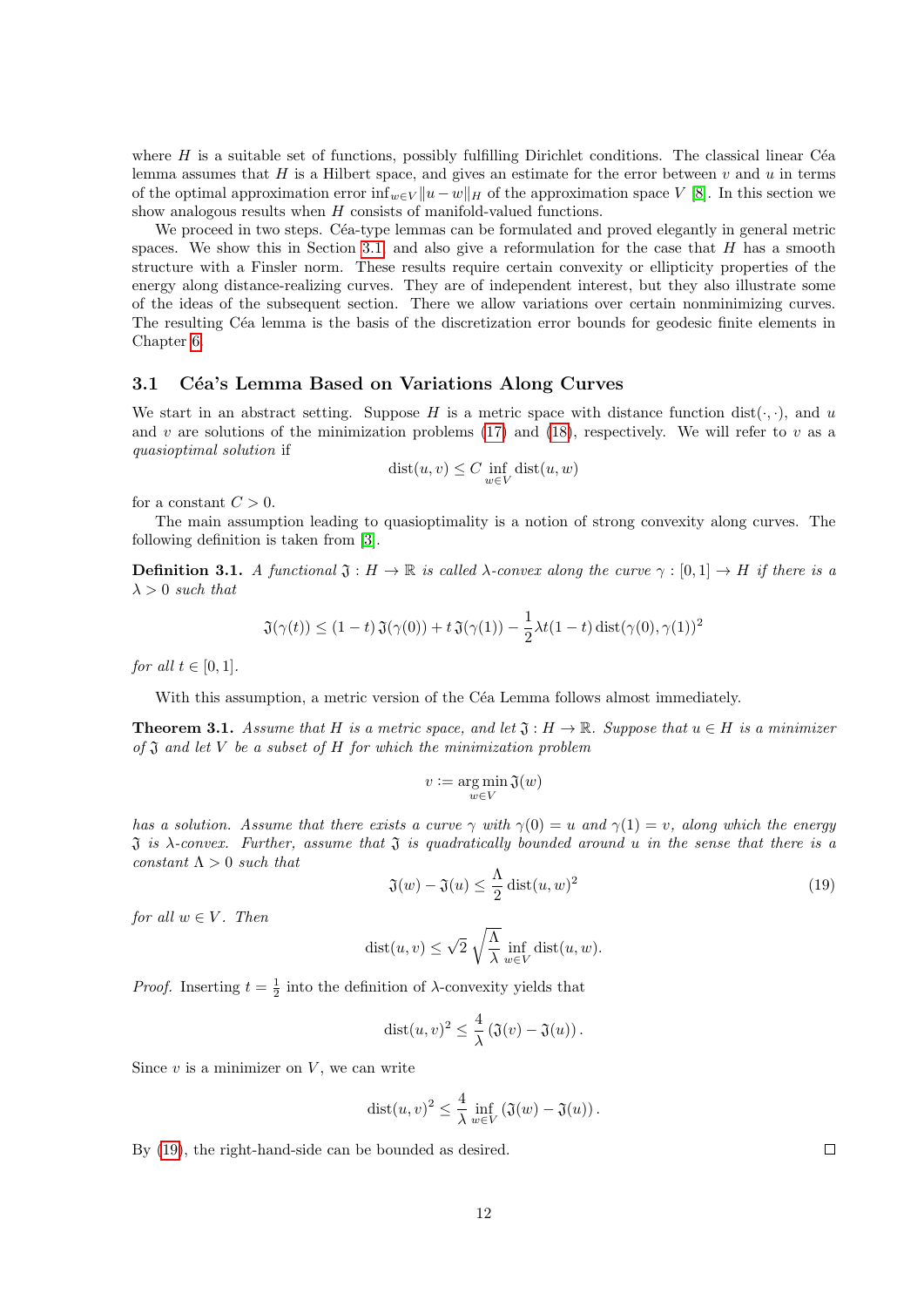where $H$ is a suitable set of functions, possibly fulfilling Dirichlet conditions. The classical linear Céa lemma assumes that $H$ is a Hilbert space, and gives an estimate for the error between $v$ and $u$ in terms of the optimal approximation error $\inf_{w \in V} \|u - w\|_H$ of the approximation space $V$ [8]. In this section we show analogous results when $H$ consists of manifold-valued functions.

We proceed in two steps. Céa-type lemmas can be formulated and proved elegantly in general metric spaces. We show this in Section 3.1 and also give a reformulation for the case that $H$ has a smooth structure with a Finsler norm. These results require certain convexity or ellipticity properties of the energy along distance-realizing curves. They are of independent interest, but they also illustrate some of the ideas of the subsequent section. There we allow variations over certain nonminimizing curves. The resulting Céa lemma is the basis of the discretization error bounds for geodesic finite elements in Chapter 6.

## 3.1 Céa's Lemma Based on Variations Along Curves

We start in an abstract setting. Suppose $H$ is a metric space with distance function $\operatorname{dist}(\cdot, \cdot)$, and $u$ and $v$ are solutions of the minimization problems (17) and (18), respectively. We will refer to $v$ as a *quasioptimal solution* if

$$\operatorname{dist}(u, v) \le C \inf_{w \in V} \operatorname{dist}(u, w)$$

for a constant $C > 0$.

The main assumption leading to quasioptimality is a notion of strong convexity along curves. The following definition is taken from [3].

**Definition 3.1.** *A functional $\mathfrak{J} : H \to \mathbb{R}$ is called $\lambda$-convex along the curve $\gamma : [0, 1] \to H$ if there is a $\lambda > 0$ such that*

$$\mathfrak{J}(\gamma(t)) \le (1 - t)\,\mathfrak{J}(\gamma(0)) + t\,\mathfrak{J}(\gamma(1)) - \frac{1}{2}\lambda t(1 - t) \operatorname{dist}(\gamma(0), \gamma(1))^2$$

*for all $t \in [0, 1]$.*

With this assumption, a metric version of the Céa Lemma follows almost immediately.

**Theorem 3.1.** *Assume that $H$ is a metric space, and let $\mathfrak{J} : H \to \mathbb{R}$. Suppose that $u \in H$ is a minimizer of $\mathfrak{J}$ and let $V$ be a subset of $H$ for which the minimization problem*

$$v := \operatorname*{arg\,min}_{w \in V} \mathfrak{J}(w)$$

*has a solution. Assume that there exists a curve $\gamma$ with $\gamma(0) = u$ and $\gamma(1) = v$, along which the energy $\mathfrak{J}$ is $\lambda$-convex. Further, assume that $\mathfrak{J}$ is quadratically bounded around $u$ in the sense that there is a constant $\Lambda > 0$ such that*

$$\mathfrak{J}(w) - \mathfrak{J}(u) \le \frac{\Lambda}{2} \operatorname{dist}(u, w)^2 \tag{19}$$

*for all $w \in V$. Then*

$$\operatorname{dist}(u, v) \le \sqrt{2}\,\sqrt{\frac{\Lambda}{\lambda}} \inf_{w \in V} \operatorname{dist}(u, w).$$

*Proof.* Inserting $t = \frac{1}{2}$ into the definition of $\lambda$-convexity yields that

$$\operatorname{dist}(u, v)^2 \le \frac{4}{\lambda} \left( \mathfrak{J}(v) - \mathfrak{J}(u) \right).$$

Since $v$ is a minimizer on $V$, we can write

$$\operatorname{dist}(u, v)^2 \le \frac{4}{\lambda} \inf_{w \in V} \left( \mathfrak{J}(w) - \mathfrak{J}(u) \right).$$

By (19), the right-hand-side can be bounded as desired. □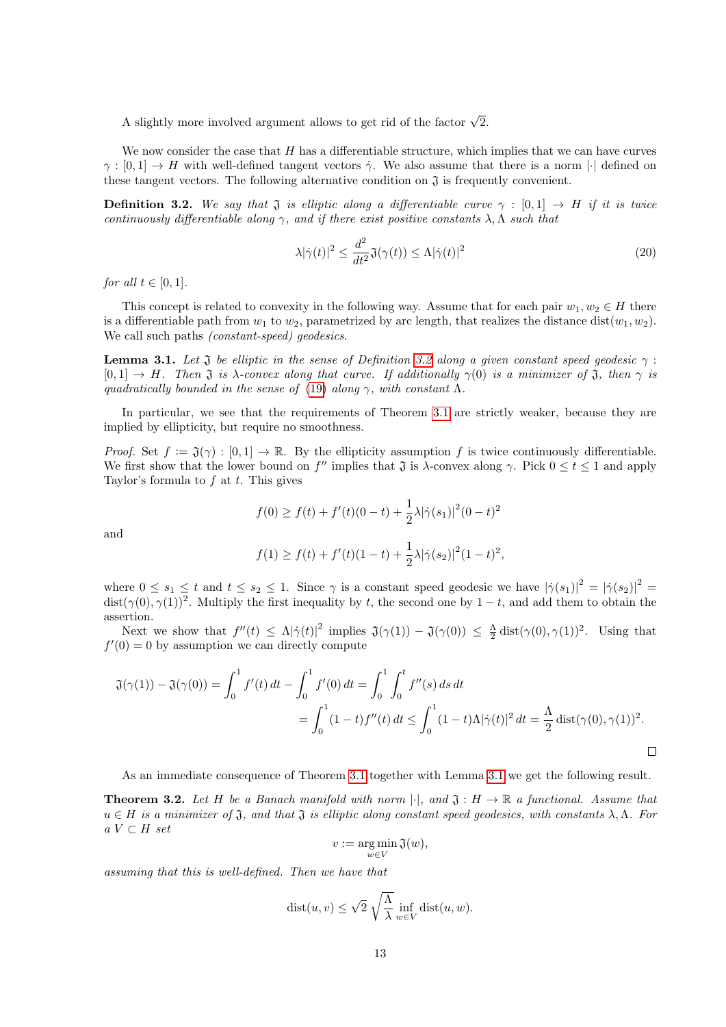A slightly more involved argument allows to get rid of the factor $\sqrt{2}$.

We now consider the case that $H$ has a differentiable structure, which implies that we can have curves $\gamma : [0,1] \to H$ with well-defined tangent vectors $\dot\gamma$. We also assume that there is a norm $|\cdot|$ defined on these tangent vectors. The following alternative condition on $\mathfrak{J}$ is frequently convenient.

**Definition 3.2.** *We say that $\mathfrak{J}$ is elliptic along a differentiable curve $\gamma : [0,1] \to H$ if it is twice continuously differentiable along $\gamma$, and if there exist positive constants $\lambda, \Lambda$ such that*

$$\lambda |\dot\gamma(t)|^2 \leq \frac{d^2}{dt^2}\mathfrak{J}(\gamma(t)) \leq \Lambda |\dot\gamma(t)|^2 \tag{20}$$

*for all $t \in [0,1]$.*

This concept is related to convexity in the following way. Assume that for each pair $w_1, w_2 \in H$ there is a differentiable path from $w_1$ to $w_2$, parametrized by arc length, that realizes the distance $\operatorname{dist}(w_1, w_2)$. We call such paths *(constant-speed) geodesics*.

**Lemma 3.1.** *Let $\mathfrak{J}$ be elliptic in the sense of Definition 3.2 along a given constant speed geodesic $\gamma : [0,1] \to H$. Then $\mathfrak{J}$ is $\lambda$-convex along that curve. If additionally $\gamma(0)$ is a minimizer of $\mathfrak{J}$, then $\gamma$ is quadratically bounded in the sense of (19) along $\gamma$, with constant $\Lambda$.*

In particular, we see that the requirements of Theorem 3.1 are strictly weaker, because they are implied by ellipticity, but require no smoothness.

*Proof.* Set $f := \mathfrak{J}(\gamma) : [0,1] \to \mathbb{R}$. By the ellipticity assumption $f$ is twice continuously differentiable. We first show that the lower bound on $f''$ implies that $\mathfrak{J}$ is $\lambda$-convex along $\gamma$. Pick $0 \leq t \leq 1$ and apply Taylor's formula to $f$ at $t$. This gives

$$f(0) \geq f(t) + f'(t)(0-t) + \frac{1}{2}\lambda |\dot\gamma(s_1)|^2 (0-t)^2$$

and

$$f(1) \geq f(t) + f'(t)(1-t) + \frac{1}{2}\lambda |\dot\gamma(s_2)|^2 (1-t)^2,$$

where $0 \leq s_1 \leq t$ and $t \leq s_2 \leq 1$. Since $\gamma$ is a constant speed geodesic we have $|\dot\gamma(s_1)|^2 = |\dot\gamma(s_2)|^2 = \operatorname{dist}(\gamma(0), \gamma(1))^2$. Multiply the first inequality by $t$, the second one by $1-t$, and add them to obtain the assertion.

Next we show that $f''(t) \leq \Lambda |\dot\gamma(t)|^2$ implies $\mathfrak{J}(\gamma(1)) - \mathfrak{J}(\gamma(0)) \leq \frac{\Lambda}{2}\operatorname{dist}(\gamma(0),\gamma(1))^2$. Using that $f'(0) = 0$ by assumption we can directly compute

$$\begin{aligned}
\mathfrak{J}(\gamma(1)) - \mathfrak{J}(\gamma(0)) &= \int_0^1 f'(t)\,dt - \int_0^1 f'(0)\,dt = \int_0^1 \int_0^t f''(s)\,ds\,dt \\
&= \int_0^1 (1-t) f''(t)\,dt \leq \int_0^1 (1-t)\Lambda |\dot\gamma(t)|^2\,dt = \frac{\Lambda}{2}\operatorname{dist}(\gamma(0),\gamma(1))^2.
\end{aligned}$$

$\square$

As an immediate consequence of Theorem 3.1 together with Lemma 3.1 we get the following result.

**Theorem 3.2.** *Let $H$ be a Banach manifold with norm $|\cdot|$, and $\mathfrak{J} : H \to \mathbb{R}$ a functional. Assume that $u \in H$ is a minimizer of $\mathfrak{J}$, and that $\mathfrak{J}$ is elliptic along constant speed geodesics, with constants $\lambda, \Lambda$. For a $V \subset H$ set*

$$v := \operatorname*{arg\,min}_{w \in V} \mathfrak{J}(w),$$

*assuming that this is well-defined. Then we have that*

$$\operatorname{dist}(u,v) \leq \sqrt{2}\sqrt{\frac{\Lambda}{\lambda}} \inf_{w \in V} \operatorname{dist}(u,w).$$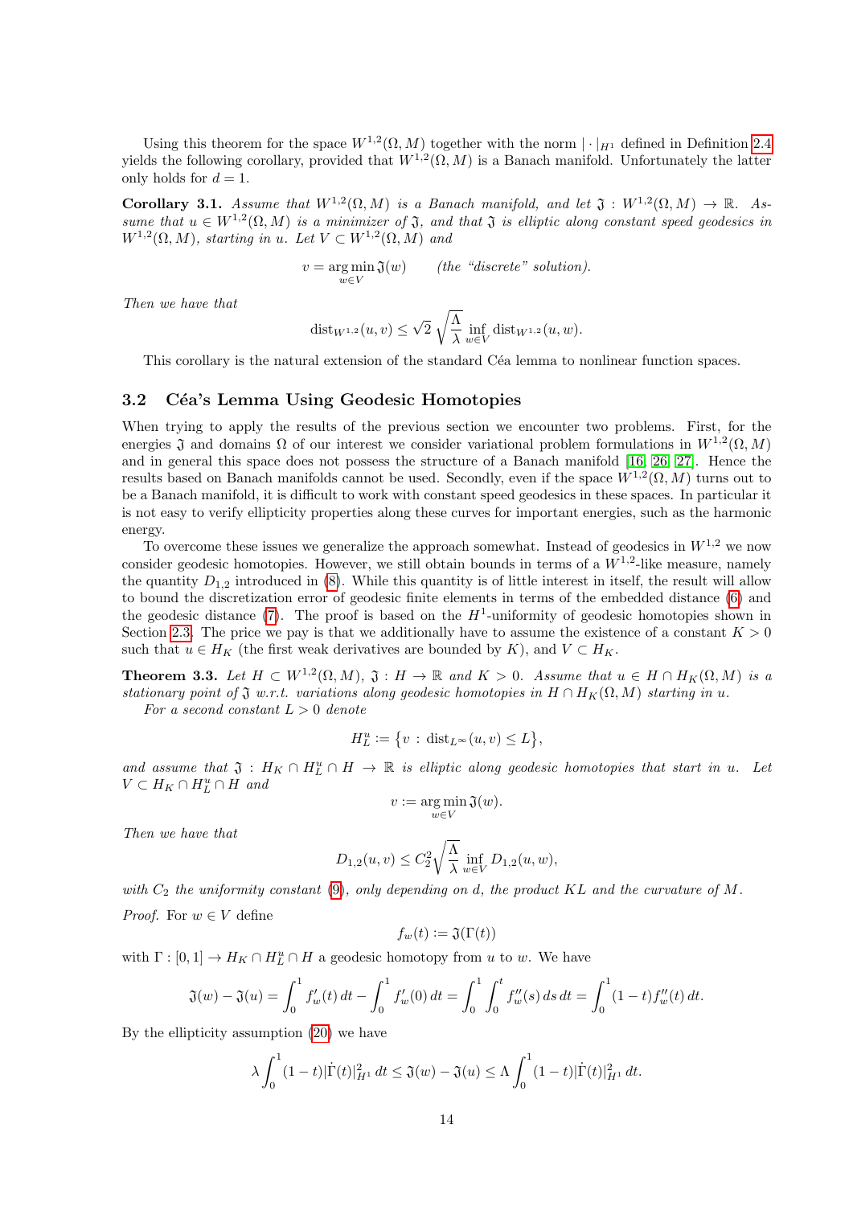Using this theorem for the space $W^{1,2}(\Omega, M)$ together with the norm $|\cdot|_{H^1}$ defined in Definition 2.4 yields the following corollary, provided that $W^{1,2}(\Omega, M)$ is a Banach manifold. Unfortunately the latter only holds for $d = 1$.

**Corollary 3.1.** *Assume that $W^{1,2}(\Omega, M)$ is a Banach manifold, and let $\mathfrak{J} : W^{1,2}(\Omega, M) \to \mathbb{R}$. Assume that $u \in W^{1,2}(\Omega, M)$ is a minimizer of $\mathfrak{J}$, and that $\mathfrak{J}$ is elliptic along constant speed geodesics in $W^{1,2}(\Omega, M)$, starting in $u$. Let $V \subset W^{1,2}(\Omega, M)$ and*

$$v = \operatorname*{arg\,min}_{w \in V} \mathfrak{J}(w) \qquad \text{(the "discrete" solution).}$$

*Then we have that*

$$\operatorname{dist}_{W^{1,2}}(u, v) \leq \sqrt{2}\, \sqrt{\frac{\Lambda}{\lambda}} \inf_{w \in V} \operatorname{dist}_{W^{1,2}}(u, w).$$

This corollary is the natural extension of the standard Céa lemma to nonlinear function spaces.

### 3.2 Céa's Lemma Using Geodesic Homotopies

When trying to apply the results of the previous section we encounter two problems. First, for the energies $\mathfrak{J}$ and domains $\Omega$ of our interest we consider variational problem formulations in $W^{1,2}(\Omega, M)$ and in general this space does not possess the structure of a Banach manifold [16, 26, 27]. Hence the results based on Banach manifolds cannot be used. Secondly, even if the space $W^{1,2}(\Omega, M)$ turns out to be a Banach manifold, it is difficult to work with constant speed geodesics in these spaces. In particular it is not easy to verify ellipticity properties along these curves for important energies, such as the harmonic energy.

To overcome these issues we generalize the approach somewhat. Instead of geodesics in $W^{1,2}$ we now consider geodesic homotopies. However, we still obtain bounds in terms of a $W^{1,2}$-like measure, namely the quantity $D_{1,2}$ introduced in (8). While this quantity is of little interest in itself, the result will allow to bound the discretization error of geodesic finite elements in terms of the embedded distance (6) and the geodesic distance (7). The proof is based on the $H^1$-uniformity of geodesic homotopies shown in Section 2.3. The price we pay is that we additionally have to assume the existence of a constant $K > 0$ such that $u \in H_K$ (the first weak derivatives are bounded by $K$), and $V \subset H_K$.

**Theorem 3.3.** *Let $H \subset W^{1,2}(\Omega, M)$, $\mathfrak{J} : H \to \mathbb{R}$ and $K > 0$. Assume that $u \in H \cap H_K(\Omega, M)$ is a stationary point of $\mathfrak{J}$ w.r.t. variations along geodesic homotopies in $H \cap H_K(\Omega, M)$ starting in $u$.*

*For a second constant $L > 0$ denote*

$$H_L^u := \{ v : \operatorname{dist}_{L^\infty}(u, v) \leq L \},$$

*and assume that $\mathfrak{J} : H_K \cap H_L^u \cap H \to \mathbb{R}$ is elliptic along geodesic homotopies that start in $u$. Let $V \subset H_K \cap H_L^u \cap H$ and*

$$v := \operatorname*{arg\,min}_{w \in V} \mathfrak{J}(w).$$

*Then we have that*

$$D_{1,2}(u, v) \leq C_2^2 \sqrt{\frac{\Lambda}{\lambda}} \inf_{w \in V} D_{1,2}(u, w),$$

*with $C_2$ the uniformity constant (9), only depending on $d$, the product $KL$ and the curvature of $M$.*

*Proof.* For $w \in V$ define

$$f_w(t) := \mathfrak{J}(\Gamma(t))$$

with $\Gamma : [0, 1] \to H_K \cap H_L^u \cap H$ a geodesic homotopy from $u$ to $w$. We have

$$\mathfrak{J}(w) - \mathfrak{J}(u) = \int_0^1 f_w'(t)\, dt - \int_0^1 f_w'(0)\, dt = \int_0^1 \int_0^t f_w''(s)\, ds\, dt = \int_0^1 (1-t) f_w''(t)\, dt.$$

By the ellipticity assumption (20) we have

$$\lambda \int_0^1 (1-t) |\dot{\Gamma}(t)|_{H^1}^2\, dt \leq \mathfrak{J}(w) - \mathfrak{J}(u) \leq \Lambda \int_0^1 (1-t) |\dot{\Gamma}(t)|_{H^1}^2\, dt.$$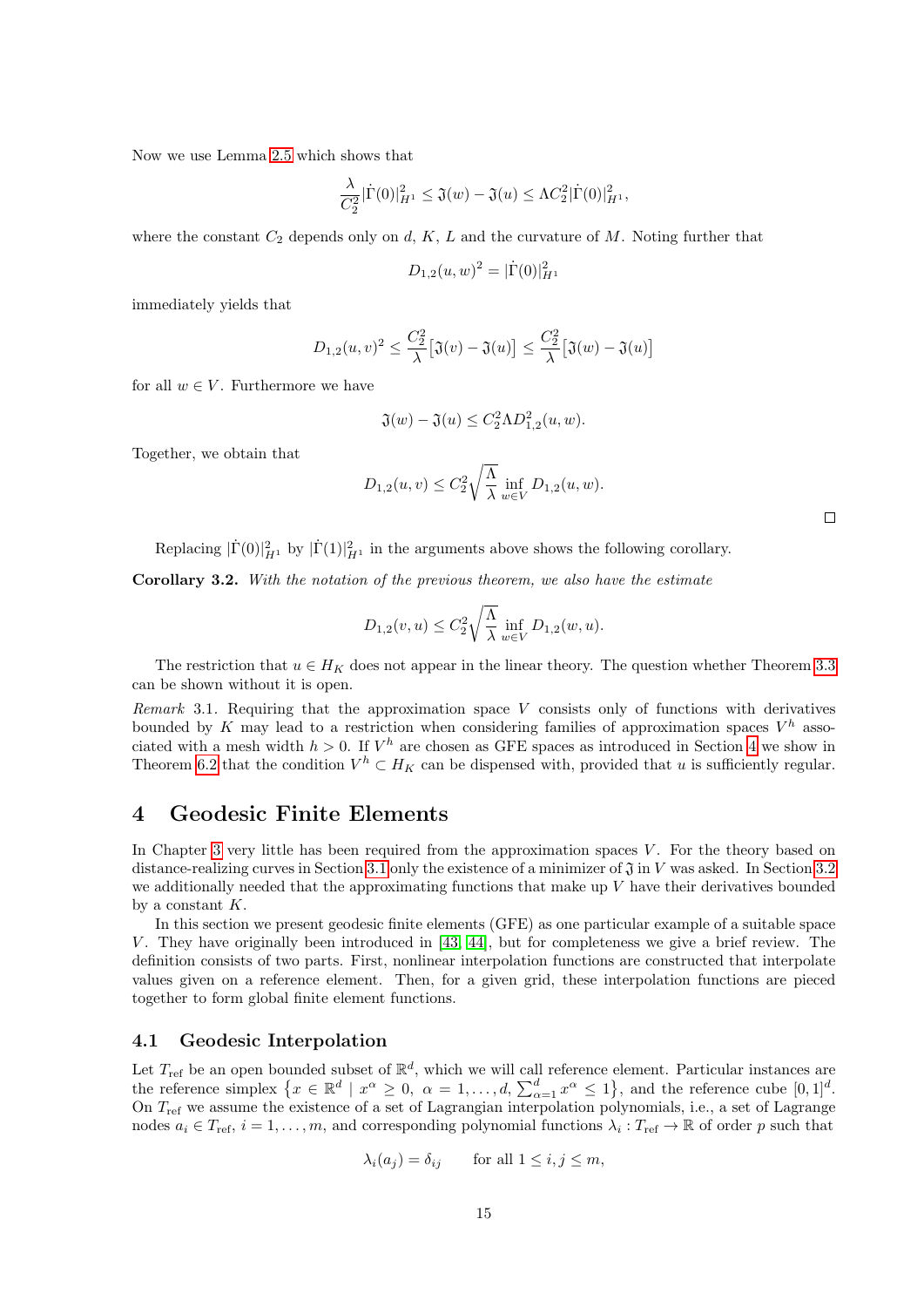Now we use Lemma 2.5 which shows that

$$\frac{\lambda}{C_2^2}|\dot{\Gamma}(0)|_{H^1}^2 \leq \mathfrak{J}(w) - \mathfrak{J}(u) \leq \Lambda C_2^2 |\dot{\Gamma}(0)|_{H^1}^2,$$

where the constant $C_2$ depends only on $d$, $K$, $L$ and the curvature of $M$. Noting further that

$$D_{1,2}(u,w)^2 = |\dot{\Gamma}(0)|_{H^1}^2$$

immediately yields that

$$D_{1,2}(u,v)^2 \leq \frac{C_2^2}{\lambda}\big[\mathfrak{J}(v) - \mathfrak{J}(u)\big] \leq \frac{C_2^2}{\lambda}\big[\mathfrak{J}(w) - \mathfrak{J}(u)\big]$$

for all $w \in V$. Furthermore we have

$$\mathfrak{J}(w) - \mathfrak{J}(u) \leq C_2^2 \Lambda D_{1,2}^2(u,w).$$

Together, we obtain that

$$D_{1,2}(u,v) \leq C_2^2 \sqrt{\frac{\Lambda}{\lambda}} \inf_{w \in V} D_{1,2}(u,w).$$

□

Replacing $|\dot{\Gamma}(0)|_{H^1}^2$ by $|\dot{\Gamma}(1)|_{H^1}^2$ in the arguments above shows the following corollary.

**Corollary 3.2.** *With the notation of the previous theorem, we also have the estimate*

$$D_{1,2}(v,u) \leq C_2^2 \sqrt{\frac{\Lambda}{\lambda}} \inf_{w \in V} D_{1,2}(w,u).$$

The restriction that $u \in H_K$ does not appear in the linear theory. The question whether Theorem 3.3 can be shown without it is open.

*Remark* 3.1. Requiring that the approximation space $V$ consists only of functions with derivatives bounded by $K$ may lead to a restriction when considering families of approximation spaces $V^h$ associated with a mesh width $h > 0$. If $V^h$ are chosen as GFE spaces as introduced in Section 4 we show in Theorem 6.2 that the condition $V^h \subset H_K$ can be dispensed with, provided that $u$ is sufficiently regular.

# 4 Geodesic Finite Elements

In Chapter 3 very little has been required from the approximation spaces $V$. For the theory based on distance-realizing curves in Section 3.1 only the existence of a minimizer of $\mathfrak{J}$ in $V$ was asked. In Section 3.2 we additionally needed that the approximating functions that make up $V$ have their derivatives bounded by a constant $K$.

In this section we present geodesic finite elements (GFE) as one particular example of a suitable space $V$. They have originally been introduced in [43, 44], but for completeness we give a brief review. The definition consists of two parts. First, nonlinear interpolation functions are constructed that interpolate values given on a reference element. Then, for a given grid, these interpolation functions are pieced together to form global finite element functions.

## 4.1 Geodesic Interpolation

Let $T_{\text{ref}}$ be an open bounded subset of $\mathbb{R}^d$, which we will call reference element. Particular instances are the reference simplex $\big\{x \in \mathbb{R}^d \mid x^\alpha \geq 0,\ \alpha = 1,\dots,d,\ \sum_{\alpha=1}^d x^\alpha \leq 1\big\}$, and the reference cube $[0,1]^d$. On $T_{\text{ref}}$ we assume the existence of a set of Lagrangian interpolation polynomials, i.e., a set of Lagrange nodes $a_i \in T_{\text{ref}}$, $i = 1,\dots,m$, and corresponding polynomial functions $\lambda_i : T_{\text{ref}} \to \mathbb{R}$ of order $p$ such that

$$\lambda_i(a_j) = \delta_{ij} \qquad \text{for all } 1 \leq i,j \leq m,$$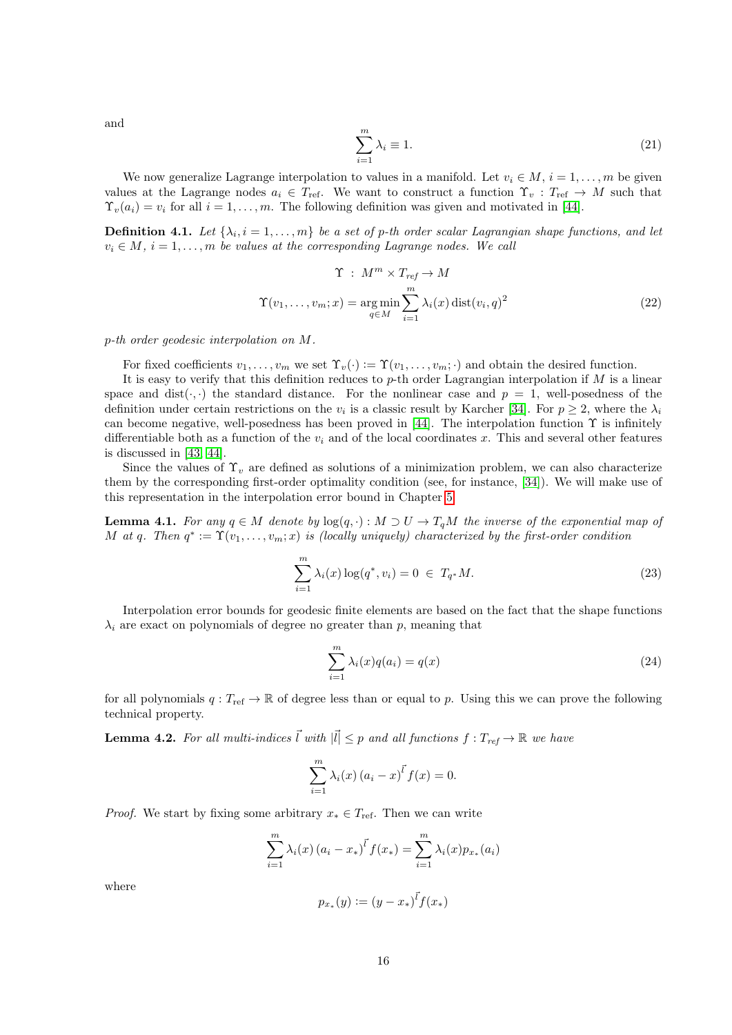and

$$\sum_{i=1}^{m} \lambda_i \equiv 1. \tag{21}$$

We now generalize Lagrange interpolation to values in a manifold. Let $v_i \in M$, $i = 1, \dots, m$ be given values at the Lagrange nodes $a_i \in T_{\text{ref}}$. We want to construct a function $\Upsilon_v : T_{\text{ref}} \to M$ such that $\Upsilon_v(a_i) = v_i$ for all $i = 1, \dots, m$. The following definition was given and motivated in [44].

**Definition 4.1.** *Let $\{\lambda_i, i = 1, \dots, m\}$ be a set of $p$-th order scalar Lagrangian shape functions, and let $v_i \in M$, $i = 1, \dots, m$ be values at the corresponding Lagrange nodes. We call*

$$\Upsilon \;:\; M^m \times T_{ref} \to M$$

$$\Upsilon(v_1, \dots, v_m; x) = \operatorname*{arg\,min}_{q \in M} \sum_{i=1}^{m} \lambda_i(x) \operatorname{dist}(v_i, q)^2 \tag{22}$$

*$p$-th order geodesic interpolation on $M$.*

For fixed coefficients $v_1, \dots, v_m$ we set $\Upsilon_v(\cdot) := \Upsilon(v_1, \dots, v_m; \cdot)$ and obtain the desired function.

It is easy to verify that this definition reduces to $p$-th order Lagrangian interpolation if $M$ is a linear space and $\operatorname{dist}(\cdot, \cdot)$ the standard distance. For the nonlinear case and $p = 1$, well-posedness of the definition under certain restrictions on the $v_i$ is a classic result by Karcher [34]. For $p \geq 2$, where the $\lambda_i$ can become negative, well-posedness has been proved in [44]. The interpolation function $\Upsilon$ is infinitely differentiable both as a function of the $v_i$ and of the local coordinates $x$. This and several other features is discussed in [43, 44].

Since the values of $\Upsilon_v$ are defined as solutions of a minimization problem, we can also characterize them by the corresponding first-order optimality condition (see, for instance, [34]). We will make use of this representation in the interpolation error bound in Chapter 5.

**Lemma 4.1.** *For any $q \in M$ denote by $\log(q, \cdot) : M \supset U \to T_qM$ the inverse of the exponential map of $M$ at $q$. Then $q^* := \Upsilon(v_1, \dots, v_m; x)$ is (locally uniquely) characterized by the first-order condition*

$$\sum_{i=1}^{m} \lambda_i(x) \log(q^*, v_i) = 0 \;\in\; T_{q^*}M. \tag{23}$$

Interpolation error bounds for geodesic finite elements are based on the fact that the shape functions $\lambda_i$ are exact on polynomials of degree no greater than $p$, meaning that

$$\sum_{i=1}^{m} \lambda_i(x) q(a_i) = q(x) \tag{24}$$

for all polynomials $q : T_{\text{ref}} \to \mathbb{R}$ of degree less than or equal to $p$. Using this we can prove the following technical property.

**Lemma 4.2.** *For all multi-indices $\vec{l}$ with $|\vec{l}| \leq p$ and all functions $f : T_{ref} \to \mathbb{R}$ we have*

$$\sum_{i=1}^{m} \lambda_i(x) \, (a_i - x)^{\vec{l}} f(x) = 0.$$

*Proof.* We start by fixing some arbitrary $x_* \in T_{\text{ref}}$. Then we can write

$$\sum_{i=1}^{m} \lambda_i(x) \, (a_i - x_*)^{\vec{l}} f(x_*) = \sum_{i=1}^{m} \lambda_i(x) p_{x_*}(a_i)$$

where

$$p_{x_*}(y) := (y - x_*)^{\vec{l}} f(x_*)$$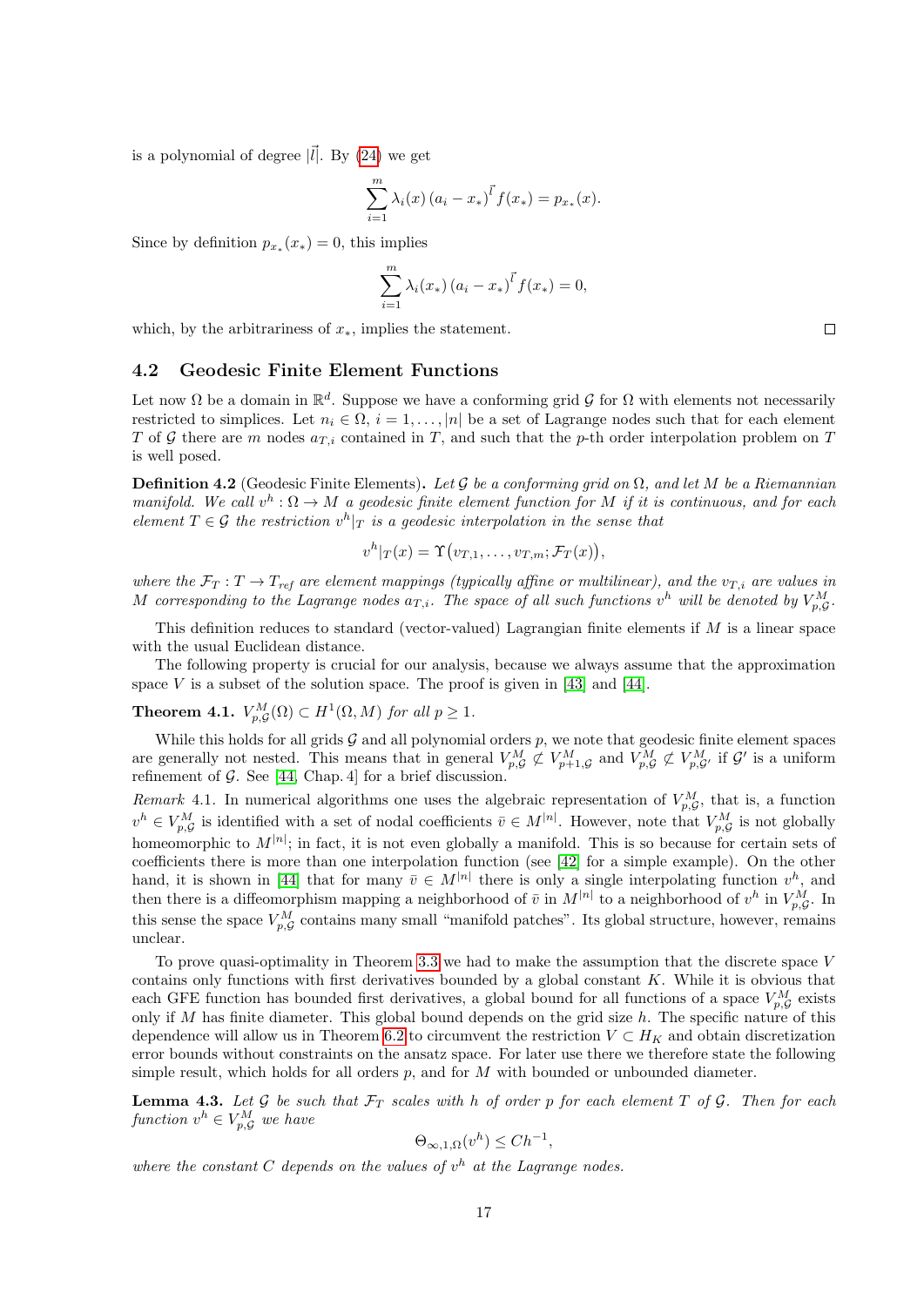is a polynomial of degree $|\vec{l}|$. By (24) we get

$$\sum_{i=1}^{m} \lambda_i(x) \, (a_i - x_*)^{\vec{l}} f(x_*) = p_{x_*}(x).$$

Since by definition $p_{x_*}(x_*) = 0$, this implies

$$\sum_{i=1}^{m} \lambda_i(x_*) \, (a_i - x_*)^{\vec{l}} f(x_*) = 0,$$

which, by the arbitrariness of $x_*$, implies the statement. □

## 4.2 Geodesic Finite Element Functions

Let now $\Omega$ be a domain in $\mathbb{R}^d$. Suppose we have a conforming grid $\mathcal{G}$ for $\Omega$ with elements not necessarily restricted to simplices. Let $n_i \in \Omega$, $i = 1, \dots, |n|$ be a set of Lagrange nodes such that for each element $T$ of $\mathcal{G}$ there are $m$ nodes $a_{T,i}$ contained in $T$, and such that the $p$-th order interpolation problem on $T$ is well posed.

**Definition 4.2** (Geodesic Finite Elements)**.** *Let $\mathcal{G}$ be a conforming grid on $\Omega$, and let $M$ be a Riemannian manifold. We call $v^h : \Omega \to M$ a geodesic finite element function for $M$ if it is continuous, and for each element $T \in \mathcal{G}$ the restriction $v^h|_T$ is a geodesic interpolation in the sense that*

$$v^h|_T(x) = \Upsilon\big(v_{T,1}, \dots, v_{T,m}; \mathcal{F}_T(x)\big),$$

*where the $\mathcal{F}_T : T \to T_{ref}$ are element mappings (typically affine or multilinear), and the $v_{T,i}$ are values in $M$ corresponding to the Lagrange nodes $a_{T,i}$. The space of all such functions $v^h$ will be denoted by $V^M_{p,\mathcal{G}}$.*

This definition reduces to standard (vector-valued) Lagrangian finite elements if $M$ is a linear space with the usual Euclidean distance.

The following property is crucial for our analysis, because we always assume that the approximation space $V$ is a subset of the solution space. The proof is given in [43] and [44].

**Theorem 4.1.** *$V^M_{p,\mathcal{G}}(\Omega) \subset H^1(\Omega, M)$ for all $p \geq 1$.*

While this holds for all grids $\mathcal{G}$ and all polynomial orders $p$, we note that geodesic finite element spaces are generally not nested. This means that in general $V^M_{p,\mathcal{G}} \not\subset V^M_{p+1,\mathcal{G}}$ and $V^M_{p,\mathcal{G}} \not\subset V^M_{p,\mathcal{G}'}$ if $\mathcal{G}'$ is a uniform refinement of $\mathcal{G}$. See [44, Chap. 4] for a brief discussion.

*Remark* 4.1. In numerical algorithms one uses the algebraic representation of $V^M_{p,\mathcal{G}}$, that is, a function $v^h \in V^M_{p,\mathcal{G}}$ is identified with a set of nodal coefficients $\bar{v} \in M^{|n|}$. However, note that $V^M_{p,\mathcal{G}}$ is not globally homeomorphic to $M^{|n|}$; in fact, it is not even globally a manifold. This is so because for certain sets of coefficients there is more than one interpolation function (see [42] for a simple example). On the other hand, it is shown in [44] that for many $\bar{v} \in M^{|n|}$ there is only a single interpolating function $v^h$, and then there is a diffeomorphism mapping a neighborhood of $\bar{v}$ in $M^{|n|}$ to a neighborhood of $v^h$ in $V^M_{p,\mathcal{G}}$. In this sense the space $V^M_{p,\mathcal{G}}$ contains many small "manifold patches". Its global structure, however, remains unclear.

To prove quasi-optimality in Theorem 3.3 we had to make the assumption that the discrete space $V$ contains only functions with first derivatives bounded by a global constant $K$. While it is obvious that each GFE function has bounded first derivatives, a global bound for all functions of a space $V^M_{p,\mathcal{G}}$ exists only if $M$ has finite diameter. This global bound depends on the grid size $h$. The specific nature of this dependence will allow us in Theorem 6.2 to circumvent the restriction $V \subset H_K$ and obtain discretization error bounds without constraints on the ansatz space. For later use there we therefore state the following simple result, which holds for all orders $p$, and for $M$ with bounded or unbounded diameter.

**Lemma 4.3.** *Let $\mathcal{G}$ be such that $\mathcal{F}_T$ scales with $h$ of order $p$ for each element $T$ of $\mathcal{G}$. Then for each function $v^h \in V^M_{p,\mathcal{G}}$ we have*

$$\Theta_{\infty,1,\Omega}(v^h) \leq Ch^{-1},$$

*where the constant $C$ depends on the values of $v^h$ at the Lagrange nodes.*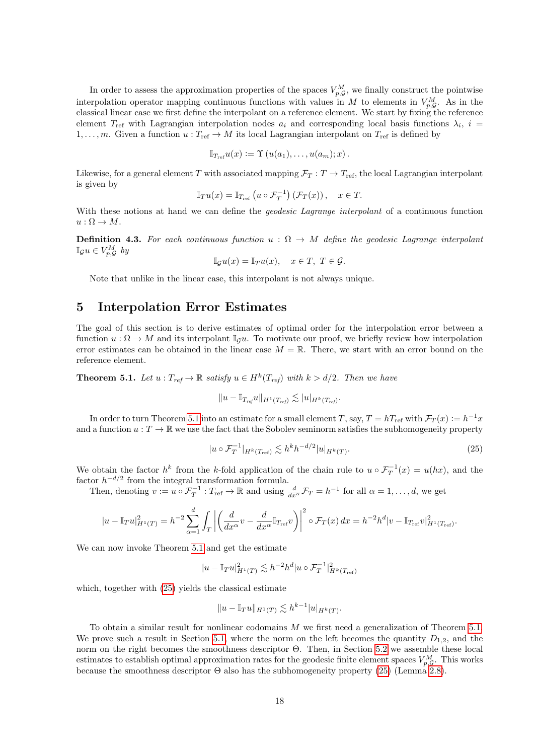In order to assess the approximation properties of the spaces $V_{p,\mathcal{G}}^M$, we finally construct the pointwise interpolation operator mapping continuous functions with values in $M$ to elements in $V_{p,\mathcal{G}}^M$. As in the classical linear case we first define the interpolant on a reference element. We start by fixing the reference element $T_{\text{ref}}$ with Lagrangian interpolation nodes $a_i$ and corresponding local basis functions $\lambda_i$, $i = 1,\dots,m$. Given a function $u : T_{\text{ref}} \to M$ its local Lagrangian interpolant on $T_{\text{ref}}$ is defined by

$$\mathbb{I}_{T_{\text{ref}}} u(x) := \Upsilon\left(u(a_1),\dots,u(a_m);x\right).$$

Likewise, for a general element $T$ with associated mapping $\mathcal{F}_T : T \to T_{\text{ref}}$, the local Lagrangian interpolant is given by

$$\mathbb{I}_T u(x) = \mathbb{I}_{T_{\text{ref}}}\left(u \circ \mathcal{F}_T^{-1}\right)\left(\mathcal{F}_T(x)\right), \quad x \in T.$$

With these notions at hand we can define the *geodesic Lagrange interpolant* of a continuous function $u : \Omega \to M$.

**Definition 4.3.** *For each continuous function $u : \Omega \to M$ define the geodesic Lagrange interpolant $\mathbb{I}_{\mathcal{G}} u \in V_{p,\mathcal{G}}^M$ by*

$$\mathbb{I}_{\mathcal{G}} u(x) = \mathbb{I}_T u(x), \quad x \in T,\ T \in \mathcal{G}.$$

Note that unlike in the linear case, this interpolant is not always unique.

# 5 Interpolation Error Estimates

The goal of this section is to derive estimates of optimal order for the interpolation error between a function $u : \Omega \to M$ and its interpolant $\mathbb{I}_{\mathcal{G}} u$. To motivate our proof, we briefly review how interpolation error estimates can be obtained in the linear case $M = \mathbb{R}$. There, we start with an error bound on the reference element.

**Theorem 5.1.** *Let $u : T_{ref} \to \mathbb{R}$ satisfy $u \in H^k(T_{ref})$ with $k > d/2$. Then we have*

$$\|u - \mathbb{I}_{T_{ref}} u\|_{H^1(T_{ref})} \lesssim |u|_{H^k(T_{ref})}.$$

In order to turn Theorem 5.1 into an estimate for a small element $T$, say, $T = hT_{\text{ref}}$ with $\mathcal{F}_T(x) := h^{-1}x$ and a function $u : T \to \mathbb{R}$ we use the fact that the Sobolev seminorm satisfies the subhomogeneity property

$$|u \circ \mathcal{F}_T^{-1}|_{H^k(T_{\text{ref}})} \lesssim h^k h^{-d/2} |u|_{H^k(T)}. \tag{25}$$

We obtain the factor $h^k$ from the $k$-fold application of the chain rule to $u \circ \mathcal{F}_T^{-1}(x) = u(hx)$, and the factor $h^{-d/2}$ from the integral transformation formula.

Then, denoting $v := u \circ \mathcal{F}_T^{-1} : T_{\text{ref}} \to \mathbb{R}$ and using $\frac{d}{dx^\alpha}\mathcal{F}_T = h^{-1}$ for all $\alpha = 1,\dots,d$, we get

$$|u - \mathbb{I}_T u|_{H^1(T)}^2 = h^{-2} \sum_{\alpha=1}^d \int_T \left| \left( \frac{d}{dx^\alpha} v - \frac{d}{dx^\alpha} \mathbb{I}_{T_{\text{ref}}} v \right) \right|^2 \circ \mathcal{F}_T(x)\, dx = h^{-2} h^d |v - \mathbb{I}_{T_{\text{ref}}} v|_{H^1(T_{\text{ref}})}^2.$$

We can now invoke Theorem 5.1 and get the estimate

$$|u - \mathbb{I}_T u|_{H^1(T)}^2 \lesssim h^{-2} h^d |u \circ \mathcal{F}_T^{-1}|_{H^k(T_{\text{ref}})}^2$$

which, together with (25) yields the classical estimate

$$\|u - \mathbb{I}_T u\|_{H^1(T)} \lesssim h^{k-1} |u|_{H^k(T)}.$$

To obtain a similar result for nonlinear codomains $M$ we first need a generalization of Theorem 5.1. We prove such a result in Section 5.1, where the norm on the left becomes the quantity $D_{1,2}$, and the norm on the right becomes the smoothness descriptor $\Theta$. Then, in Section 5.2 we assemble these local estimates to establish optimal approximation rates for the geodesic finite element spaces $V_{p,\mathcal{G}}^M$. This works because the smoothness descriptor $\Theta$ also has the subhomogeneity property (25) (Lemma 2.8).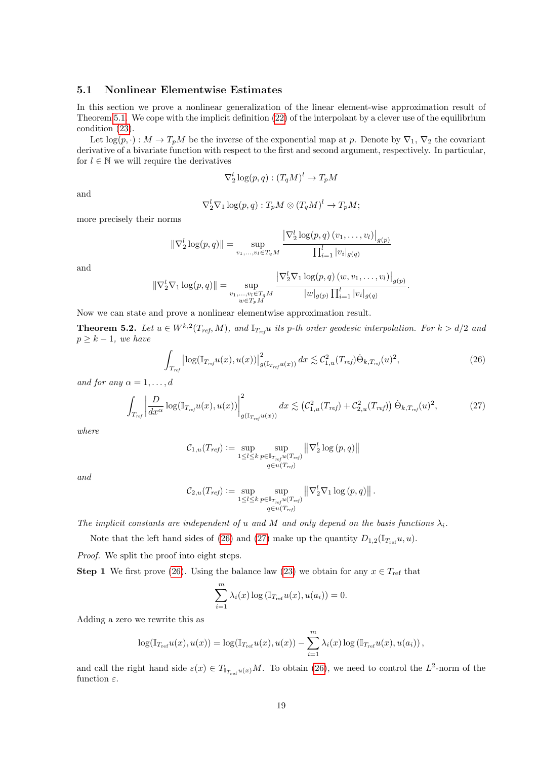### 5.1 Nonlinear Elementwise Estimates

In this section we prove a nonlinear generalization of the linear element-wise approximation result of Theorem 5.1. We cope with the implicit definition (22) of the interpolant by a clever use of the equilibrium condition (23).

Let $\log(p,\cdot) : M \to T_pM$ be the inverse of the exponential map at $p$. Denote by $\nabla_1$, $\nabla_2$ the covariant derivative of a bivariate function with respect to the first and second argument, respectively. In particular, for $l \in \mathbb{N}$ we will require the derivatives

$$\nabla_2^l \log(p,q) : (T_qM)^l \to T_pM$$

and

$$\nabla_2^l \nabla_1 \log(p,q) : T_pM \otimes (T_qM)^l \to T_pM;$$

more precisely their norms

$$\|\nabla_2^l \log(p,q)\| = \sup_{v_1,\ldots,v_l \in T_qM} \frac{\left|\nabla_2^l \log(p,q)\,(v_1,\ldots,v_l)\right|_{g(p)}}{\prod_{i=1}^l |v_i|_{g(q)}}$$

and

$$\|\nabla_2^l \nabla_1 \log(p,q)\| = \sup_{\substack{v_1,\ldots,v_l \in T_qM \\ w \in T_pM}} \frac{\left|\nabla_2^l \nabla_1 \log(p,q)\,(w, v_1,\ldots,v_l)\right|_{g(p)}}{|w|_{g(p)} \prod_{i=1}^l |v_i|_{g(q)}}.$$

Now we can state and prove a nonlinear elementwise approximation result.

**Theorem 5.2.** *Let $u \in W^{k,2}(T_{ref}, M)$, and $\mathbb{I}_{T_{ref}}u$ its $p$-th order geodesic interpolation. For $k > d/2$ and $p \geq k-1$, we have*

$$\int_{T_{ref}} \left|\log(\mathbb{I}_{T_{ref}}u(x), u(x))\right|^2_{g(\mathbb{I}_{T_{ref}}u(x))}\, dx \lesssim \mathcal{C}^2_{1,u}(T_{ref}) \dot{\Theta}_{k,T_{ref}}(u)^2, \tag{26}$$

*and for any $\alpha = 1,\ldots,d$*

$$\int_{T_{ref}} \left|\frac{D}{dx^\alpha} \log(\mathbb{I}_{T_{ref}}u(x), u(x))\right|^2_{g(\mathbb{I}_{T_{ref}}u(x))} dx \lesssim \left(\mathcal{C}^2_{1,u}(T_{ref}) + \mathcal{C}^2_{2,u}(T_{ref})\right) \dot{\Theta}_{k,T_{ref}}(u)^2, \tag{27}$$

*where*

$$\mathcal{C}_{1,u}(T_{ref}) := \sup_{1\leq l\leq k} \sup_{\substack{p \in \mathbb{I}_{T_{ref}}u(T_{ref}) \\ q \in u(T_{ref})}} \left\|\nabla_2^l \log(p,q)\right\|$$

*and*

$$\mathcal{C}_{2,u}(T_{ref}) := \sup_{1\leq l\leq k} \sup_{\substack{p \in \mathbb{I}_{T_{ref}}u(T_{ref}) \\ q \in u(T_{ref})}} \left\|\nabla_2^l \nabla_1 \log(p,q)\right\|.$$

*The implicit constants are independent of $u$ and $M$ and only depend on the basis functions $\lambda_i$.*

Note that the left hand sides of (26) and (27) make up the quantity $D_{1,2}(\mathbb{I}_{T_{ref}}u, u)$.

*Proof.* We split the proof into eight steps.

**Step 1** We first prove (26). Using the balance law (23) we obtain for any $x \in T_{ref}$ that

$$\sum_{i=1}^m \lambda_i(x) \log(\mathbb{I}_{T_{ref}}u(x), u(a_i)) = 0.$$

Adding a zero we rewrite this as

$$\log(\mathbb{I}_{T_{ref}}u(x), u(x)) = \log(\mathbb{I}_{T_{ref}}u(x), u(x)) - \sum_{i=1}^m \lambda_i(x) \log(\mathbb{I}_{T_{ref}}u(x), u(a_i)),$$

and call the right hand side $\varepsilon(x) \in T_{\mathbb{I}_{T_{ref}}u(x)}M$. To obtain (26), we need to control the $L^2$-norm of the function $\varepsilon$.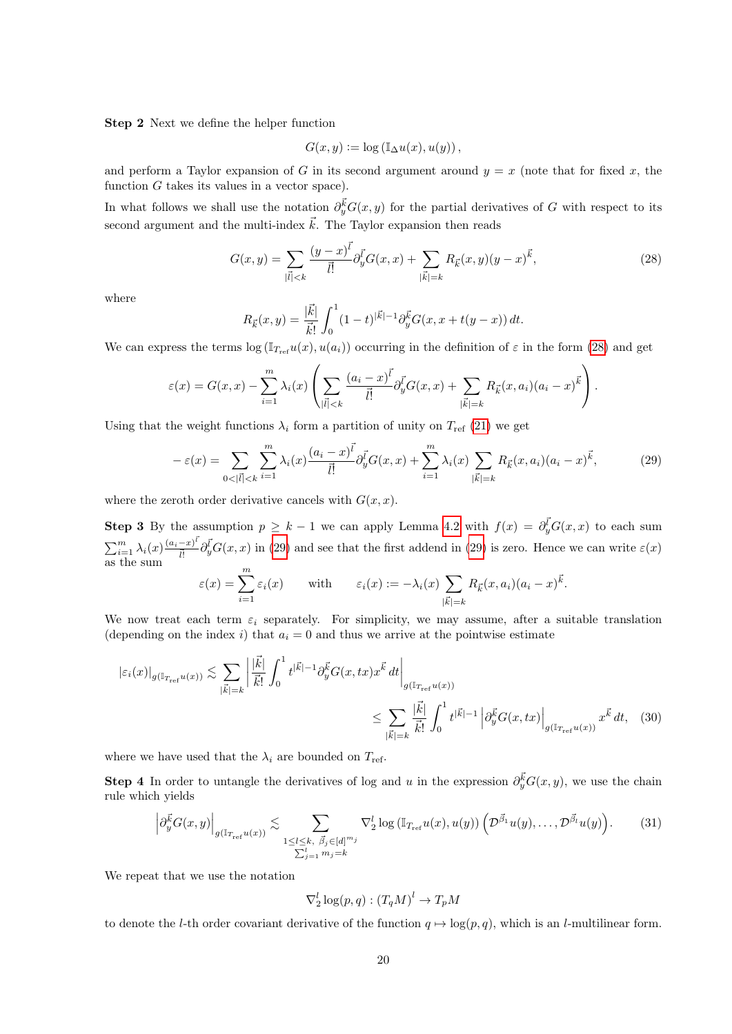**Step 2** Next we define the helper function

$$G(x,y) := \log\left(\mathbb{I}_\Delta u(x), u(y)\right),$$

and perform a Taylor expansion of $G$ in its second argument around $y = x$ (note that for fixed $x$, the function $G$ takes its values in a vector space).

In what follows we shall use the notation $\partial_y^{\vec{k}} G(x,y)$ for the partial derivatives of $G$ with respect to its second argument and the multi-index $\vec{k}$. The Taylor expansion then reads

$$G(x,y) = \sum_{|\vec{l}|<k} \frac{(y-x)^{\vec{l}}}{\vec{l}!} \partial_y^{\vec{l}} G(x,x) + \sum_{|\vec{k}|=k} R_{\vec{k}}(x,y)(y-x)^{\vec{k}}, \tag{28}$$

where

$$R_{\vec{k}}(x,y) = \frac{|\vec{k}|}{\vec{k}!} \int_0^1 (1-t)^{|\vec{k}|-1} \partial_y^{\vec{k}} G(x, x+t(y-x))\, dt.$$

We can express the terms $\log\left(\mathbb{I}_{T_{\mathrm{ref}}} u(x), u(a_i)\right)$ occurring in the definition of $\varepsilon$ in the form (28) and get

$$\varepsilon(x) = G(x,x) - \sum_{i=1}^m \lambda_i(x) \left( \sum_{|\vec{l}|<k} \frac{(a_i - x)^{\vec{l}}}{\vec{l}!} \partial_y^{\vec{l}} G(x,x) + \sum_{|\vec{k}|=k} R_{\vec{k}}(x,a_i)(a_i - x)^{\vec{k}} \right).$$

Using that the weight functions $\lambda_i$ form a partition of unity on $T_{\mathrm{ref}}$ (21) we get

$$-\varepsilon(x) = \sum_{0<|\vec{l}|<k} \sum_{i=1}^m \lambda_i(x) \frac{(a_i - x)^{\vec{l}}}{\vec{l}!} \partial_y^{\vec{l}} G(x,x) + \sum_{i=1}^m \lambda_i(x) \sum_{|\vec{k}|=k} R_{\vec{k}}(x,a_i)(a_i - x)^{\vec{k}}, \tag{29}$$

where the zeroth order derivative cancels with $G(x,x)$.

**Step 3** By the assumption $p \geq k-1$ we can apply Lemma 4.2 with $f(x) = \partial_y^{\vec{l}} G(x,x)$ to each sum $\sum_{i=1}^m \lambda_i(x) \frac{(a_i-x)^{\vec{l}}}{\vec{l}!} \partial_y^{\vec{l}} G(x,x)$ in (29) and see that the first addend in (29) is zero. Hence we can write $\varepsilon(x)$ as the sum

$$\varepsilon(x) = \sum_{i=1}^m \varepsilon_i(x) \qquad \text{with} \qquad \varepsilon_i(x) := -\lambda_i(x) \sum_{|\vec{k}|=k} R_{\vec{k}}(x,a_i)(a_i - x)^{\vec{k}}.$$

We now treat each term $\varepsilon_i$ separately. For simplicity, we may assume, after a suitable translation (depending on the index $i$) that $a_i = 0$ and thus we arrive at the pointwise estimate

$$\begin{aligned}
|\varepsilon_i(x)|_{g(\mathbb{I}_{T_{\mathrm{ref}}} u(x))} &\lesssim \sum_{|\vec{k}|=k} \left| \frac{|\vec{k}|}{\vec{k}!} \int_0^1 t^{|\vec{k}|-1} \partial_y^{\vec{k}} G(x,tx) x^{\vec{k}}\, dt \right|_{g(\mathbb{I}_{T_{\mathrm{ref}}} u(x))} \\
&\leq \sum_{|\vec{k}|=k} \frac{|\vec{k}|}{\vec{k}!} \int_0^1 t^{|\vec{k}|-1} \left| \partial_y^{\vec{k}} G(x,tx) \right|_{g(\mathbb{I}_{T_{\mathrm{ref}}} u(x))} x^{\vec{k}}\, dt,
\end{aligned} \tag{30}$$

where we have used that the $\lambda_i$ are bounded on $T_{\mathrm{ref}}$.

**Step 4** In order to untangle the derivatives of log and $u$ in the expression $\partial_y^{\vec{k}} G(x,y)$, we use the chain rule which yields

$$\left| \partial_y^{\vec{k}} G(x,y) \right|_{g(\mathbb{I}_{T_{\mathrm{ref}}} u(x))} \lesssim \sum_{\substack{1 \leq l \leq k,\ \vec{\beta}_j \in [d]^{m_j} \\ \sum_{j=1}^l m_j = k}} \nabla_2^l \log\left(\mathbb{I}_{T_{\mathrm{ref}}} u(x), u(y)\right) \left( \mathcal{D}^{\vec{\beta}_1} u(y), \ldots, \mathcal{D}^{\vec{\beta}_l} u(y) \right). \tag{31}$$

We repeat that we use the notation

$$\nabla_2^l \log(p,q) : (T_q M)^l \to T_p M$$

to denote the $l$-th order covariant derivative of the function $q \mapsto \log(p,q)$, which is an $l$-multilinear form.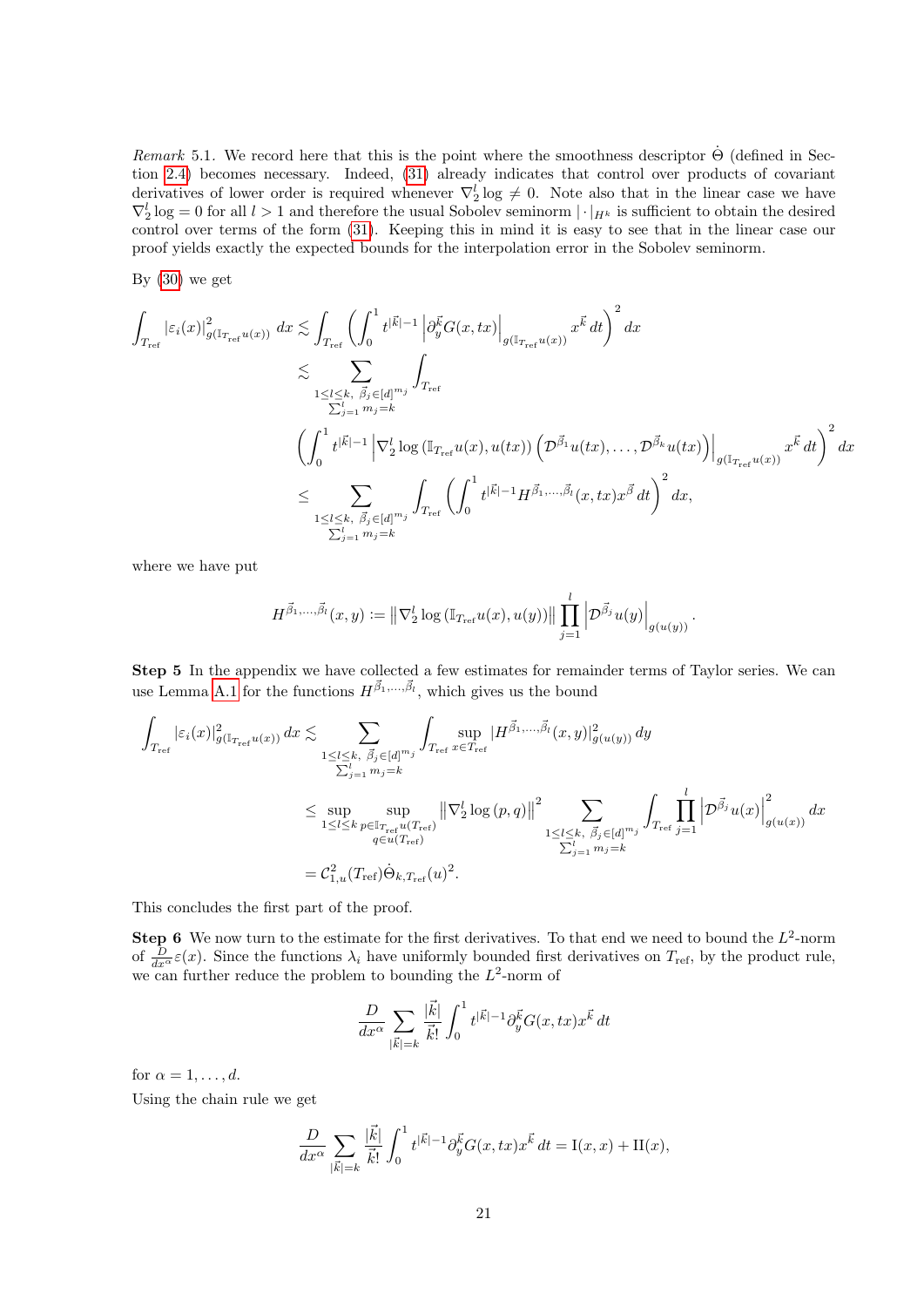*Remark* 5.1. We record here that this is the point where the smoothness descriptor $\dot{\Theta}$ (defined in Section 2.4) becomes necessary. Indeed, (31) already indicates that control over products of covariant derivatives of lower order is required whenever $\nabla_2^l \log \neq 0$. Note also that in the linear case we have $\nabla_2^l \log = 0$ for all $l > 1$ and therefore the usual Sobolev seminorm $|\cdot|_{H^k}$ is sufficient to obtain the desired control over terms of the form (31). Keeping this in mind it is easy to see that in the linear case our proof yields exactly the expected bounds for the interpolation error in the Sobolev seminorm.

By (30) we get

$$
\begin{aligned}
\int_{T_{\mathrm{ref}}} |\varepsilon_i(x)|^2_{g(\mathbb{I}_{T_{\mathrm{ref}}}u(x))}\,dx &\lesssim \int_{T_{\mathrm{ref}}} \left( \int_0^1 t^{|\vec{k}|-1} \left|\partial_y^{\vec{k}} G(x,tx)\right|_{g(\mathbb{I}_{T_{\mathrm{ref}}}u(x))} x^{\vec{k}}\,dt \right)^2 dx \\
&\lesssim \sum_{\substack{1\le l\le k,\ \vec{\beta}_j\in[d]^{m_j} \\ \sum_{j=1}^l m_j = k}} \int_{T_{\mathrm{ref}}} \\
&\quad \left( \int_0^1 t^{|\vec{k}|-1} \left| \nabla_2^l \log\left(\mathbb{I}_{T_{\mathrm{ref}}}u(x), u(tx)\right)\left(\mathcal{D}^{\vec{\beta}_1}u(tx), \dots, \mathcal{D}^{\vec{\beta}_k}u(tx)\right)\right|_{g(\mathbb{I}_{T_{\mathrm{ref}}}u(x))} x^{\vec{k}}\,dt \right)^2 dx \\
&\le \sum_{\substack{1\le l\le k,\ \vec{\beta}_j\in[d]^{m_j} \\ \sum_{j=1}^l m_j = k}} \int_{T_{\mathrm{ref}}} \left( \int_0^1 t^{|\vec{k}|-1} H^{\vec{\beta}_1,\dots,\vec{\beta}_l}(x,tx) x^{\vec{\beta}}\,dt \right)^2 dx,
\end{aligned}
$$

where we have put

$$
H^{\vec{\beta}_1,\dots,\vec{\beta}_l}(x,y) := \left\| \nabla_2^l \log\left(\mathbb{I}_{T_{\mathrm{ref}}}u(x), u(y)\right)\right\| \prod_{j=1}^l \left|\mathcal{D}^{\vec{\beta}_j}u(y)\right|_{g(u(y))}.
$$

**Step 5** In the appendix we have collected a few estimates for remainder terms of Taylor series. We can use Lemma A.1 for the functions $H^{\vec{\beta}_1,\dots,\vec{\beta}_l}$, which gives us the bound

$$
\begin{aligned}
\int_{T_{\mathrm{ref}}} |\varepsilon_i(x)|^2_{g(\mathbb{I}_{T_{\mathrm{ref}}}u(x))}\,dx &\lesssim \sum_{\substack{1\le l\le k,\ \vec{\beta}_j\in[d]^{m_j} \\ \sum_{j=1}^l m_j = k}} \int_{T_{\mathrm{ref}}} \sup_{x\in T_{\mathrm{ref}}} |H^{\vec{\beta}_1,\dots,\vec{\beta}_l}(x,y)|^2_{g(u(y))}\,dy \\
&\le \sup_{1\le l\le k} \sup_{\substack{p\in\mathbb{I}_{T_{\mathrm{ref}}}u(T_{\mathrm{ref}}) \\ q\in u(T_{\mathrm{ref}})}} \left\|\nabla_2^l \log(p,q)\right\|^2 \sum_{\substack{1\le l\le k,\ \vec{\beta}_j\in[d]^{m_j} \\ \sum_{j=1}^l m_j = k}} \int_{T_{\mathrm{ref}}} \prod_{j=1}^l \left|\mathcal{D}^{\vec{\beta}_j}u(x)\right|^2_{g(u(x))} dx \\
&= \mathcal{C}^2_{1,u}(T_{\mathrm{ref}}) \dot{\Theta}_{k,T_{\mathrm{ref}}}(u)^2.
\end{aligned}
$$

This concludes the first part of the proof.

**Step 6** We now turn to the estimate for the first derivatives. To that end we need to bound the $L^2$-norm of $\frac{D}{dx^\alpha}\varepsilon(x)$. Since the functions $\lambda_i$ have uniformly bounded first derivatives on $T_{\mathrm{ref}}$, by the product rule, we can further reduce the problem to bounding the $L^2$-norm of

$$
\frac{D}{dx^\alpha} \sum_{|\vec{k}|=k} \frac{|\vec{k}|}{\vec{k}!} \int_0^1 t^{|\vec{k}|-1} \partial_y^{\vec{k}} G(x,tx) x^{\vec{k}}\,dt
$$

for $\alpha = 1,\dots,d$.

Using the chain rule we get

$$
\frac{D}{dx^\alpha} \sum_{|\vec{k}|=k} \frac{|\vec{k}|}{\vec{k}!} \int_0^1 t^{|\vec{k}|-1} \partial_y^{\vec{k}} G(x,tx) x^{\vec{k}}\,dt = \mathrm{I}(x,x) + \mathrm{II}(x),
$$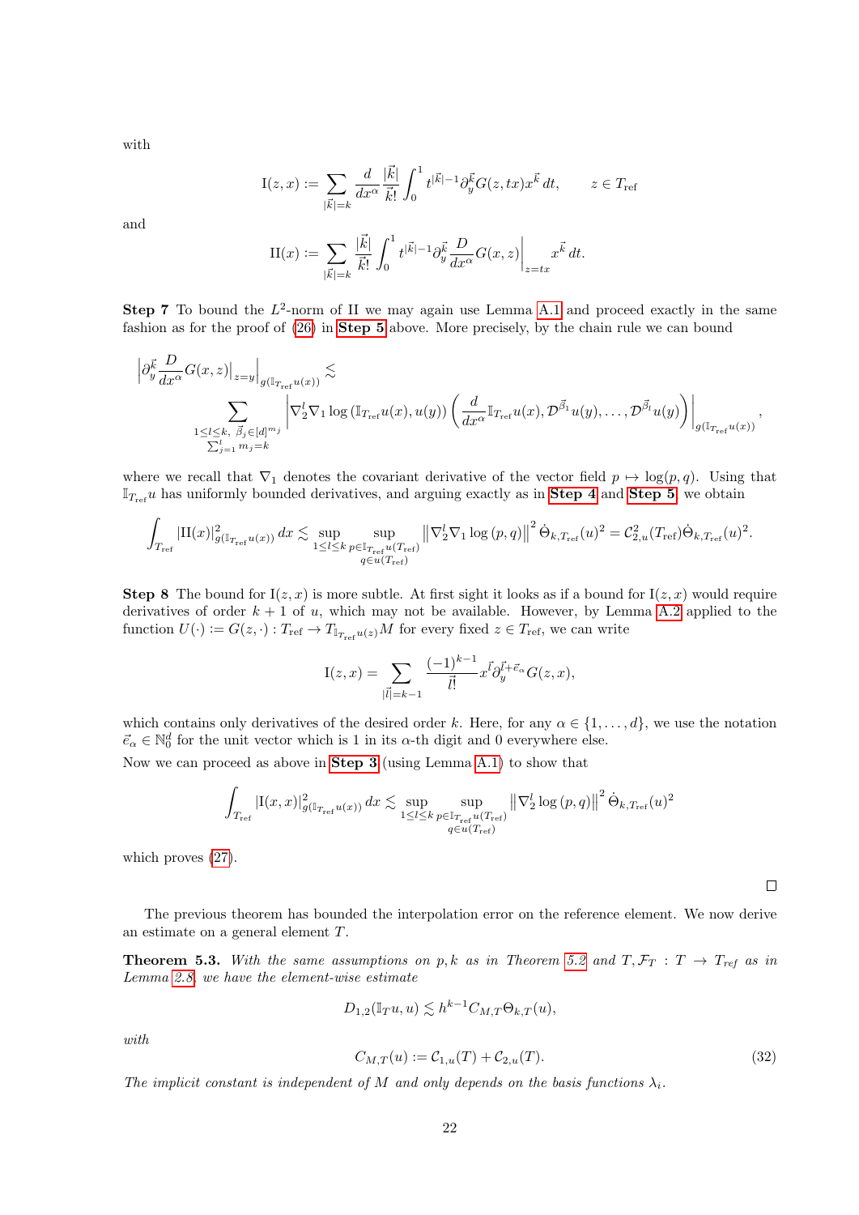with

$$\mathrm{I}(z,x) := \sum_{|\vec{k}|=k} \frac{d}{dx^\alpha} \frac{|\vec{k}|}{\vec{k}!} \int_0^1 t^{|\vec{k}|-1} \partial_y^{\vec{k}} G(z,tx) x^{\vec{k}}\, dt, \qquad z \in T_{\mathrm{ref}}$$

and

$$\mathrm{II}(x) := \sum_{|\vec{k}|=k} \frac{|\vec{k}|}{\vec{k}!} \int_0^1 t^{|\vec{k}|-1} \partial_y^{\vec{k}} \frac{D}{dx^\alpha} G(x,z)\Big|_{z=tx} x^{\vec{k}}\, dt.$$

**Step 7** To bound the $L^2$-norm of II we may again use Lemma A.1 and proceed exactly in the same fashion as for the proof of (26) in **Step 5** above. More precisely, by the chain rule we can bound

$$\left|\partial_y^{\vec{k}} \frac{D}{dx^\alpha} G(x,z)\big|_{z=y}\right|_{g(\mathbb{I}_{T_{\mathrm{ref}}}u(x))} \lesssim \sum_{\substack{1\le l \le k,\ \vec{\beta}_j \in [d]^{m_j} \\ \sum_{j=1}^l m_j = k}} \left|\nabla_2^l \nabla_1 \log\left(\mathbb{I}_{T_{\mathrm{ref}}}u(x), u(y)\right) \left(\frac{d}{dx^\alpha}\mathbb{I}_{T_{\mathrm{ref}}}u(x), \mathcal{D}^{\vec{\beta}_1}u(y), \dots, \mathcal{D}^{\vec{\beta}_l}u(y)\right)\right|_{g(\mathbb{I}_{T_{\mathrm{ref}}}u(x))},$$

where we recall that $\nabla_1$ denotes the covariant derivative of the vector field $p \mapsto \log(p,q)$. Using that $\mathbb{I}_{T_{\mathrm{ref}}}u$ has uniformly bounded derivatives, and arguing exactly as in **Step 4** and **Step 5**, we obtain

$$\int_{T_{\mathrm{ref}}} |\mathrm{II}(x)|^2_{g(\mathbb{I}_{T_{\mathrm{ref}}}u(x))}\, dx \lesssim \sup_{1\le l\le k} \sup_{\substack{p \in \mathbb{I}_{T_{\mathrm{ref}}}u(T_{\mathrm{ref}}) \\ q \in u(T_{\mathrm{ref}})}} \left\|\nabla_2^l \nabla_1 \log(p,q)\right\|^2 \dot{\Theta}_{k,T_{\mathrm{ref}}}(u)^2 = \mathcal{C}_{2,u}^2(T_{\mathrm{ref}}) \dot{\Theta}_{k,T_{\mathrm{ref}}}(u)^2.$$

**Step 8** The bound for $\mathrm{I}(z,x)$ is more subtle. At first sight it looks as if a bound for $\mathrm{I}(z,x)$ would require derivatives of order $k+1$ of $u$, which may not be available. However, by Lemma A.2 applied to the function $U(\cdot) := G(z,\cdot) : T_{\mathrm{ref}} \to T_{\mathbb{I}_{T_{\mathrm{ref}}}u(z)}M$ for every fixed $z \in T_{\mathrm{ref}}$, we can write

$$\mathrm{I}(z,x) = \sum_{|\vec{l}|=k-1} \frac{(-1)^{k-1}}{\vec{l}!} x^{\vec{l}} \partial_y^{\vec{l}+\vec{e}_\alpha} G(z,x),$$

which contains only derivatives of the desired order $k$. Here, for any $\alpha \in \{1,\dots,d\}$, we use the notation $\vec{e}_\alpha \in \mathbb{N}_0^d$ for the unit vector which is 1 in its $\alpha$-th digit and 0 everywhere else.

Now we can proceed as above in **Step 3** (using Lemma A.1) to show that

$$\int_{T_{\mathrm{ref}}} |\mathrm{I}(x,x)|^2_{g(\mathbb{I}_{T_{\mathrm{ref}}}u(x))}\, dx \lesssim \sup_{1\le l\le k} \sup_{\substack{p \in \mathbb{I}_{T_{\mathrm{ref}}}u(T_{\mathrm{ref}}) \\ q \in u(T_{\mathrm{ref}})}} \left\|\nabla_2^l \log(p,q)\right\|^2 \dot{\Theta}_{k,T_{\mathrm{ref}}}(u)^2$$

which proves (27).

□

The previous theorem has bounded the interpolation error on the reference element. We now derive an estimate on a general element $T$.

**Theorem 5.3.** *With the same assumptions on $p,k$ as in Theorem 5.2 and $T, \mathcal{F}_T : T \to T_{ref}$ as in Lemma 2.8, we have the element-wise estimate*

$$D_{1,2}(\mathbb{I}_T u, u) \lesssim h^{k-1} C_{M,T} \Theta_{k,T}(u),$$

*with*

$$C_{M,T}(u) := \mathcal{C}_{1,u}(T) + \mathcal{C}_{2,u}(T). \tag{32}$$

*The implicit constant is independent of $M$ and only depends on the basis functions $\lambda_i$.*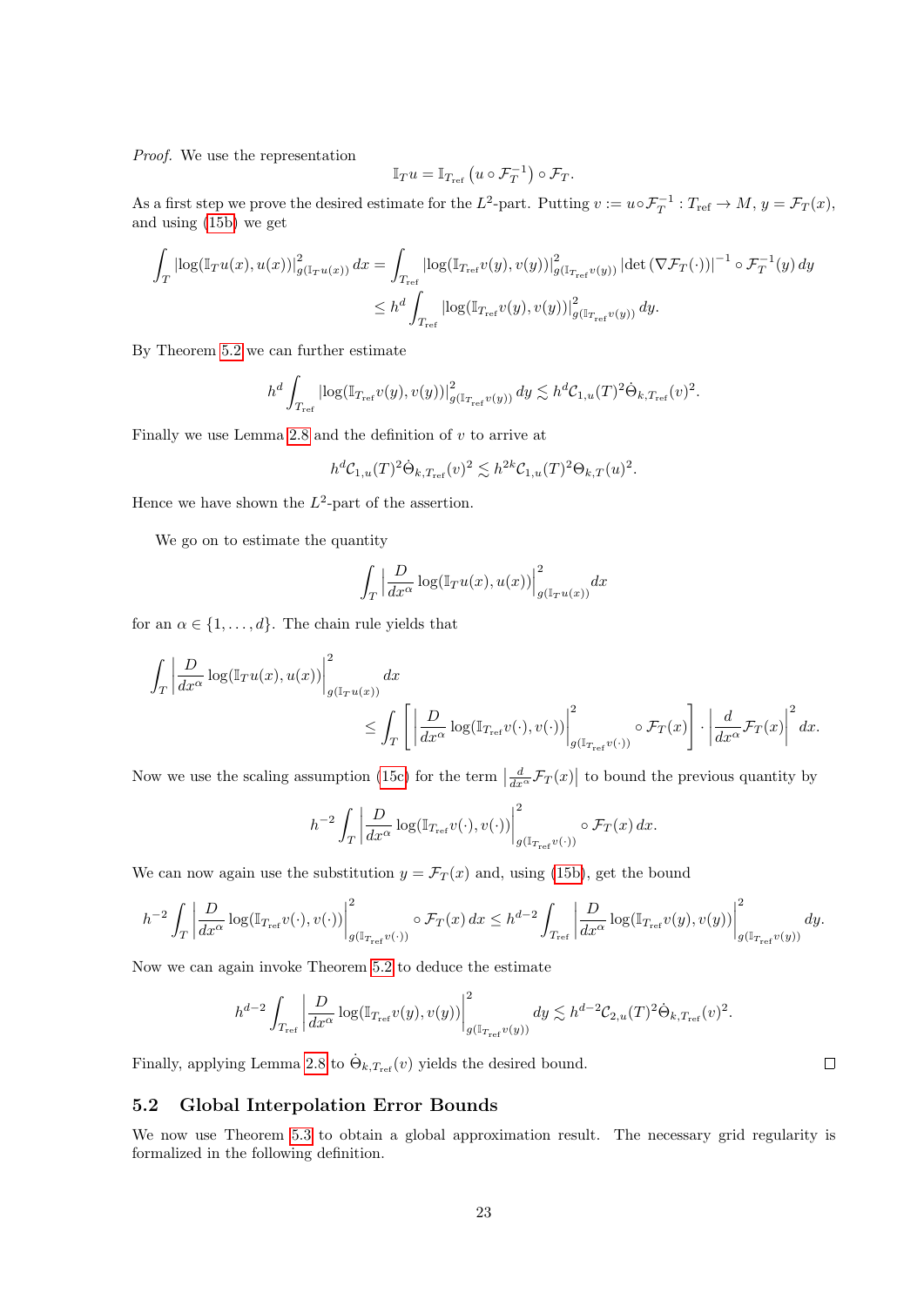*Proof.* We use the representation

$$\mathbb{I}_T u = \mathbb{I}_{T_{\mathrm{ref}}} \left( u \circ \mathcal{F}_T^{-1} \right) \circ \mathcal{F}_T.$$

As a first step we prove the desired estimate for the $L^2$-part. Putting $v := u \circ \mathcal{F}_T^{-1} : T_{\mathrm{ref}} \to M$, $y = \mathcal{F}_T(x)$, and using (15b) we get

$$\begin{aligned}
\int_T |\log(\mathbb{I}_T u(x), u(x))|^2_{g(\mathbb{I}_T u(x))}\, dx &= \int_{T_{\mathrm{ref}}} |\log(\mathbb{I}_{T_{\mathrm{ref}}} v(y), v(y))|^2_{g(\mathbb{I}_{T_{\mathrm{ref}}} v(y))} \left|\det\left(\nabla \mathcal{F}_T(\cdot)\right)\right|^{-1} \circ \mathcal{F}_T^{-1}(y)\, dy \\
&\leq h^d \int_{T_{\mathrm{ref}}} |\log(\mathbb{I}_{T_{\mathrm{ref}}} v(y), v(y))|^2_{g(\mathbb{I}_{T_{\mathrm{ref}}} v(y))}\, dy.
\end{aligned}$$

By Theorem 5.2 we can further estimate

$$h^d \int_{T_{\mathrm{ref}}} |\log(\mathbb{I}_{T_{\mathrm{ref}}} v(y), v(y))|^2_{g(\mathbb{I}_{T_{\mathrm{ref}}} v(y))}\, dy \lesssim h^d \mathcal{C}_{1,u}(T)^2 \dot{\Theta}_{k,T_{\mathrm{ref}}}(v)^2.$$

Finally we use Lemma 2.8 and the definition of $v$ to arrive at

$$h^d \mathcal{C}_{1,u}(T)^2 \dot{\Theta}_{k,T_{\mathrm{ref}}}(v)^2 \lesssim h^{2k} \mathcal{C}_{1,u}(T)^2 \Theta_{k,T}(u)^2.$$

Hence we have shown the $L^2$-part of the assertion.

We go on to estimate the quantity

$$\int_T \left| \frac{D}{dx^\alpha} \log(\mathbb{I}_T u(x), u(x)) \right|^2_{g(\mathbb{I}_T u(x))} dx$$

for an $\alpha \in \{1, \ldots, d\}$. The chain rule yields that

$$\begin{aligned}
\int_T \left| \frac{D}{dx^\alpha} \log(\mathbb{I}_T u(x), u(x)) \right|^2_{g(\mathbb{I}_T u(x))} dx & \\
&\leq \int_T \left[ \left| \frac{D}{dx^\alpha} \log(\mathbb{I}_{T_{\mathrm{ref}}} v(\cdot), v(\cdot)) \right|^2_{g(\mathbb{I}_{T_{\mathrm{ref}}} v(\cdot))} \circ \mathcal{F}_T(x) \right] \cdot \left| \frac{d}{dx^\alpha} \mathcal{F}_T(x) \right|^2 dx.
\end{aligned}$$

Now we use the scaling assumption (15c) for the term $\left| \frac{d}{dx^\alpha} \mathcal{F}_T(x) \right|$ to bound the previous quantity by

$$h^{-2} \int_T \left| \frac{D}{dx^\alpha} \log(\mathbb{I}_{T_{\mathrm{ref}}} v(\cdot), v(\cdot)) \right|^2_{g(\mathbb{I}_{T_{\mathrm{ref}}} v(\cdot))} \circ \mathcal{F}_T(x)\, dx.$$

We can now again use the substitution $y = \mathcal{F}_T(x)$ and, using (15b), get the bound

$$h^{-2} \int_T \left| \frac{D}{dx^\alpha} \log(\mathbb{I}_{T_{\mathrm{ref}}} v(\cdot), v(\cdot)) \right|^2_{g(\mathbb{I}_{T_{\mathrm{ref}}} v(\cdot))} \circ \mathcal{F}_T(x)\, dx \leq h^{d-2} \int_{T_{\mathrm{ref}}} \left| \frac{D}{dx^\alpha} \log(\mathbb{I}_{T_{\mathrm{ref}}} v(y), v(y)) \right|^2_{g(\mathbb{I}_{T_{\mathrm{ref}}} v(y))} dy.$$

Now we can again invoke Theorem 5.2 to deduce the estimate

$$h^{d-2} \int_{T_{\mathrm{ref}}} \left| \frac{D}{dx^\alpha} \log(\mathbb{I}_{T_{\mathrm{ref}}} v(y), v(y)) \right|^2_{g(\mathbb{I}_{T_{\mathrm{ref}}} v(y))} dy \lesssim h^{d-2} \mathcal{C}_{2,u}(T)^2 \dot{\Theta}_{k,T_{\mathrm{ref}}}(v)^2.$$

Finally, applying Lemma 2.8 to $\dot{\Theta}_{k,T_{\mathrm{ref}}}(v)$ yields the desired bound. ◻

## 5.2 Global Interpolation Error Bounds

We now use Theorem 5.3 to obtain a global approximation result. The necessary grid regularity is formalized in the following definition.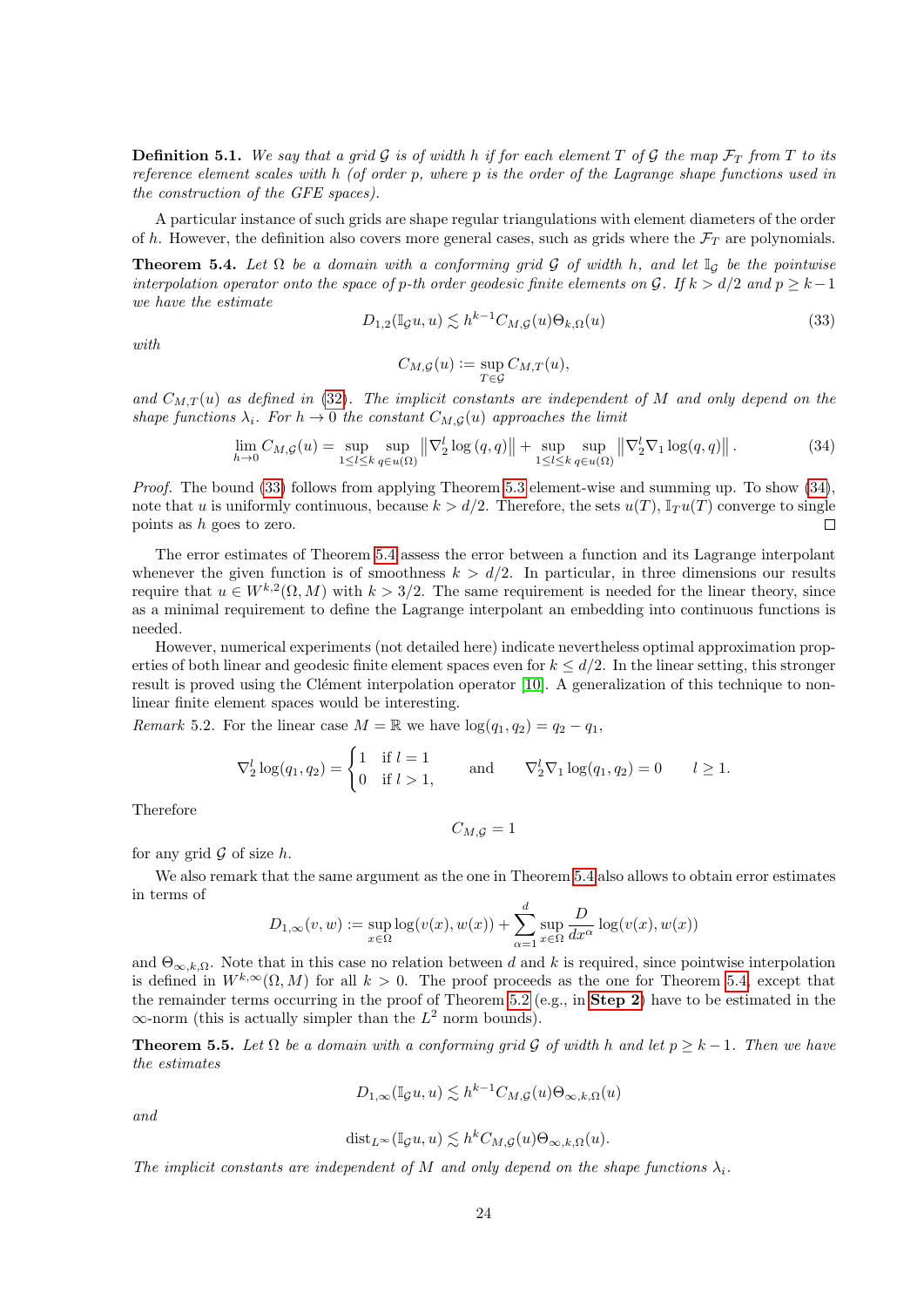**Definition 5.1.** *We say that a grid $\mathcal{G}$ is of width $h$ if for each element $T$ of $\mathcal{G}$ the map $\mathcal{F}_T$ from $T$ to its reference element scales with $h$ (of order $p$, where $p$ is the order of the Lagrange shape functions used in the construction of the GFE spaces).*

A particular instance of such grids are shape regular triangulations with element diameters of the order of $h$. However, the definition also covers more general cases, such as grids where the $\mathcal{F}_T$ are polynomials.

**Theorem 5.4.** *Let $\Omega$ be a domain with a conforming grid $\mathcal{G}$ of width $h$, and let $\mathbb{I}_{\mathcal{G}}$ be the pointwise interpolation operator onto the space of $p$-th order geodesic finite elements on $\mathcal{G}$. If $k > d/2$ and $p \geq k-1$ we have the estimate*

$$D_{1,2}(\mathbb{I}_{\mathcal{G}} u, u) \lesssim h^{k-1} C_{M,\mathcal{G}}(u) \Theta_{k,\Omega}(u) \tag{33}$$

*with*

$$C_{M,\mathcal{G}}(u) := \sup_{T \in \mathcal{G}} C_{M,T}(u),$$

*and $C_{M,T}(u)$ as defined in (32). The implicit constants are independent of $M$ and only depend on the shape functions $\lambda_i$. For $h \to 0$ the constant $C_{M,\mathcal{G}}(u)$ approaches the limit*

$$\lim_{h\to 0} C_{M,\mathcal{G}}(u) = \sup_{1\leq l \leq k} \sup_{q \in u(\Omega)} \left\| \nabla_2^l \log(q,q) \right\| + \sup_{1\leq l \leq k} \sup_{q \in u(\Omega)} \left\| \nabla_2^l \nabla_1 \log(q,q) \right\|. \tag{34}$$

*Proof.* The bound (33) follows from applying Theorem 5.3 element-wise and summing up. To show (34), note that $u$ is uniformly continuous, because $k > d/2$. Therefore, the sets $u(T)$, $\mathbb{I}_T u(T)$ converge to single points as $h$ goes to zero. ∎

The error estimates of Theorem 5.4 assess the error between a function and its Lagrange interpolant whenever the given function is of smoothness $k > d/2$. In particular, in three dimensions our results require that $u \in W^{k,2}(\Omega, M)$ with $k > 3/2$. The same requirement is needed for the linear theory, since as a minimal requirement to define the Lagrange interpolant an embedding into continuous functions is needed.

However, numerical experiments (not detailed here) indicate nevertheless optimal approximation properties of both linear and geodesic finite element spaces even for $k \leq d/2$. In the linear setting, this stronger result is proved using the Clément interpolation operator [10]. A generalization of this technique to nonlinear finite element spaces would be interesting.

*Remark* 5.2. For the linear case $M = \mathbb{R}$ we have $\log(q_1, q_2) = q_2 - q_1$,

$$\nabla_2^l \log(q_1,q_2) = \begin{cases} 1 & \text{if } l = 1 \\ 0 & \text{if } l > 1, \end{cases} \qquad \text{and} \qquad \nabla_2^l \nabla_1 \log(q_1,q_2) = 0 \qquad l \geq 1.$$

Therefore

$$C_{M,\mathcal{G}} = 1$$

for any grid $\mathcal{G}$ of size $h$.

We also remark that the same argument as the one in Theorem 5.4 also allows to obtain error estimates in terms of

$$D_{1,\infty}(v,w) := \sup_{x\in\Omega} \log(v(x), w(x)) + \sum_{\alpha=1}^{d} \sup_{x \in \Omega} \frac{D}{dx^\alpha} \log(v(x), w(x))$$

and $\Theta_{\infty,k,\Omega}$. Note that in this case no relation between $d$ and $k$ is required, since pointwise interpolation is defined in $W^{k,\infty}(\Omega, M)$ for all $k > 0$. The proof proceeds as the one for Theorem 5.4, except that the remainder terms occurring in the proof of Theorem 5.2 (e.g., in **Step 2**) have to be estimated in the $\infty$-norm (this is actually simpler than the $L^2$ norm bounds).

**Theorem 5.5.** *Let $\Omega$ be a domain with a conforming grid $\mathcal{G}$ of width $h$ and let $p \geq k-1$. Then we have the estimates*

$$D_{1,\infty}(\mathbb{I}_{\mathcal{G}} u, u) \lesssim h^{k-1} C_{M,\mathcal{G}}(u) \Theta_{\infty,k,\Omega}(u)$$

*and*

$$\operatorname{dist}_{L^\infty}(\mathbb{I}_{\mathcal{G}} u, u) \lesssim h^{k} C_{M,\mathcal{G}}(u) \Theta_{\infty,k,\Omega}(u).$$

*The implicit constants are independent of $M$ and only depend on the shape functions $\lambda_i$.*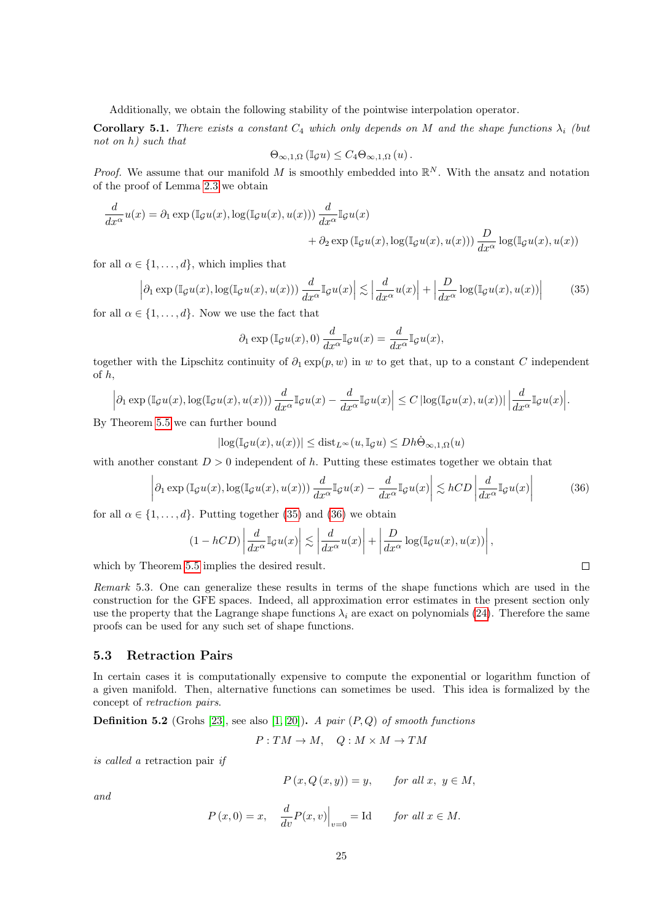Additionally, we obtain the following stability of the pointwise interpolation operator.

**Corollary 5.1.** *There exists a constant $C_4$ which only depends on $M$ and the shape functions $\lambda_i$ (but not on $h$) such that*

$$\Theta_{\infty,1,\Omega}\left(\mathbb{I}_{\mathcal{G}}u\right) \leq C_4\Theta_{\infty,1,\Omega}\left(u\right).$$

*Proof.* We assume that our manifold $M$ is smoothly embedded into $\mathbb{R}^N$. With the ansatz and notation of the proof of Lemma 2.3 we obtain

$$\frac{d}{dx^\alpha}u(x) = \partial_1 \exp\left(\mathbb{I}_{\mathcal{G}}u(x), \log(\mathbb{I}_{\mathcal{G}}u(x), u(x))\right)\frac{d}{dx^\alpha}\mathbb{I}_{\mathcal{G}}u(x) \\ + \partial_2 \exp\left(\mathbb{I}_{\mathcal{G}}u(x), \log(\mathbb{I}_{\mathcal{G}}u(x), u(x))\right)\frac{D}{dx^\alpha}\log(\mathbb{I}_{\mathcal{G}}u(x), u(x))$$

for all $\alpha \in \{1, \dots, d\}$, which implies that

$$\left|\partial_1 \exp\left(\mathbb{I}_{\mathcal{G}}u(x), \log(\mathbb{I}_{\mathcal{G}}u(x), u(x))\right)\frac{d}{dx^\alpha}\mathbb{I}_{\mathcal{G}}u(x)\right| \lesssim \left|\frac{d}{dx^\alpha}u(x)\right| + \left|\frac{D}{dx^\alpha}\log(\mathbb{I}_{\mathcal{G}}u(x), u(x))\right| \tag{35}$$

for all $\alpha \in \{1, \dots, d\}$. Now we use the fact that

$$\partial_1 \exp\left(\mathbb{I}_{\mathcal{G}}u(x), 0\right)\frac{d}{dx^\alpha}\mathbb{I}_{\mathcal{G}}u(x) = \frac{d}{dx^\alpha}\mathbb{I}_{\mathcal{G}}u(x),$$

together with the Lipschitz continuity of $\partial_1 \exp(p, w)$ in $w$ to get that, up to a constant $C$ independent of $h$,

$$\left|\partial_1 \exp\left(\mathbb{I}_{\mathcal{G}}u(x), \log(\mathbb{I}_{\mathcal{G}}u(x), u(x))\right)\frac{d}{dx^\alpha}\mathbb{I}_{\mathcal{G}}u(x) - \frac{d}{dx^\alpha}\mathbb{I}_{\mathcal{G}}u(x)\right| \leq C\left|\log(\mathbb{I}_{\mathcal{G}}u(x), u(x))\right|\left|\frac{d}{dx^\alpha}\mathbb{I}_{\mathcal{G}}u(x)\right|.$$

By Theorem 5.5 we can further bound

$$\left|\log(\mathbb{I}_{\mathcal{G}}u(x), u(x))\right| \leq \operatorname{dist}_{L^\infty}(u, \mathbb{I}_{\mathcal{G}}u) \leq Dh\dot{\Theta}_{\infty,1,\Omega}(u)$$

with another constant $D > 0$ independent of $h$. Putting these estimates together we obtain that

$$\left|\partial_1 \exp\left(\mathbb{I}_{\mathcal{G}}u(x), \log(\mathbb{I}_{\mathcal{G}}u(x), u(x))\right)\frac{d}{dx^\alpha}\mathbb{I}_{\mathcal{G}}u(x) - \frac{d}{dx^\alpha}\mathbb{I}_{\mathcal{G}}u(x)\right| \lesssim hCD\left|\frac{d}{dx^\alpha}\mathbb{I}_{\mathcal{G}}u(x)\right| \tag{36}$$

for all $\alpha \in \{1, \dots, d\}$. Putting together (35) and (36) we obtain

$$(1 - hCD)\left|\frac{d}{dx^\alpha}\mathbb{I}_{\mathcal{G}}u(x)\right| \lesssim \left|\frac{d}{dx^\alpha}u(x)\right| + \left|\frac{D}{dx^\alpha}\log(\mathbb{I}_{\mathcal{G}}u(x), u(x))\right|,$$

which by Theorem 5.5 implies the desired result. ∎

*Remark* 5.3. One can generalize these results in terms of the shape functions which are used in the construction for the GFE spaces. Indeed, all approximation error estimates in the present section only use the property that the Lagrange shape functions $\lambda_i$ are exact on polynomials (24). Therefore the same proofs can be used for any such set of shape functions.

### 5.3 Retraction Pairs

In certain cases it is computationally expensive to compute the exponential or logarithm function of a given manifold. Then, alternative functions can sometimes be used. This idea is formalized by the concept of *retraction pairs*.

**Definition 5.2** (Grohs [23], see also [1, 20]). *A pair $(P, Q)$ of smooth functions*

$$P : TM \to M, \quad Q : M \times M \to TM$$

*is called a* retraction pair *if*

$$P\left(x, Q\left(x, y\right)\right) = y, \qquad \text{for all } x,\ y \in M,$$

*and*

$$P\left(x, 0\right) = x, \quad \frac{d}{dv}P(x, v)\Big|_{v=0} = \operatorname{Id} \qquad \text{for all } x \in M.$$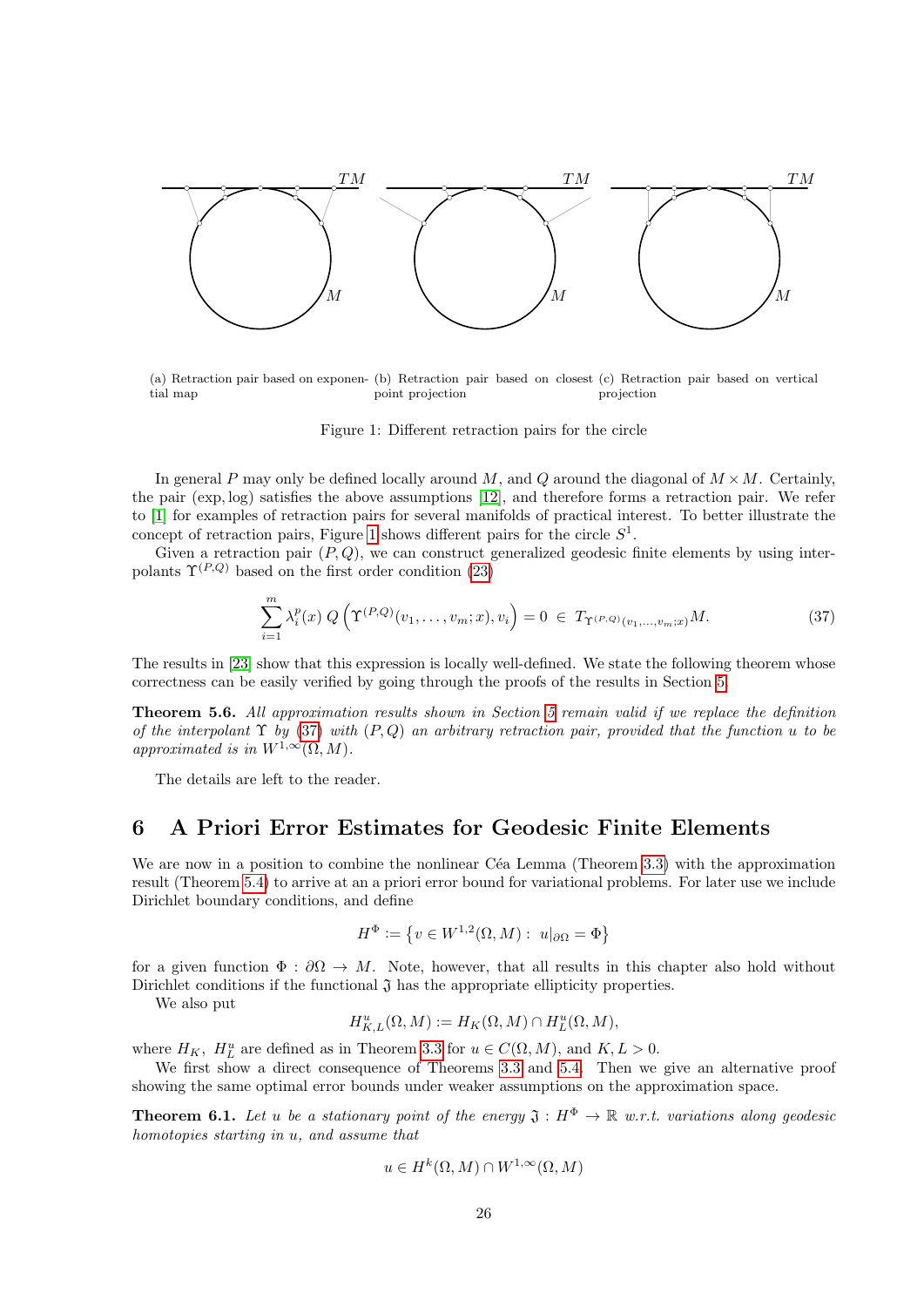(a) Retraction pair based on exponential map (b) Retraction pair based on closest point projection (c) Retraction pair based on vertical projection

Figure 1: Different retraction pairs for the circle

In general $P$ may only be defined locally around $M$, and $Q$ around the diagonal of $M \times M$. Certainly, the pair $(\exp, \log)$ satisfies the above assumptions [12], and therefore forms a retraction pair. We refer to [1] for examples of retraction pairs for several manifolds of practical interest. To better illustrate the concept of retraction pairs, Figure 1 shows different pairs for the circle $S^1$.

Given a retraction pair $(P, Q)$, we can construct generalized geodesic finite elements by using interpolants $\Upsilon^{(P,Q)}$ based on the first order condition (23)

$$\sum_{i=1}^{m} \lambda_i^p(x)\, Q\left(\Upsilon^{(P,Q)}(v_1, \dots, v_m; x), v_i\right) = 0 \;\in\; T_{\Upsilon^{(P,Q)}(v_1,\dots,v_m;x)} M. \tag{37}$$

The results in [23] show that this expression is locally well-defined. We state the following theorem whose correctness can be easily verified by going through the proofs of the results in Section 5.

**Theorem 5.6.** *All approximation results shown in Section 5 remain valid if we replace the definition of the interpolant $\Upsilon$ by (37) with $(P, Q)$ an arbitrary retraction pair, provided that the function $u$ to be approximated is in $W^{1,\infty}(\Omega, M)$.*

The details are left to the reader.

## 6 A Priori Error Estimates for Geodesic Finite Elements

We are now in a position to combine the nonlinear Céa Lemma (Theorem 3.3) with the approximation result (Theorem 5.4) to arrive at an a priori error bound for variational problems. For later use we include Dirichlet boundary conditions, and define

$$H^\Phi := \left\{ v \in W^{1,2}(\Omega, M) : \; u|_{\partial\Omega} = \Phi \right\}$$

for a given function $\Phi : \partial\Omega \to M$. Note, however, that all results in this chapter also hold without Dirichlet conditions if the functional $\mathfrak{J}$ has the appropriate ellipticity properties.

We also put

$$H^u_{K,L}(\Omega, M) := H_K(\Omega, M) \cap H^u_L(\Omega, M),$$

where $H_K$, $H^u_L$ are defined as in Theorem 3.3 for $u \in C(\Omega, M)$, and $K, L > 0$.

We first show a direct consequence of Theorems 3.3 and 5.4. Then we give an alternative proof showing the same optimal error bounds under weaker assumptions on the approximation space.

**Theorem 6.1.** *Let $u$ be a stationary point of the energy $\mathfrak{J} : H^\Phi \to \mathbb{R}$ w.r.t. variations along geodesic homotopies starting in $u$, and assume that*

$$u \in H^k(\Omega, M) \cap W^{1,\infty}(\Omega, M)$$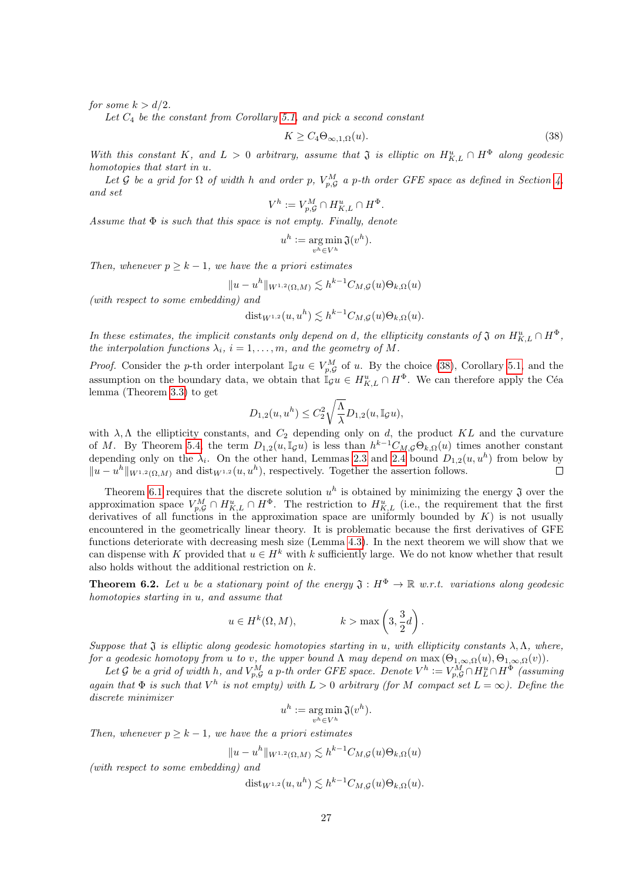*for some $k > d/2$.*

*Let $C_4$ be the constant from Corollary 5.1, and pick a second constant*

$$K \geq C_4 \Theta_{\infty,1,\Omega}(u). \tag{38}$$

*With this constant $K$, and $L > 0$ arbitrary, assume that $\mathfrak{J}$ is elliptic on $H^u_{K,L} \cap H^\Phi$ along geodesic homotopies that start in $u$.*

*Let $\mathcal{G}$ be a grid for $\Omega$ of width $h$ and order $p$, $V^M_{p,\mathcal{G}}$ a $p$-th order GFE space as defined in Section 4, and set*

$$V^h := V^M_{p,\mathcal{G}} \cap H^u_{K,L} \cap H^\Phi.$$

*Assume that $\Phi$ is such that this space is not empty. Finally, denote*

$$u^h := \operatorname*{arg\,min}_{v^h \in V^h} \mathfrak{J}(v^h).$$

*Then, whenever $p \geq k-1$, we have the a priori estimates*

$$\|u - u^h\|_{W^{1,2}(\Omega,M)} \lesssim h^{k-1} C_{M,\mathcal{G}}(u) \Theta_{k,\Omega}(u)$$

*(with respect to some embedding) and*

$$\operatorname{dist}_{W^{1,2}}(u, u^h) \lesssim h^{k-1} C_{M,\mathcal{G}}(u) \Theta_{k,\Omega}(u).$$

*In these estimates, the implicit constants only depend on d, the ellipticity constants of $\mathfrak{J}$ on $H^u_{K,L} \cap H^\Phi$, the interpolation functions $\lambda_i$, $i = 1, \dots, m$, and the geometry of $M$.*

*Proof.* Consider the $p$-th order interpolant $\mathbb{I}_\mathcal{G} u \in V^M_{p,\mathcal{G}}$ of $u$. By the choice (38), Corollary 5.1 and the assumption on the boundary data, we obtain that $\mathbb{I}_\mathcal{G} u \in H^u_{K,L} \cap H^\Phi$. We can therefore apply the Céa lemma (Theorem 3.3) to get

$$D_{1,2}(u, u^h) \leq C_2^2 \sqrt{\frac{\Lambda}{\lambda}} D_{1,2}(u, \mathbb{I}_\mathcal{G} u),$$

with $\lambda, \Lambda$ the ellipticity constants, and $C_2$ depending only on $d$, the product $KL$ and the curvature of $M$. By Theorem 5.4, the term $D_{1,2}(u, \mathbb{I}_\mathcal{G} u)$ is less than $h^{k-1} C_{M,\mathcal{G}} \Theta_{k,\Omega}(u)$ times another constant depending only on the $\lambda_i$. On the other hand, Lemmas 2.3 and 2.4 bound $D_{1,2}(u, u^h)$ from below by $\|u - u^h\|_{W^{1,2}(\Omega,M)}$ and $\operatorname{dist}_{W^{1,2}}(u, u^h)$, respectively. Together the assertion follows. ∎

Theorem 6.1 requires that the discrete solution $u^h$ is obtained by minimizing the energy $\mathfrak{J}$ over the approximation space $V^M_{p,\mathcal{G}} \cap H^u_{K,L} \cap H^\Phi$. The restriction to $H^u_{K,L}$ (i.e., the requirement that the first derivatives of all functions in the approximation space are uniformly bounded by $K$) is not usually encountered in the geometrically linear theory. It is problematic because the first derivatives of GFE functions deteriorate with decreasing mesh size (Lemma 4.3). In the next theorem we will show that we can dispense with $K$ provided that $u \in H^k$ with $k$ sufficiently large. We do not know whether that result also holds without the additional restriction on $k$.

**Theorem 6.2.** *Let $u$ be a stationary point of the energy $\mathfrak{J} : H^\Phi \to \mathbb{R}$ w.r.t. variations along geodesic homotopies starting in $u$, and assume that*

$$u \in H^k(\Omega, M), \qquad\qquad k > \max\left(3, \frac{3}{2}d\right).$$

*Suppose that $\mathfrak{J}$ is elliptic along geodesic homotopies starting in $u$, with ellipticity constants $\lambda, \Lambda$, where, for a geodesic homotopy from $u$ to $v$, the upper bound $\Lambda$ may depend on $\max(\Theta_{1,\infty,\Omega}(u), \Theta_{1,\infty,\Omega}(v))$.*

*Let $\mathcal{G}$ be a grid of width $h$, and $V^M_{p,\mathcal{G}}$ a $p$-th order GFE space. Denote $V^h := V^M_{p,\mathcal{G}} \cap H^u_L \cap H^\Phi$ (assuming again that $\Phi$ is such that $V^h$ is not empty) with $L > 0$ arbitrary (for $M$ compact set $L = \infty$). Define the discrete minimizer*

$$u^h := \operatorname*{arg\,min}_{v^h \in V^h} \mathfrak{J}(v^h).$$

*Then, whenever $p \geq k-1$, we have the a priori estimates*

$$\|u - u^h\|_{W^{1,2}(\Omega,M)} \lesssim h^{k-1} C_{M,\mathcal{G}}(u) \Theta_{k,\Omega}(u)$$

*(with respect to some embedding) and*

$$\operatorname{dist}_{W^{1,2}}(u, u^h) \lesssim h^{k-1} C_{M,\mathcal{G}}(u) \Theta_{k,\Omega}(u).$$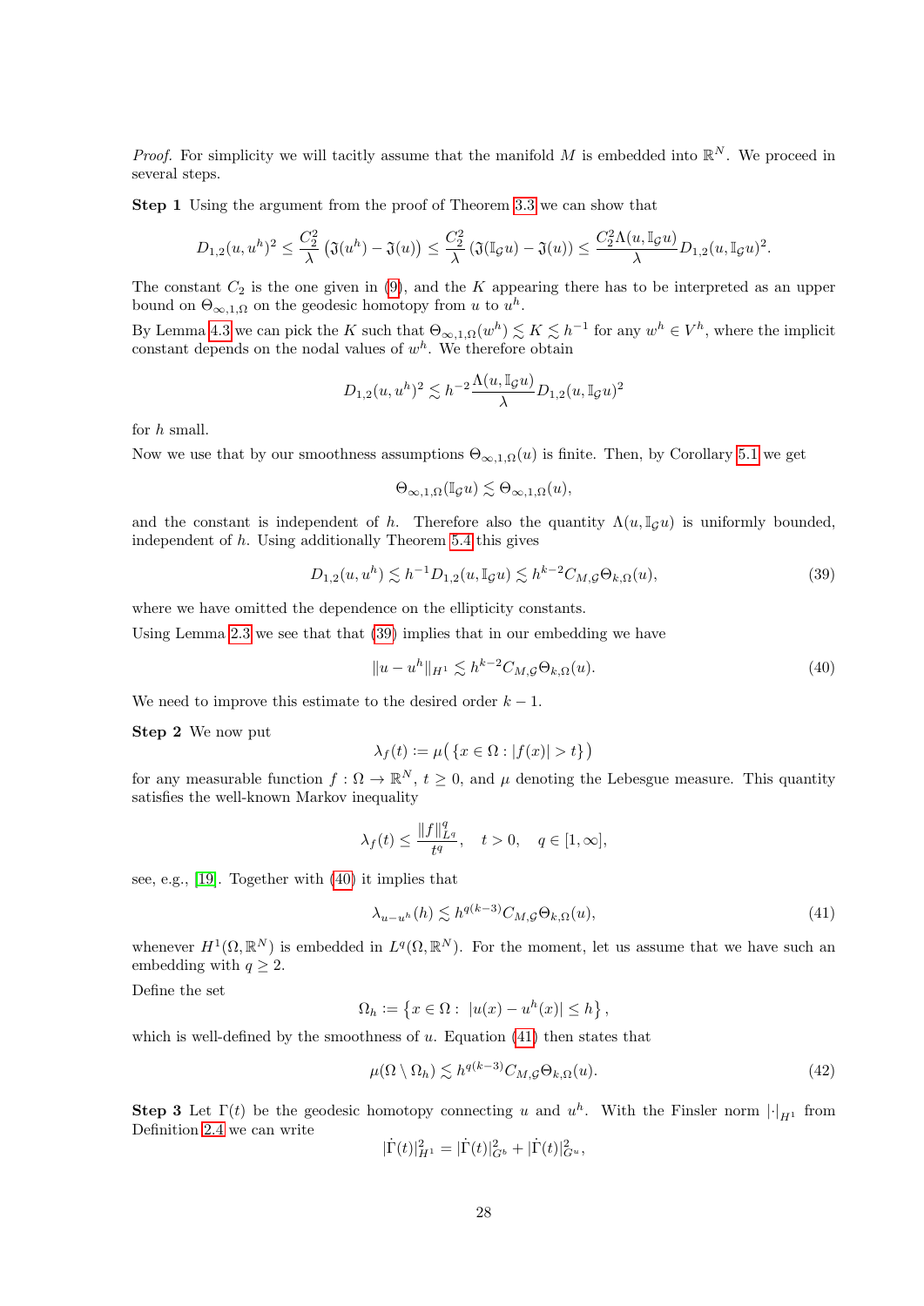*Proof.* For simplicity we will tacitly assume that the manifold $M$ is embedded into $\mathbb{R}^N$. We proceed in several steps.

**Step 1** Using the argument from the proof of Theorem 3.3 we can show that

$$D_{1,2}(u,u^h)^2 \le \frac{C_2^2}{\lambda}\left(\mathfrak{J}(u^h) - \mathfrak{J}(u)\right) \le \frac{C_2^2}{\lambda}\left(\mathfrak{J}(\mathbb{I}_{\mathcal{G}}u) - \mathfrak{J}(u)\right) \le \frac{C_2^2 \Lambda(u,\mathbb{I}_{\mathcal{G}}u)}{\lambda} D_{1,2}(u,\mathbb{I}_{\mathcal{G}}u)^2.$$

The constant $C_2$ is the one given in (9), and the $K$ appearing there has to be interpreted as an upper bound on $\Theta_{\infty,1,\Omega}$ on the geodesic homotopy from $u$ to $u^h$.

By Lemma 4.3 we can pick the $K$ such that $\Theta_{\infty,1,\Omega}(w^h) \lesssim K \lesssim h^{-1}$ for any $w^h \in V^h$, where the implicit constant depends on the nodal values of $w^h$. We therefore obtain

$$D_{1,2}(u,u^h)^2 \lesssim h^{-2}\frac{\Lambda(u,\mathbb{I}_{\mathcal{G}}u)}{\lambda} D_{1,2}(u,\mathbb{I}_{\mathcal{G}}u)^2$$

for $h$ small.

Now we use that by our smoothness assumptions $\Theta_{\infty,1,\Omega}(u)$ is finite. Then, by Corollary 5.1 we get

$$\Theta_{\infty,1,\Omega}(\mathbb{I}_{\mathcal{G}}u) \lesssim \Theta_{\infty,1,\Omega}(u),$$

and the constant is independent of $h$. Therefore also the quantity $\Lambda(u,\mathbb{I}_{\mathcal{G}}u)$ is uniformly bounded, independent of $h$. Using additionally Theorem 5.4 this gives

$$D_{1,2}(u,u^h) \lesssim h^{-1} D_{1,2}(u,\mathbb{I}_{\mathcal{G}}u) \lesssim h^{k-2} C_{M,\mathcal{G}} \Theta_{k,\Omega}(u), \tag{39}$$

where we have omitted the dependence on the ellipticity constants.

Using Lemma 2.3 we see that that (39) implies that in our embedding we have

$$\|u - u^h\|_{H^1} \lesssim h^{k-2} C_{M,\mathcal{G}} \Theta_{k,\Omega}(u). \tag{40}$$

We need to improve this estimate to the desired order $k-1$.

**Step 2** We now put

$$\lambda_f(t) := \mu\big(\{x \in \Omega : |f(x)| > t\}\big)$$

for any measurable function $f : \Omega \to \mathbb{R}^N$, $t \ge 0$, and $\mu$ denoting the Lebesgue measure. This quantity satisfies the well-known Markov inequality

$$\lambda_f(t) \le \frac{\|f\|_{L^q}^q}{t^q}, \quad t > 0, \quad q \in [1,\infty],$$

see, e.g., [19]. Together with (40) it implies that

$$\lambda_{u-u^h}(h) \lesssim h^{q(k-3)} C_{M,\mathcal{G}} \Theta_{k,\Omega}(u), \tag{41}$$

whenever $H^1(\Omega,\mathbb{R}^N)$ is embedded in $L^q(\Omega,\mathbb{R}^N)$. For the moment, let us assume that we have such an embedding with $q \ge 2$.

Define the set

$$\Omega_h := \left\{x \in \Omega : \; |u(x) - u^h(x)| \le h\right\},$$

which is well-defined by the smoothness of $u$. Equation (41) then states that

$$\mu(\Omega \setminus \Omega_h) \lesssim h^{q(k-3)} C_{M,\mathcal{G}} \Theta_{k,\Omega}(u). \tag{42}$$

**Step 3** Let $\Gamma(t)$ be the geodesic homotopy connecting $u$ and $u^h$. With the Finsler norm $|\cdot|_{H^1}$ from Definition 2.4 we can write

$$|\dot{\Gamma}(t)|_{H^1}^2 = |\dot{\Gamma}(t)|_{G^b}^2 + |\dot{\Gamma}(t)|_{G^u}^2,$$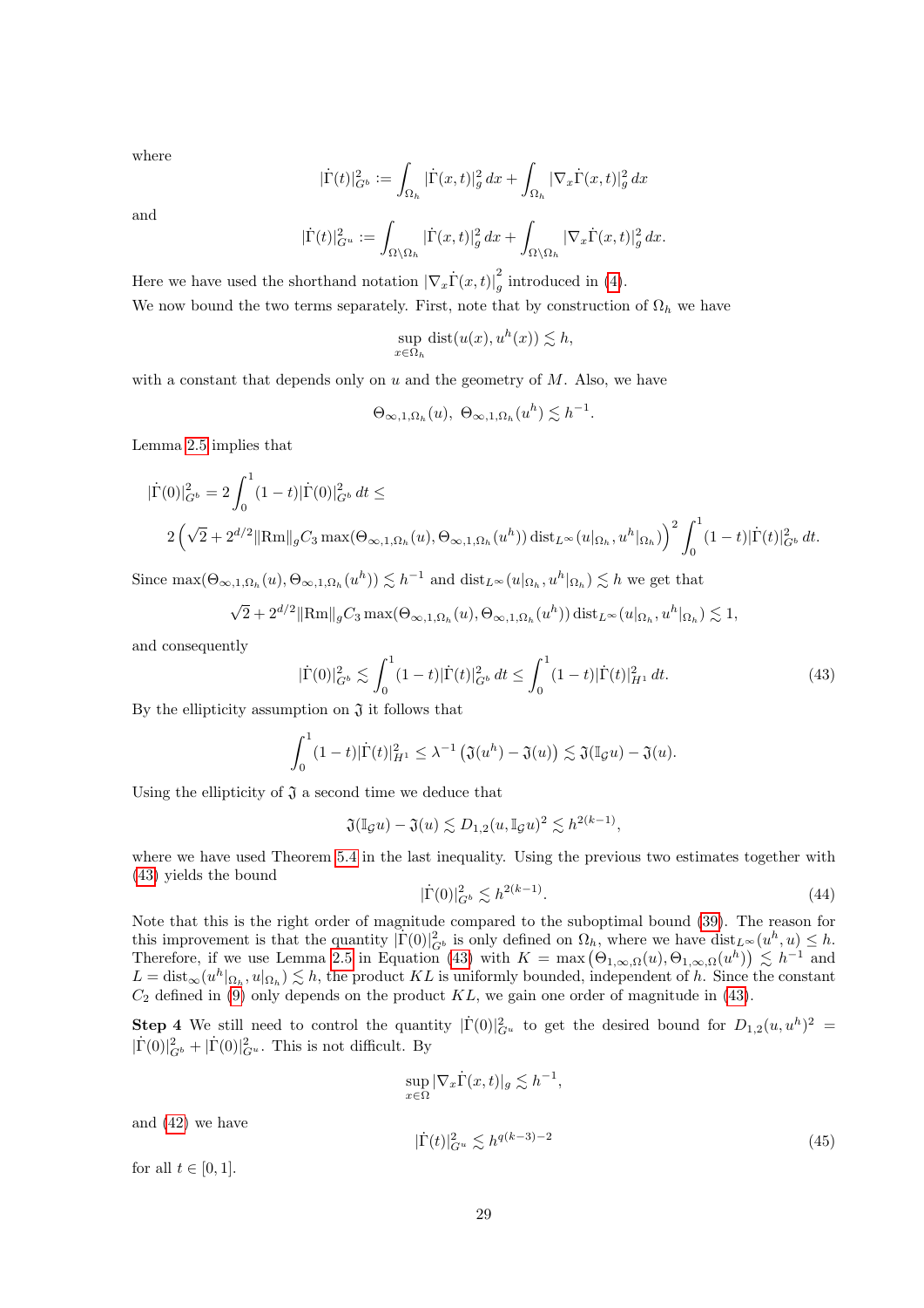where

$$|\dot{\Gamma}(t)|^2_{G^b} := \int_{\Omega_h} |\dot{\Gamma}(x,t)|^2_g \, dx + \int_{\Omega_h} |\nabla_x \dot{\Gamma}(x,t)|^2_g \, dx$$

and

$$|\dot{\Gamma}(t)|^2_{G^u} := \int_{\Omega \setminus \Omega_h} |\dot{\Gamma}(x,t)|^2_g \, dx + \int_{\Omega \setminus \Omega_h} |\nabla_x \dot{\Gamma}(x,t)|^2_g \, dx.$$

Here we have used the shorthand notation $\left|\nabla_x \dot{\Gamma}(x,t)\right|^2_g$ introduced in (4).

We now bound the two terms separately. First, note that by construction of $\Omega_h$ we have

$$\sup_{x \in \Omega_h} \operatorname{dist}(u(x), u^h(x)) \lesssim h,$$

with a constant that depends only on $u$ and the geometry of $M$. Also, we have

$$\Theta_{\infty,1,\Omega_h}(u),\ \Theta_{\infty,1,\Omega_h}(u^h) \lesssim h^{-1}.$$

Lemma 2.5 implies that

$$\begin{aligned}
&|\dot{\Gamma}(0)|^2_{G^b} = 2\int_0^1 (1-t)|\dot{\Gamma}(0)|^2_{G^b} \, dt \leq \\
&\quad 2\left(\sqrt{2} + 2^{d/2}\|\mathrm{Rm}\|_g C_3 \max(\Theta_{\infty,1,\Omega_h}(u), \Theta_{\infty,1,\Omega_h}(u^h)) \operatorname{dist}_{L^\infty}(u|_{\Omega_h}, u^h|_{\Omega_h})\right)^2 \int_0^1 (1-t)|\dot{\Gamma}(t)|^2_{G^b} \, dt.
\end{aligned}$$

Since $\max(\Theta_{\infty,1,\Omega_h}(u), \Theta_{\infty,1,\Omega_h}(u^h)) \lesssim h^{-1}$ and $\operatorname{dist}_{L^\infty}(u|_{\Omega_h}, u^h|_{\Omega_h}) \lesssim h$ we get that

$$\sqrt{2} + 2^{d/2}\|\mathrm{Rm}\|_g C_3 \max(\Theta_{\infty,1,\Omega_h}(u), \Theta_{\infty,1,\Omega_h}(u^h)) \operatorname{dist}_{L^\infty}(u|_{\Omega_h}, u^h|_{\Omega_h}) \lesssim 1,$$

and consequently

$$|\dot{\Gamma}(0)|^2_{G^b} \lesssim \int_0^1 (1-t)|\dot{\Gamma}(t)|^2_{G^b} \, dt \leq \int_0^1 (1-t)|\dot{\Gamma}(t)|^2_{H^1} \, dt. \tag{43}$$

By the ellipticity assumption on $\mathfrak{J}$ it follows that

$$\int_0^1 (1-t)|\dot{\Gamma}(t)|^2_{H^1} \leq \lambda^{-1}\left(\mathfrak{J}(u^h) - \mathfrak{J}(u)\right) \lesssim \mathfrak{J}(\mathbb{I}_{\mathcal{G}} u) - \mathfrak{J}(u).$$

Using the ellipticity of $\mathfrak{J}$ a second time we deduce that

$$\mathfrak{J}(\mathbb{I}_{\mathcal{G}} u) - \mathfrak{J}(u) \lesssim D_{1,2}(u, \mathbb{I}_{\mathcal{G}} u)^2 \lesssim h^{2(k-1)},$$

where we have used Theorem 5.4 in the last inequality. Using the previous two estimates together with (43) yields the bound

$$|\dot{\Gamma}(0)|^2_{G^b} \lesssim h^{2(k-1)}. \tag{44}$$

Note that this is the right order of magnitude compared to the suboptimal bound (39). The reason for this improvement is that the quantity $|\dot{\Gamma}(0)|^2_{G^b}$ is only defined on $\Omega_h$, where we have $\operatorname{dist}_{L^\infty}(u^h, u) \leq h$. Therefore, if we use Lemma 2.5 in Equation (43) with $K = \max\left(\Theta_{1,\infty,\Omega}(u), \Theta_{1,\infty,\Omega}(u^h)\right) \lesssim h^{-1}$ and $L = \operatorname{dist}_\infty(u^h|_{\Omega_h}, u|_{\Omega_h}) \lesssim h$, the product $KL$ is uniformly bounded, independent of $h$. Since the constant $C_2$ defined in (9) only depends on the product $KL$, we gain one order of magnitude in (43).

**Step 4** We still need to control the quantity $|\dot{\Gamma}(0)|^2_{G^u}$ to get the desired bound for $D_{1,2}(u, u^h)^2 = |\dot{\Gamma}(0)|^2_{G^b} + |\dot{\Gamma}(0)|^2_{G^u}$. This is not difficult. By

$$\sup_{x \in \Omega} |\nabla_x \dot{\Gamma}(x,t)|_g \lesssim h^{-1},$$

and (42) we have

$$|\dot{\Gamma}(t)|^2_{G^u} \lesssim h^{q(k-3)-2} \tag{45}$$

for all $t \in [0,1]$.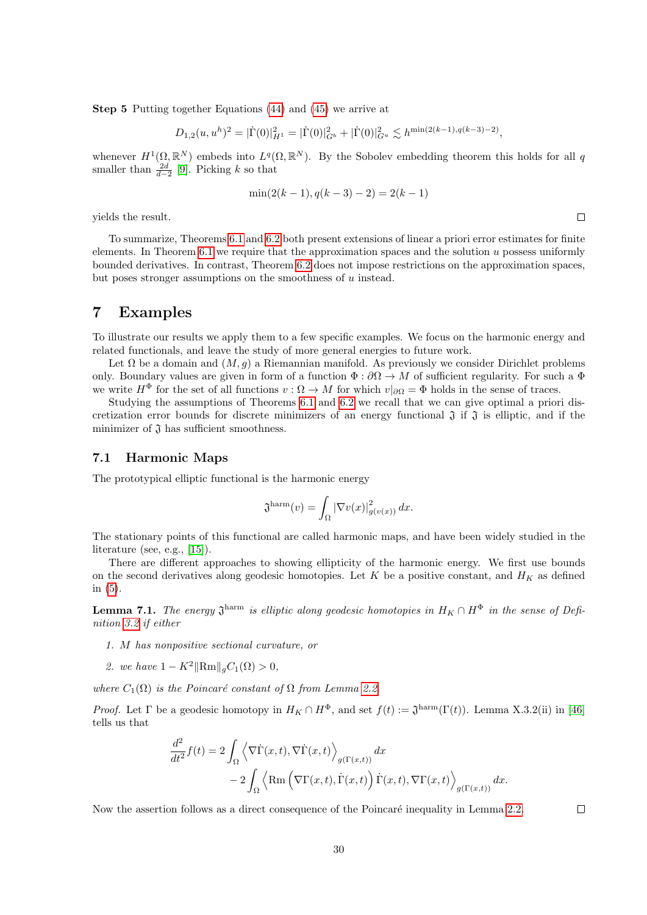**Step 5** Putting together Equations (44) and (45) we arrive at

$$D_{1,2}(u,u^h)^2 = |\dot\Gamma(0)|^2_{H^1} = |\dot\Gamma(0)|^2_{G^b} + |\dot\Gamma(0)|^2_{G^u} \lesssim h^{\min(2(k-1), q(k-3)-2)},$$

whenever $H^1(\Omega,\mathbb{R}^N)$ embeds into $L^q(\Omega,\mathbb{R}^N)$. By the Sobolev embedding theorem this holds for all $q$ smaller than $\frac{2d}{d-2}$ [9]. Picking $k$ so that

$$\min(2(k-1), q(k-3)-2) = 2(k-1)$$

yields the result. ∎

To summarize, Theorems 6.1 and 6.2 both present extensions of linear a priori error estimates for finite elements. In Theorem 6.1 we require that the approximation spaces and the solution $u$ possess uniformly bounded derivatives. In contrast, Theorem 6.2 does not impose restrictions on the approximation spaces, but poses stronger assumptions on the smoothness of $u$ instead.

# 7 Examples

To illustrate our results we apply them to a few specific examples. We focus on the harmonic energy and related functionals, and leave the study of more general energies to future work.

Let $\Omega$ be a domain and $(M,g)$ a Riemannian manifold. As previously we consider Dirichlet problems only. Boundary values are given in form of a function $\Phi : \partial\Omega \to M$ of sufficient regularity. For such a $\Phi$ we write $H^\Phi$ for the set of all functions $v : \Omega \to M$ for which $v|_{\partial\Omega} = \Phi$ holds in the sense of traces.

Studying the assumptions of Theorems 6.1 and 6.2 we recall that we can give optimal a priori discretization error bounds for discrete minimizers of an energy functional $\mathfrak{J}$ if $\mathfrak{J}$ is elliptic, and if the minimizer of $\mathfrak{J}$ has sufficient smoothness.

## 7.1 Harmonic Maps

The prototypical elliptic functional is the harmonic energy

$$\mathfrak{J}^{\mathrm{harm}}(v) = \int_\Omega |\nabla v(x)|^2_{g(v(x))}\,dx.$$

The stationary points of this functional are called harmonic maps, and have been widely studied in the literature (see, e.g., [15]).

There are different approaches to showing ellipticity of the harmonic energy. We first use bounds on the second derivatives along geodesic homotopies. Let $K$ be a positive constant, and $H_K$ as defined in (5).

**Lemma 7.1.** *The energy $\mathfrak{J}^{\mathrm{harm}}$ is elliptic along geodesic homotopies in $H_K \cap H^\Phi$ in the sense of Definition 3.2 if either*

1. *$M$ has nonpositive sectional curvature, or*
2. *we have $1 - K^2\|\mathrm{Rm}\|_g C_1(\Omega) > 0$,*

*where $C_1(\Omega)$ is the Poincaré constant of $\Omega$ from Lemma 2.2.*

*Proof.* Let $\Gamma$ be a geodesic homotopy in $H_K \cap H^\Phi$, and set $f(t) := \mathfrak{J}^{\mathrm{harm}}(\Gamma(t))$. Lemma X.3.2(ii) in [46] tells us that

$$\begin{aligned}\frac{d^2}{dt^2}f(t) &= 2\int_\Omega \left\langle \nabla\dot\Gamma(x,t), \nabla\dot\Gamma(x,t)\right\rangle_{g(\Gamma(x,t))}dx\\ &\quad - 2\int_\Omega \left\langle \mathrm{Rm}\left(\nabla\Gamma(x,t), \dot\Gamma(x,t)\right)\dot\Gamma(x,t), \nabla\Gamma(x,t)\right\rangle_{g(\Gamma(x,t))}dx.\end{aligned}$$

Now the assertion follows as a direct consequence of the Poincaré inequality in Lemma 2.2. ∎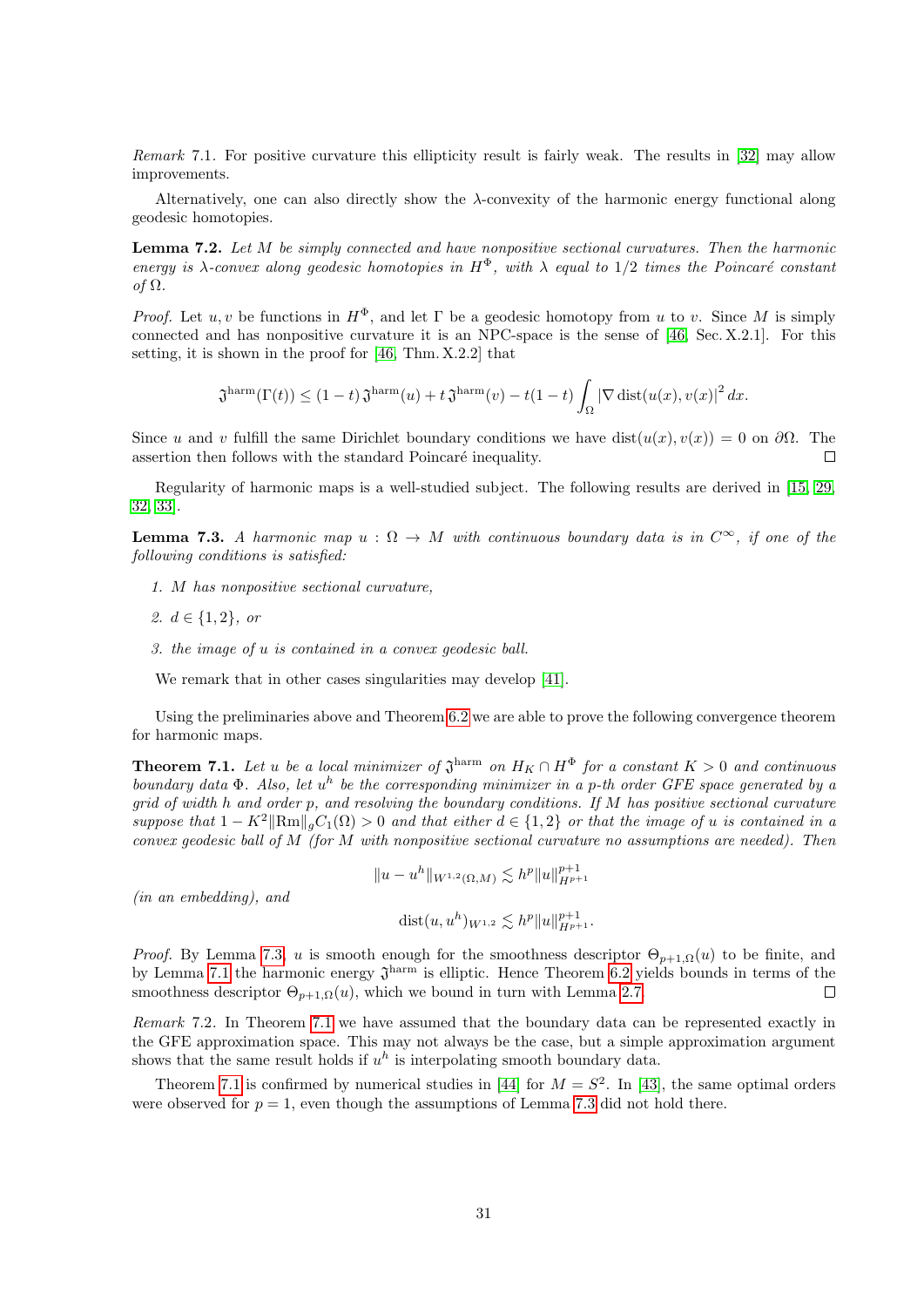*Remark* 7.1. For positive curvature this ellipticity result is fairly weak. The results in [32] may allow improvements.

Alternatively, one can also directly show the $\lambda$-convexity of the harmonic energy functional along geodesic homotopies.

**Lemma 7.2.** *Let $M$ be simply connected and have nonpositive sectional curvatures. Then the harmonic energy is $\lambda$-convex along geodesic homotopies in $H^\Phi$, with $\lambda$ equal to $1/2$ times the Poincaré constant of $\Omega$.*

*Proof.* Let $u, v$ be functions in $H^\Phi$, and let $\Gamma$ be a geodesic homotopy from $u$ to $v$. Since $M$ is simply connected and has nonpositive curvature it is an NPC-space is the sense of [46, Sec. X.2.1]. For this setting, it is shown in the proof for [46, Thm. X.2.2] that

$$\mathfrak{J}^{\text{harm}}(\Gamma(t)) \leq (1-t)\,\mathfrak{J}^{\text{harm}}(u) + t\,\mathfrak{J}^{\text{harm}}(v) - t(1-t)\int_\Omega \left|\nabla \operatorname{dist}(u(x), v(x)\right|^2 dx.$$

Since $u$ and $v$ fulfill the same Dirichlet boundary conditions we have $\operatorname{dist}(u(x), v(x)) = 0$ on $\partial\Omega$. The assertion then follows with the standard Poincaré inequality. $\square$

Regularity of harmonic maps is a well-studied subject. The following results are derived in [15, 29, 32, 33].

**Lemma 7.3.** *A harmonic map $u : \Omega \to M$ with continuous boundary data is in $C^\infty$, if one of the following conditions is satisfied:*

1. *$M$ has nonpositive sectional curvature,*
2. *$d \in \{1, 2\}$, or*
3. *the image of $u$ is contained in a convex geodesic ball.*

We remark that in other cases singularities may develop [41].

Using the preliminaries above and Theorem 6.2 we are able to prove the following convergence theorem for harmonic maps.

**Theorem 7.1.** *Let $u$ be a local minimizer of $\mathfrak{J}^{\text{harm}}$ on $H_K \cap H^\Phi$ for a constant $K > 0$ and continuous boundary data $\Phi$. Also, let $u^h$ be the corresponding minimizer in a $p$-th order GFE space generated by a grid of width $h$ and order $p$, and resolving the boundary conditions. If $M$ has positive sectional curvature suppose that $1 - K^2\|\text{Rm}\|_g C_1(\Omega) > 0$ and that either $d \in \{1, 2\}$ or that the image of $u$ is contained in a convex geodesic ball of $M$ (for $M$ with nonpositive sectional curvature no assumptions are needed). Then*

$$\|u - u^h\|_{W^{1,2}(\Omega,M)} \lesssim h^p \|u\|_{H^{p+1}}^{p+1}$$

*(in an embedding), and*

$$\operatorname{dist}(u, u^h)_{W^{1,2}} \lesssim h^p \|u\|_{H^{p+1}}^{p+1}.$$

*Proof.* By Lemma 7.3, $u$ is smooth enough for the smoothness descriptor $\Theta_{p+1,\Omega}(u)$ to be finite, and by Lemma 7.1 the harmonic energy $\mathfrak{J}^{\text{harm}}$ is elliptic. Hence Theorem 6.2 yields bounds in terms of the smoothness descriptor $\Theta_{p+1,\Omega}(u)$, which we bound in turn with Lemma 2.7. $\square$

*Remark* 7.2. In Theorem 7.1 we have assumed that the boundary data can be represented exactly in the GFE approximation space. This may not always be the case, but a simple approximation argument shows that the same result holds if $u^h$ is interpolating smooth boundary data.

Theorem 7.1 is confirmed by numerical studies in [44] for $M = S^2$. In [43], the same optimal orders were observed for $p = 1$, even though the assumptions of Lemma 7.3 did not hold there.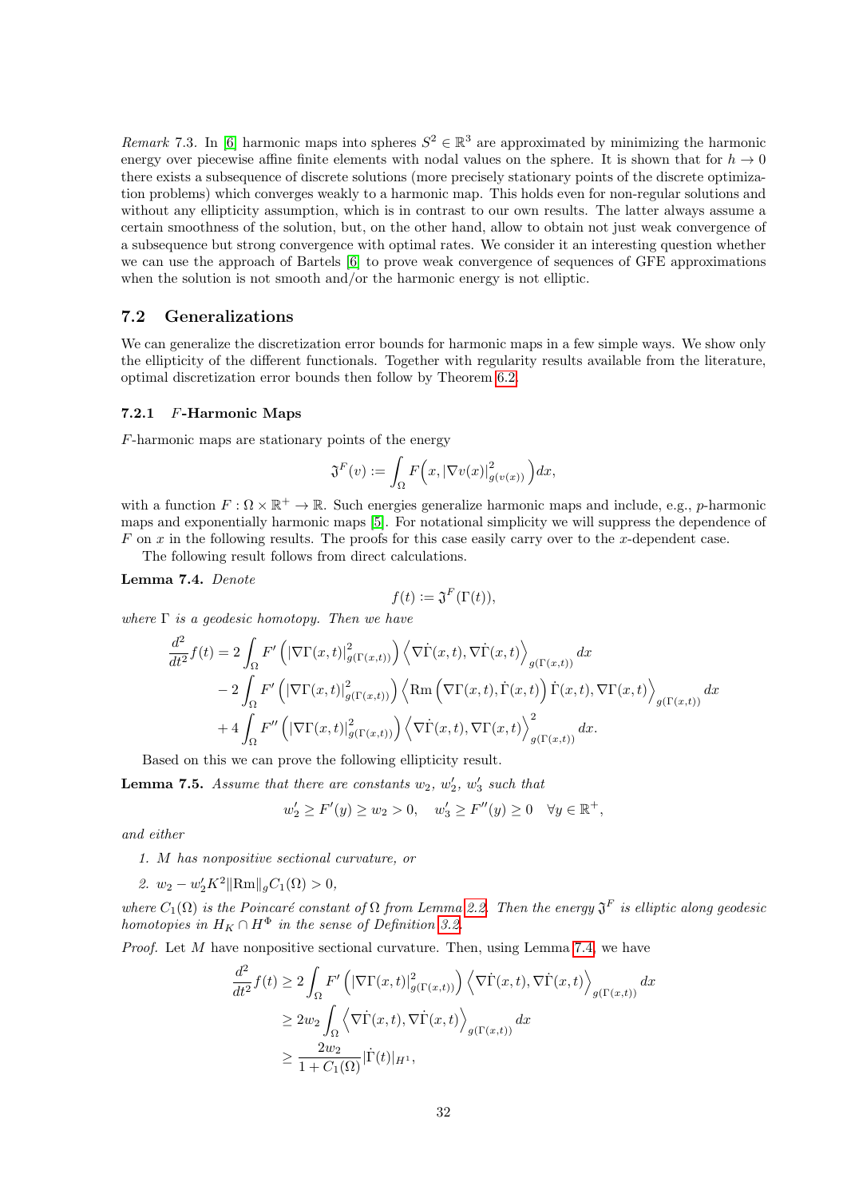*Remark* 7.3. In [6] harmonic maps into spheres $S^2 \in \mathbb{R}^3$ are approximated by minimizing the harmonic energy over piecewise affine finite elements with nodal values on the sphere. It is shown that for $h \to 0$ there exists a subsequence of discrete solutions (more precisely stationary points of the discrete optimization problems) which converges weakly to a harmonic map. This holds even for non-regular solutions and without any ellipticity assumption, which is in contrast to our own results. The latter always assume a certain smoothness of the solution, but, on the other hand, allow to obtain not just weak convergence of a subsequence but strong convergence with optimal rates. We consider it an interesting question whether we can use the approach of Bartels [6] to prove weak convergence of sequences of GFE approximations when the solution is not smooth and/or the harmonic energy is not elliptic.

## 7.2 Generalizations

We can generalize the discretization error bounds for harmonic maps in a few simple ways. We show only the ellipticity of the different functionals. Together with regularity results available from the literature, optimal discretization error bounds then follow by Theorem 6.2.

### 7.2.1 $F$-Harmonic Maps

$F$-harmonic maps are stationary points of the energy

$$\mathfrak{J}^F(v) := \int_\Omega F\Big(x, |\nabla v(x)|^2_{g(v(x))}\Big)dx,$$

with a function $F : \Omega \times \mathbb{R}^+ \to \mathbb{R}$. Such energies generalize harmonic maps and include, e.g., $p$-harmonic maps and exponentially harmonic maps [5]. For notational simplicity we will suppress the dependence of $F$ on $x$ in the following results. The proofs for this case easily carry over to the $x$-dependent case.

The following result follows from direct calculations.

**Lemma 7.4.** *Denote*

$$f(t) := \mathfrak{J}^F(\Gamma(t)),$$

*where $\Gamma$ is a geodesic homotopy. Then we have*

$$\begin{aligned}
\frac{d^2}{dt^2}f(t) &= 2\int_\Omega F'\left(|\nabla\Gamma(x,t)|^2_{g(\Gamma(x,t))}\right)\left\langle \nabla\dot\Gamma(x,t), \nabla\dot\Gamma(x,t)\right\rangle_{g(\Gamma(x,t))}dx \\
&\quad - 2\int_\Omega F'\left(|\nabla\Gamma(x,t)|^2_{g(\Gamma(x,t))}\right)\left\langle \mathrm{Rm}\left(\nabla\Gamma(x,t), \dot\Gamma(x,t)\right)\dot\Gamma(x,t), \nabla\Gamma(x,t)\right\rangle_{g(\Gamma(x,t))}dx \\
&\quad + 4\int_\Omega F''\left(|\nabla\Gamma(x,t)|^2_{g(\Gamma(x,t))}\right)\left\langle \nabla\dot\Gamma(x,t), \nabla\Gamma(x,t)\right\rangle^2_{g(\Gamma(x,t))}dx.
\end{aligned}$$

Based on this we can prove the following ellipticity result.

**Lemma 7.5.** *Assume that there are constants $w_2$, $w_2'$, $w_3'$ such that*

$$w_2' \geq F'(y) \geq w_2 > 0, \quad w_3' \geq F''(y) \geq 0 \quad \forall y \in \mathbb{R}^+,$$

*and either*

1. *$M$ has nonpositive sectional curvature, or*
2. *$w_2 - w_2' K^2 \|\mathrm{Rm}\|_g C_1(\Omega) > 0$,*

*where $C_1(\Omega)$ is the Poincaré constant of $\Omega$ from Lemma 2.2. Then the energy $\mathfrak{J}^F$ is elliptic along geodesic homotopies in $H_K \cap H^\Phi$ in the sense of Definition 3.2.*

*Proof.* Let $M$ have nonpositive sectional curvature. Then, using Lemma 7.4, we have

$$\begin{aligned}
\frac{d^2}{dt^2}f(t) &\geq 2\int_\Omega F'\left(|\nabla\Gamma(x,t)|^2_{g(\Gamma(x,t))}\right)\left\langle \nabla\dot\Gamma(x,t), \nabla\dot\Gamma(x,t)\right\rangle_{g(\Gamma(x,t))}dx \\
&\geq 2w_2 \int_\Omega \left\langle \nabla\dot\Gamma(x,t), \nabla\dot\Gamma(x,t)\right\rangle_{g(\Gamma(x,t))}dx \\
&\geq \frac{2w_2}{1+C_1(\Omega)}|\dot\Gamma(t)|_{H^1},
\end{aligned}$$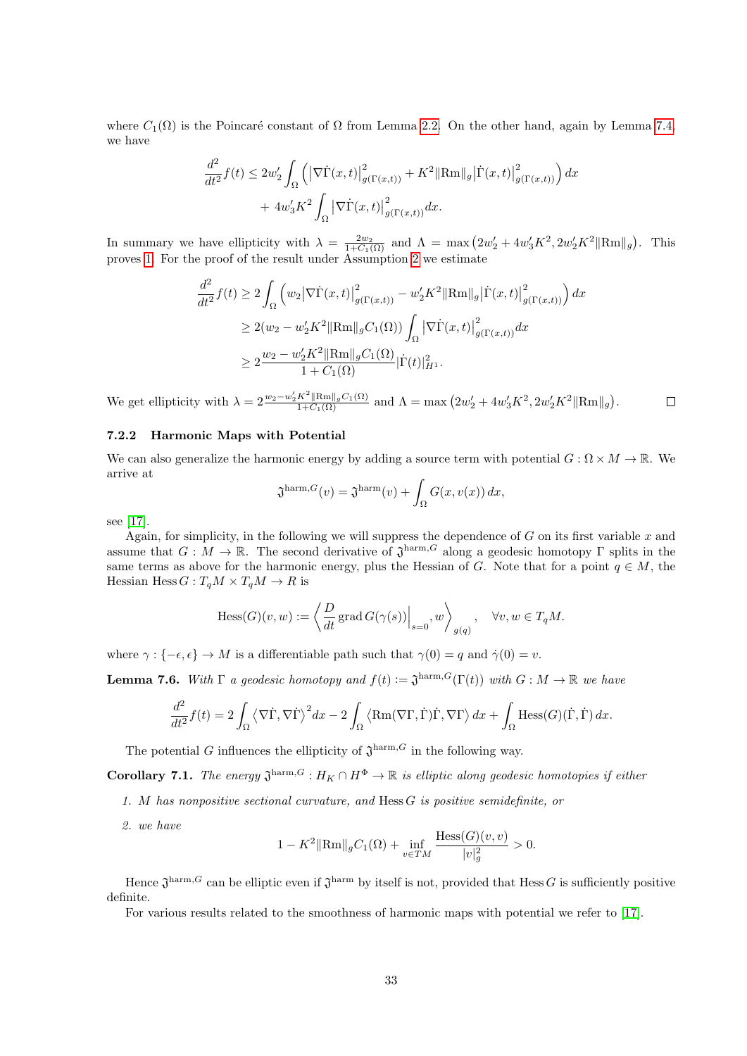where $C_1(\Omega)$ is the Poincaré constant of $\Omega$ from Lemma 2.2. On the other hand, again by Lemma 7.4, we have

$$\frac{d^2}{dt^2}f(t) \leq 2w_2' \int_\Omega \left( \left|\nabla\dot{\Gamma}(x,t)\right|^2_{g(\Gamma(x,t))} + K^2 \|\mathrm{Rm}\|_g \left|\dot{\Gamma}(x,t)\right|^2_{g(\Gamma(x,t))} \right) dx$$
$$+ 4w_3' K^2 \int_\Omega \left|\nabla\dot{\Gamma}(x,t)\right|^2_{g(\Gamma(x,t))} dx.$$

In summary we have ellipticity with $\lambda = \frac{2w_2}{1+C_1(\Omega)}$ and $\Lambda = \max\left(2w_2' + 4w_3'K^2, 2w_2'K^2\|\mathrm{Rm}\|_g\right)$. This proves 1. For the proof of the result under Assumption 2 we estimate

$$\begin{aligned}
\frac{d^2}{dt^2}f(t) &\geq 2\int_\Omega \left( w_2 \left|\nabla\dot{\Gamma}(x,t)\right|^2_{g(\Gamma(x,t))} - w_2' K^2 \|\mathrm{Rm}\|_g \left|\dot{\Gamma}(x,t)\right|^2_{g(\Gamma(x,t))} \right) dx \\
&\geq 2(w_2 - w_2'K^2\|\mathrm{Rm}\|_g C_1(\Omega)) \int_\Omega \left|\nabla\dot{\Gamma}(x,t)\right|^2_{g(\Gamma(x,t))} dx \\
&\geq 2\frac{w_2 - w_2'K^2\|\mathrm{Rm}\|_g C_1(\Omega)}{1+C_1(\Omega)} |\dot{\Gamma}(t)|^2_{H^1}.
\end{aligned}$$

We get ellipticity with $\lambda = 2\frac{w_2 - w_2'K^2\|\mathrm{Rm}\|_g C_1(\Omega)}{1+C_1(\Omega)}$ and $\Lambda = \max\left(2w_2' + 4w_3'K^2, 2w_2'K^2\|\mathrm{Rm}\|_g\right)$. ◻

### 7.2.2 Harmonic Maps with Potential

We can also generalize the harmonic energy by adding a source term with potential $G : \Omega \times M \to \mathbb{R}$. We arrive at

$$\mathfrak{J}^{\mathrm{harm},G}(v) = \mathfrak{J}^{\mathrm{harm}}(v) + \int_\Omega G(x, v(x))\, dx,$$

see [17].

Again, for simplicity, in the following we will suppress the dependence of $G$ on its first variable $x$ and assume that $G : M \to \mathbb{R}$. The second derivative of $\mathfrak{J}^{\mathrm{harm},G}$ along a geodesic homotopy $\Gamma$ splits in the same terms as above for the harmonic energy, plus the Hessian of $G$. Note that for a point $q \in M$, the Hessian $\mathrm{Hess}\, G : T_qM \times T_qM \to R$ is

$$\mathrm{Hess}(G)(v,w) := \left\langle \frac{D}{dt}\,\mathrm{grad}\, G(\gamma(s))\Big|_{s=0}, w \right\rangle_{g(q)}, \quad \forall v, w \in T_qM.$$

where $\gamma : \{-\epsilon, \epsilon\} \to M$ is a differentiable path such that $\gamma(0) = q$ and $\dot{\gamma}(0) = v$.

**Lemma 7.6.** *With $\Gamma$ a geodesic homotopy and $f(t) := \mathfrak{J}^{\mathrm{harm},G}(\Gamma(t))$ with $G : M \to \mathbb{R}$ we have*

$$\frac{d^2}{dt^2}f(t) = 2\int_\Omega \left\langle \nabla\dot{\Gamma}, \nabla\dot{\Gamma} \right\rangle^2 dx - 2\int_\Omega \left\langle \mathrm{Rm}(\nabla\Gamma, \dot{\Gamma})\dot{\Gamma}, \nabla\Gamma \right\rangle dx + \int_\Omega \mathrm{Hess}(G)(\dot{\Gamma}, \dot{\Gamma})\, dx.$$

The potential $G$ influences the ellipticity of $\mathfrak{J}^{\mathrm{harm},G}$ in the following way.

**Corollary 7.1.** *The energy $\mathfrak{J}^{\mathrm{harm},G} : H_K \cap H^\Phi \to \mathbb{R}$ is elliptic along geodesic homotopies if either*

1. *$M$ has nonpositive sectional curvature, and $\mathrm{Hess}\, G$ is positive semidefinite, or*
2. *we have*

$$1 - K^2\|\mathrm{Rm}\|_g C_1(\Omega) + \inf_{v \in TM} \frac{\mathrm{Hess}(G)(v,v)}{|v|_g^2} > 0.$$

Hence $\mathfrak{J}^{\mathrm{harm},G}$ can be elliptic even if $\mathfrak{J}^{\mathrm{harm}}$ by itself is not, provided that $\mathrm{Hess}\, G$ is sufficiently positive definite.

For various results related to the smoothness of harmonic maps with potential we refer to [17].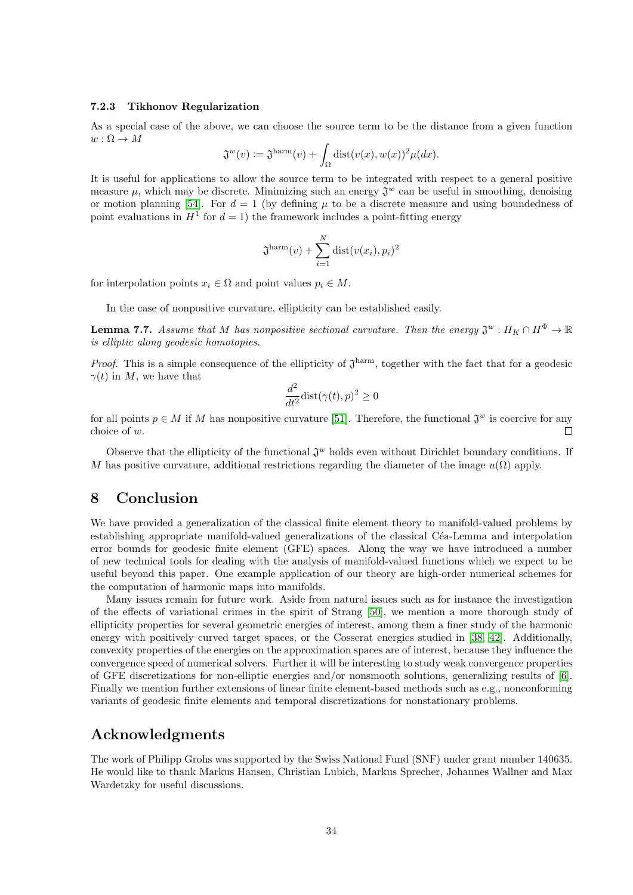#### 7.2.3 Tikhonov Regularization

As a special case of the above, we can choose the source term to be the distance from a given function $w : \Omega \to M$

$$\mathfrak{J}^w(v) := \mathfrak{J}^{\text{harm}}(v) + \int_\Omega \operatorname{dist}(v(x), w(x))^2 \mu(dx).$$

It is useful for applications to allow the source term to be integrated with respect to a general positive measure $\mu$, which may be discrete. Minimizing such an energy $\mathfrak{J}^w$ can be useful in smoothing, denoising or motion planning [54]. For $d = 1$ (by defining $\mu$ to be a discrete measure and using boundedness of point evaluations in $H^1$ for $d = 1$) the framework includes a point-fitting energy

$$\mathfrak{J}^{\text{harm}}(v) + \sum_{i=1}^N \operatorname{dist}(v(x_i), p_i)^2$$

for interpolation points $x_i \in \Omega$ and point values $p_i \in M$.

In the case of nonpositive curvature, ellipticity can be established easily.

**Lemma 7.7.** *Assume that $M$ has nonpositive sectional curvature. Then the energy $\mathfrak{J}^w : H_K \cap H^\Phi \to \mathbb{R}$ is elliptic along geodesic homotopies.*

*Proof.* This is a simple consequence of the ellipticity of $\mathfrak{J}^{\text{harm}}$, together with the fact that for a geodesic $\gamma(t)$ in $M$, we have that

$$\frac{d^2}{dt^2} \operatorname{dist}(\gamma(t), p)^2 \geq 0$$

for all points $p \in M$ if $M$ has nonpositive curvature [51]. Therefore, the functional $\mathfrak{J}^w$ is coercive for any choice of $w$. □

Observe that the ellipticity of the functional $\mathfrak{J}^w$ holds even without Dirichlet boundary conditions. If $M$ has positive curvature, additional restrictions regarding the diameter of the image $u(\Omega)$ apply.

# 8 Conclusion

We have provided a generalization of the classical finite element theory to manifold-valued problems by establishing appropriate manifold-valued generalizations of the classical Céa-Lemma and interpolation error bounds for geodesic finite element (GFE) spaces. Along the way we have introduced a number of new technical tools for dealing with the analysis of manifold-valued functions which we expect to be useful beyond this paper. One example application of our theory are high-order numerical schemes for the computation of harmonic maps into manifolds.

Many issues remain for future work. Aside from natural issues such as for instance the investigation of the effects of variational crimes in the spirit of Strang [50], we mention a more thorough study of ellipticity properties for several geometric energies of interest, among them a finer study of the harmonic energy with positively curved target spaces, or the Cosserat energies studied in [38, 42]. Additionally, convexity properties of the energies on the approximation spaces are of interest, because they influence the convergence speed of numerical solvers. Further it will be interesting to study weak convergence properties of GFE discretizations for non-elliptic energies and/or nonsmooth solutions, generalizing results of [6]. Finally we mention further extensions of linear finite element-based methods such as e.g., nonconforming variants of geodesic finite elements and temporal discretizations for nonstationary problems.

# Acknowledgments

The work of Philipp Grohs was supported by the Swiss National Fund (SNF) under grant number 140635. He would like to thank Markus Hansen, Christian Lubich, Markus Sprecher, Johannes Wallner and Max Wardetzky for useful discussions.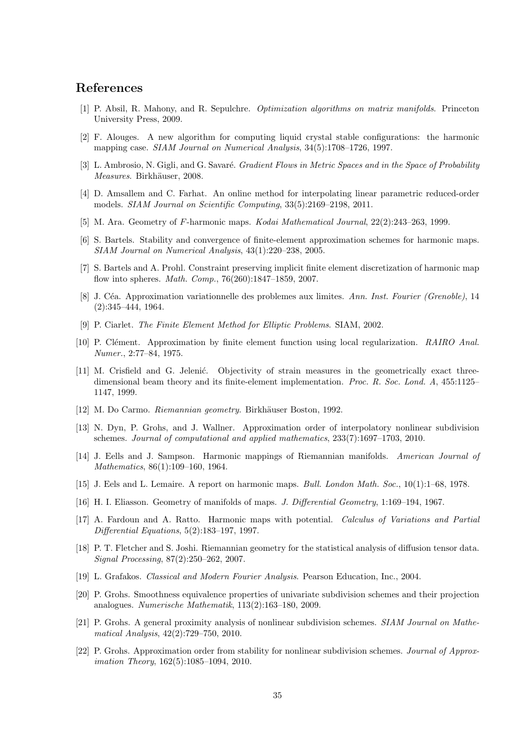## References

[1] P. Absil, R. Mahony, and R. Sepulchre. *Optimization algorithms on matrix manifolds*. Princeton University Press, 2009.

[2] F. Alouges. A new algorithm for computing liquid crystal stable configurations: the harmonic mapping case. *SIAM Journal on Numerical Analysis*, 34(5):1708–1726, 1997.

[3] L. Ambrosio, N. Gigli, and G. Savaré. *Gradient Flows in Metric Spaces and in the Space of Probability Measures*. Birkhäuser, 2008.

[4] D. Amsallem and C. Farhat. An online method for interpolating linear parametric reduced-order models. *SIAM Journal on Scientific Computing*, 33(5):2169–2198, 2011.

[5] M. Ara. Geometry of $F$-harmonic maps. *Kodai Mathematical Journal*, 22(2):243–263, 1999.

[6] S. Bartels. Stability and convergence of finite-element approximation schemes for harmonic maps. *SIAM Journal on Numerical Analysis*, 43(1):220–238, 2005.

[7] S. Bartels and A. Prohl. Constraint preserving implicit finite element discretization of harmonic map flow into spheres. *Math. Comp.*, 76(260):1847–1859, 2007.

[8] J. Céa. Approximation variationnelle des problemes aux limites. *Ann. Inst. Fourier (Grenoble)*, 14 (2):345–444, 1964.

[9] P. Ciarlet. *The Finite Element Method for Elliptic Problems*. SIAM, 2002.

[10] P. Clément. Approximation by finite element function using local regularization. *RAIRO Anal. Numer.*, 2:77–84, 1975.

[11] M. Crisfield and G. Jelenić. Objectivity of strain measures in the geometrically exact three-dimensional beam theory and its finite-element implementation. *Proc. R. Soc. Lond. A*, 455:1125–1147, 1999.

[12] M. Do Carmo. *Riemannian geometry*. Birkhäuser Boston, 1992.

[13] N. Dyn, P. Grohs, and J. Wallner. Approximation order of interpolatory nonlinear subdivision schemes. *Journal of computational and applied mathematics*, 233(7):1697–1703, 2010.

[14] J. Eells and J. Sampson. Harmonic mappings of Riemannian manifolds. *American Journal of Mathematics*, 86(1):109–160, 1964.

[15] J. Eels and L. Lemaire. A report on harmonic maps. *Bull. London Math. Soc.*, 10(1):1–68, 1978.

[16] H. I. Eliasson. Geometry of manifolds of maps. *J. Differential Geometry*, 1:169–194, 1967.

[17] A. Fardoun and A. Ratto. Harmonic maps with potential. *Calculus of Variations and Partial Differential Equations*, 5(2):183–197, 1997.

[18] P. T. Fletcher and S. Joshi. Riemannian geometry for the statistical analysis of diffusion tensor data. *Signal Processing*, 87(2):250–262, 2007.

[19] L. Grafakos. *Classical and Modern Fourier Analysis*. Pearson Education, Inc., 2004.

[20] P. Grohs. Smoothness equivalence properties of univariate subdivision schemes and their projection analogues. *Numerische Mathematik*, 113(2):163–180, 2009.

[21] P. Grohs. A general proximity analysis of nonlinear subdivision schemes. *SIAM Journal on Mathematical Analysis*, 42(2):729–750, 2010.

[22] P. Grohs. Approximation order from stability for nonlinear subdivision schemes. *Journal of Approximation Theory*, 162(5):1085–1094, 2010.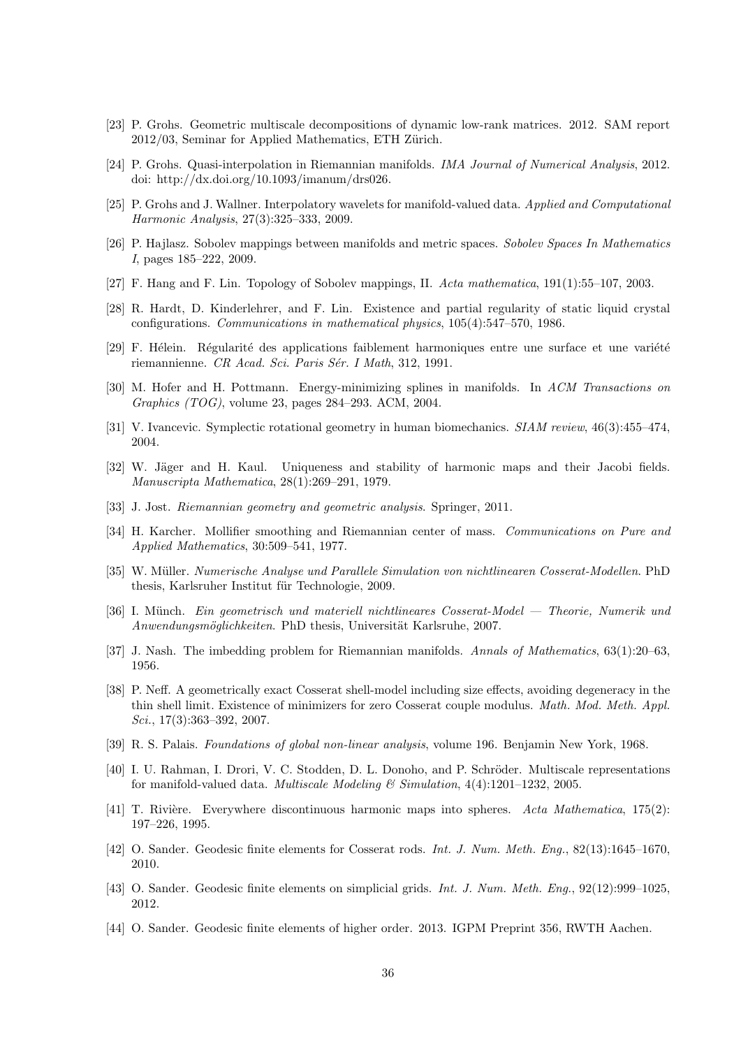[23] P. Grohs. Geometric multiscale decompositions of dynamic low-rank matrices. 2012. SAM report 2012/03, Seminar for Applied Mathematics, ETH Zürich.

[24] P. Grohs. Quasi-interpolation in Riemannian manifolds. *IMA Journal of Numerical Analysis*, 2012. doi: http://dx.doi.org/10.1093/imanum/drs026.

[25] P. Grohs and J. Wallner. Interpolatory wavelets for manifold-valued data. *Applied and Computational Harmonic Analysis*, 27(3):325–333, 2009.

[26] P. Hajlasz. Sobolev mappings between manifolds and metric spaces. *Sobolev Spaces In Mathematics I*, pages 185–222, 2009.

[27] F. Hang and F. Lin. Topology of Sobolev mappings, II. *Acta mathematica*, 191(1):55–107, 2003.

[28] R. Hardt, D. Kinderlehrer, and F. Lin. Existence and partial regularity of static liquid crystal configurations. *Communications in mathematical physics*, 105(4):547–570, 1986.

[29] F. Hélein. Régularité des applications faiblement harmoniques entre une surface et une variété riemannienne. *CR Acad. Sci. Paris Sér. I Math*, 312, 1991.

[30] M. Hofer and H. Pottmann. Energy-minimizing splines in manifolds. In *ACM Transactions on Graphics (TOG)*, volume 23, pages 284–293. ACM, 2004.

[31] V. Ivancevic. Symplectic rotational geometry in human biomechanics. *SIAM review*, 46(3):455–474, 2004.

[32] W. Jäger and H. Kaul. Uniqueness and stability of harmonic maps and their Jacobi fields. *Manuscripta Mathematica*, 28(1):269–291, 1979.

[33] J. Jost. *Riemannian geometry and geometric analysis*. Springer, 2011.

[34] H. Karcher. Mollifier smoothing and Riemannian center of mass. *Communications on Pure and Applied Mathematics*, 30:509–541, 1977.

[35] W. Müller. *Numerische Analyse und Parallele Simulation von nichtlinearen Cosserat-Modellen*. PhD thesis, Karlsruher Institut für Technologie, 2009.

[36] I. Münch. *Ein geometrisch und materiell nichtlineares Cosserat-Model — Theorie, Numerik und Anwendungsmöglichkeiten*. PhD thesis, Universität Karlsruhe, 2007.

[37] J. Nash. The imbedding problem for Riemannian manifolds. *Annals of Mathematics*, 63(1):20–63, 1956.

[38] P. Neff. A geometrically exact Cosserat shell-model including size effects, avoiding degeneracy in the thin shell limit. Existence of minimizers for zero Cosserat couple modulus. *Math. Mod. Meth. Appl. Sci.*, 17(3):363–392, 2007.

[39] R. S. Palais. *Foundations of global non-linear analysis*, volume 196. Benjamin New York, 1968.

[40] I. U. Rahman, I. Drori, V. C. Stodden, D. L. Donoho, and P. Schröder. Multiscale representations for manifold-valued data. *Multiscale Modeling & Simulation*, 4(4):1201–1232, 2005.

[41] T. Rivière. Everywhere discontinuous harmonic maps into spheres. *Acta Mathematica*, 175(2): 197–226, 1995.

[42] O. Sander. Geodesic finite elements for Cosserat rods. *Int. J. Num. Meth. Eng.*, 82(13):1645–1670, 2010.

[43] O. Sander. Geodesic finite elements on simplicial grids. *Int. J. Num. Meth. Eng.*, 92(12):999–1025, 2012.

[44] O. Sander. Geodesic finite elements of higher order. 2013. IGPM Preprint 356, RWTH Aachen.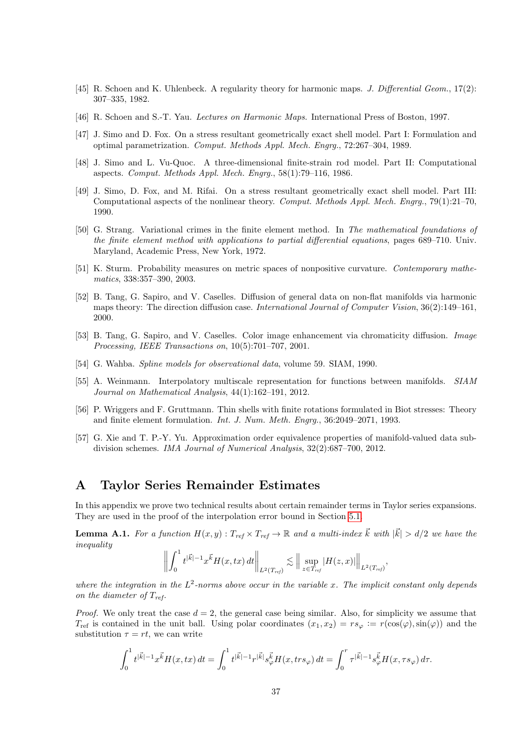[45] R. Schoen and K. Uhlenbeck. A regularity theory for harmonic maps. *J. Differential Geom.*, 17(2): 307–335, 1982.

[46] R. Schoen and S.-T. Yau. *Lectures on Harmonic Maps.* International Press of Boston, 1997.

[47] J. Simo and D. Fox. On a stress resultant geometrically exact shell model. Part I: Formulation and optimal parametrization. *Comput. Methods Appl. Mech. Engrg.*, 72:267–304, 1989.

[48] J. Simo and L. Vu-Quoc. A three-dimensional finite-strain rod model. Part II: Computational aspects. *Comput. Methods Appl. Mech. Engrg.*, 58(1):79–116, 1986.

[49] J. Simo, D. Fox, and M. Rifai. On a stress resultant geometrically exact shell model. Part III: Computational aspects of the nonlinear theory. *Comput. Methods Appl. Mech. Engrg.*, 79(1):21–70, 1990.

[50] G. Strang. Variational crimes in the finite element method. In *The mathematical foundations of the finite element method with applications to partial differential equations*, pages 689–710. Univ. Maryland, Academic Press, New York, 1972.

[51] K. Sturm. Probability measures on metric spaces of nonpositive curvature. *Contemporary mathematics*, 338:357–390, 2003.

[52] B. Tang, G. Sapiro, and V. Caselles. Diffusion of general data on non-flat manifolds via harmonic maps theory: The direction diffusion case. *International Journal of Computer Vision*, 36(2):149–161, 2000.

[53] B. Tang, G. Sapiro, and V. Caselles. Color image enhancement via chromaticity diffusion. *Image Processing, IEEE Transactions on*, 10(5):701–707, 2001.

[54] G. Wahba. *Spline models for observational data*, volume 59. SIAM, 1990.

[55] A. Weinmann. Interpolatory multiscale representation for functions between manifolds. *SIAM Journal on Mathematical Analysis*, 44(1):162–191, 2012.

[56] P. Wriggers and F. Gruttmann. Thin shells with finite rotations formulated in Biot stresses: Theory and finite element formulation. *Int. J. Num. Meth. Engrg.*, 36:2049–2071, 1993.

[57] G. Xie and T. P.-Y. Yu. Approximation order equivalence properties of manifold-valued data subdivision schemes. *IMA Journal of Numerical Analysis*, 32(2):687–700, 2012.

# A Taylor Series Remainder Estimates

In this appendix we prove two technical results about certain remainder terms in Taylor series expansions. They are used in the proof of the interpolation error bound in Section 5.1.

**Lemma A.1.** *For a function $H(x,y) : T_{ref} \times T_{ref} \to \mathbb{R}$ and a multi-index $\vec{k}$ with $|\vec{k}| > d/2$ we have the inequality*

$$\left\| \int_0^1 t^{|\vec{k}|-1} x^{\vec{k}} H(x,tx)\, dt \right\|_{L^2(T_{ref})} \lesssim \left\| \sup_{z \in T_{ref}} |H(z,x)| \right\|_{L^2(T_{ref})},$$

*where the integration in the $L^2$-norms above occur in the variable $x$. The implicit constant only depends on the diameter of $T_{ref}$.*

*Proof.* We only treat the case $d = 2$, the general case being similar. Also, for simplicity we assume that $T_{\text{ref}}$ is contained in the unit ball. Using polar coordinates $(x_1, x_2) = rs_\varphi := r(\cos(\varphi), \sin(\varphi))$ and the substitution $\tau = rt$, we can write

$$\int_0^1 t^{|\vec{k}|-1} x^{\vec{k}} H(x,tx)\, dt = \int_0^1 t^{|\vec{k}|-1} r^{|\vec{k}|} s_\varphi^{\vec{k}} H(x, trs_\varphi)\, dt = \int_0^r \tau^{|\vec{k}|-1} s_\varphi^{\vec{k}} H(x, \tau s_\varphi)\, d\tau.$$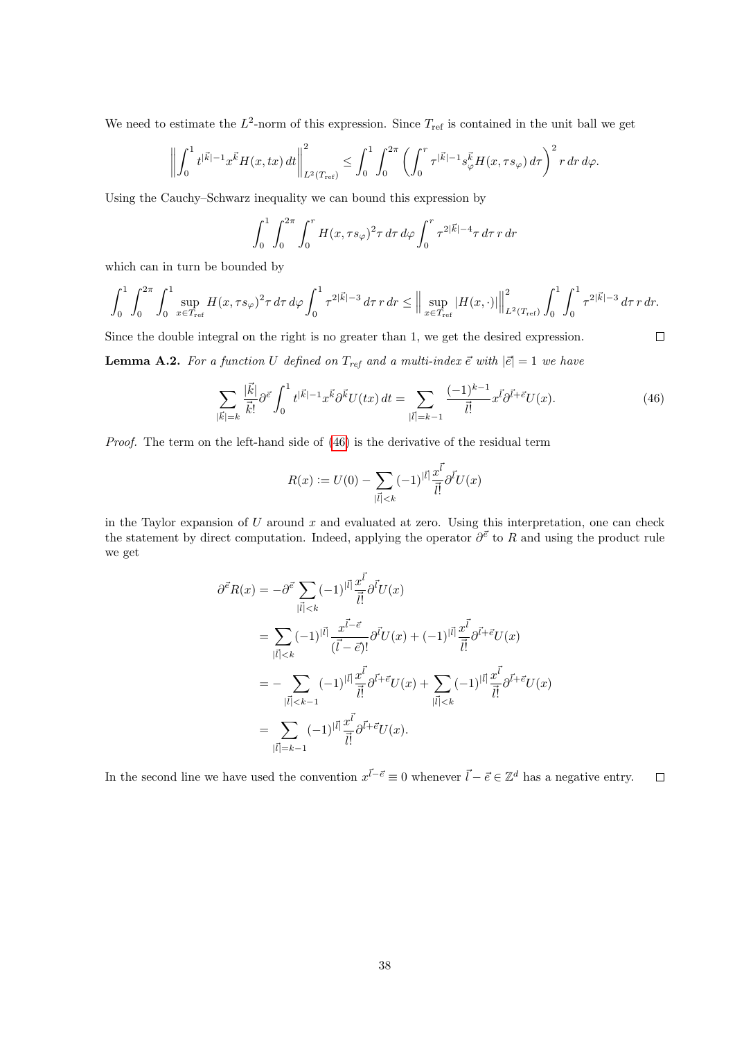We need to estimate the $L^2$-norm of this expression. Since $T_{\text{ref}}$ is contained in the unit ball we get

$$\left\| \int_0^1 t^{|\vec{k}|-1} x^{\vec{k}} H(x,tx)\, dt \right\|^2_{L^2(T_{\text{ref}})} \le \int_0^1 \int_0^{2\pi} \left( \int_0^r \tau^{|\vec{k}|-1} s_\varphi^{\vec{k}} H(x, \tau s_\varphi)\, d\tau \right)^2 r\, dr\, d\varphi.$$

Using the Cauchy–Schwarz inequality we can bound this expression by

$$\int_0^1 \int_0^{2\pi} \int_0^r H(x, \tau s_\varphi)^2 \tau\, d\tau\, d\varphi \int_0^r \tau^{2|\vec{k}|-4} \tau\, d\tau\, r\, dr$$

which can in turn be bounded by

$$\int_0^1 \int_0^{2\pi} \int_0^1 \sup_{x \in T_{\text{ref}}} H(x, \tau s_\varphi)^2 \tau\, d\tau\, d\varphi \int_0^1 \tau^{2|\vec{k}|-3}\, d\tau\, r\, dr \le \left\| \sup_{x\in T_{\text{ref}}} |H(x,\cdot)| \right\|^2_{L^2(T_{\text{ref}})} \int_0^1 \int_0^1 \tau^{2|\vec{k}|-3}\, d\tau\, r\, dr.$$

Since the double integral on the right is no greater than 1, we get the desired expression. □

**Lemma A.2.** *For a function $U$ defined on $T_{ref}$ and a multi-index $\vec{e}$ with $|\vec{e}| = 1$ we have*

$$\sum_{|\vec{k}|=k} \frac{|\vec{k}|}{\vec{k}!} \partial^{\vec{e}} \int_0^1 t^{|\vec{k}|-1} x^{\vec{k}} \partial^{\vec{k}} U(tx)\, dt = \sum_{|\vec{l}|=k-1} \frac{(-1)^{k-1}}{\vec{l}!} x^{\vec{l}} \partial^{\vec{l}+\vec{e}} U(x). \tag{46}$$

*Proof.* The term on the left-hand side of (46) is the derivative of the residual term

$$R(x) := U(0) - \sum_{|\vec{l}|<k} (-1)^{|\vec{l}|} \frac{x^{\vec{l}}}{\vec{l}!} \partial^{\vec{l}} U(x)$$

in the Taylor expansion of $U$ around $x$ and evaluated at zero. Using this interpretation, one can check the statement by direct computation. Indeed, applying the operator $\partial^{\vec{e}}$ to $R$ and using the product rule we get

$$\begin{aligned}
\partial^{\vec{e}} R(x) &= -\partial^{\vec{e}} \sum_{|\vec{l}|<k} (-1)^{|\vec{l}|} \frac{x^{\vec{l}}}{\vec{l}!} \partial^{\vec{l}} U(x) \\
&= \sum_{|\vec{l}|<k} (-1)^{|\vec{l}|} \frac{x^{\vec{l}-\vec{e}}}{(\vec{l}-\vec{e})!} \partial^{\vec{l}} U(x) + (-1)^{|\vec{l}|} \frac{x^{\vec{l}}}{\vec{l}!} \partial^{\vec{l}+\vec{e}} U(x) \\
&= -\sum_{|\vec{l}|<k-1} (-1)^{|\vec{l}|} \frac{x^{\vec{l}}}{\vec{l}!} \partial^{\vec{l}+\vec{e}} U(x) + \sum_{|\vec{l}|<k} (-1)^{|\vec{l}|} \frac{x^{\vec{l}}}{\vec{l}!} \partial^{\vec{l}+\vec{e}} U(x) \\
&= \sum_{|\vec{l}|=k-1} (-1)^{|\vec{l}|} \frac{x^{\vec{l}}}{\vec{l}!} \partial^{\vec{l}+\vec{e}} U(x).
\end{aligned}$$

In the second line we have used the convention $x^{\vec{l}-\vec{e}} \equiv 0$ whenever $\vec{l} - \vec{e} \in \mathbb{Z}^d$ has a negative entry. □